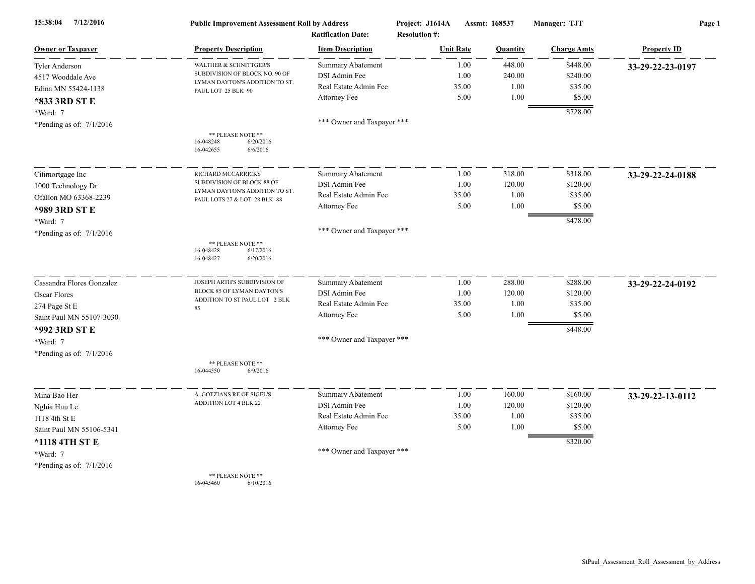**15:38:04 7/12/2016** | **Public Improvement Assessment Roll by Address** | **Project: J1614A** | **Assmt: 168537** | **Manager: TJT**

**Ratification Date:** | **Resolution #:**

| Owner or Taxpayer | Property Description | Item Description | Unit Rate | Quantity | Charge Amts | Property ID |
|---|---|---|---|---|---|---|
| Tyler Anderson<br>4517 Wooddale Ave<br>Edina MN 55424-1138<br>**\*833 3RD ST E**<br>\*Ward: 7<br>\*Pending as of: 7/1/2016 | WALTHER & SCHNITTGER'S SUBDIVISION OF BLOCK NO. 90 OF LYMAN DAYTON'S ADDITION TO ST. PAUL LOT 25 BLK 90<br>** PLEASE NOTE **<br>16-048248 6/20/2016<br>16-042655 6/6/2016 | Summary Abatement | 1.00 | 448.00 | $448.00 | **33-29-22-23-0197** |
| | | DSI Admin Fee | 1.00 | 240.00 | $240.00 | |
| | | Real Estate Admin Fee | 35.00 | 1.00 | $35.00 | |
| | | Attorney Fee | 5.00 | 1.00 | $5.00 | |
| | | | | | $728.00 | |
| | | *** Owner and Taxpayer *** | | | | |
| Citimortgage Inc<br>1000 Technology Dr<br>Ofallon MO 63368-2239<br>**\*989 3RD ST E**<br>\*Ward: 7<br>\*Pending as of: 7/1/2016 | RICHARD MCCARRICKS SUBDIVISION OF BLOCK 88 OF LYMAN DAYTON'S ADDITION TO ST. PAUL LOTS 27 & LOT 28 BLK 88<br>** PLEASE NOTE **<br>16-048428 6/17/2016<br>16-048427 6/20/2016 | Summary Abatement | 1.00 | 318.00 | $318.00 | **33-29-22-24-0188** |
| | | DSI Admin Fee | 1.00 | 120.00 | $120.00 | |
| | | Real Estate Admin Fee | 35.00 | 1.00 | $35.00 | |
| | | Attorney Fee | 5.00 | 1.00 | $5.00 | |
| | | | | | $478.00 | |
| | | *** Owner and Taxpayer *** | | | | |
| Cassandra Flores Gonzalez<br>Oscar Flores<br>274 Page St E<br>Saint Paul MN 55107-3030<br>**\*992 3RD ST E**<br>\*Ward: 7<br>\*Pending as of: 7/1/2016 | JOSEPH ARTH'S SUBDIVISION OF BLOCK 85 OF LYMAN DAYTON'S ADDITION TO ST PAUL LOT 2 BLK 85<br>** PLEASE NOTE **<br>16-044550 6/9/2016 | Summary Abatement | 1.00 | 288.00 | $288.00 | **33-29-22-24-0192** |
| | | DSI Admin Fee | 1.00 | 120.00 | $120.00 | |
| | | Real Estate Admin Fee | 35.00 | 1.00 | $35.00 | |
| | | Attorney Fee | 5.00 | 1.00 | $5.00 | |
| | | | | | $448.00 | |
| | | *** Owner and Taxpayer *** | | | | |
| Mina Bao Her<br>Nghia Huu Le<br>1118 4th St E<br>Saint Paul MN 55106-5341<br>**\*1118 4TH ST E**<br>\*Ward: 7<br>\*Pending as of: 7/1/2016 | A. GOTZIANS RE OF SIGEL'S ADDITION LOT 4 BLK 22<br>** PLEASE NOTE **<br>16-045460 6/10/2016 | Summary Abatement | 1.00 | 160.00 | $160.00 | **33-29-22-13-0112** |
| | | DSI Admin Fee | 1.00 | 120.00 | $120.00 | |
| | | Real Estate Admin Fee | 35.00 | 1.00 | $35.00 | |
| | | Attorney Fee | 5.00 | 1.00 | $5.00 | |
| | | | | | $320.00 | |
| | | *** Owner and Taxpayer *** | | | | |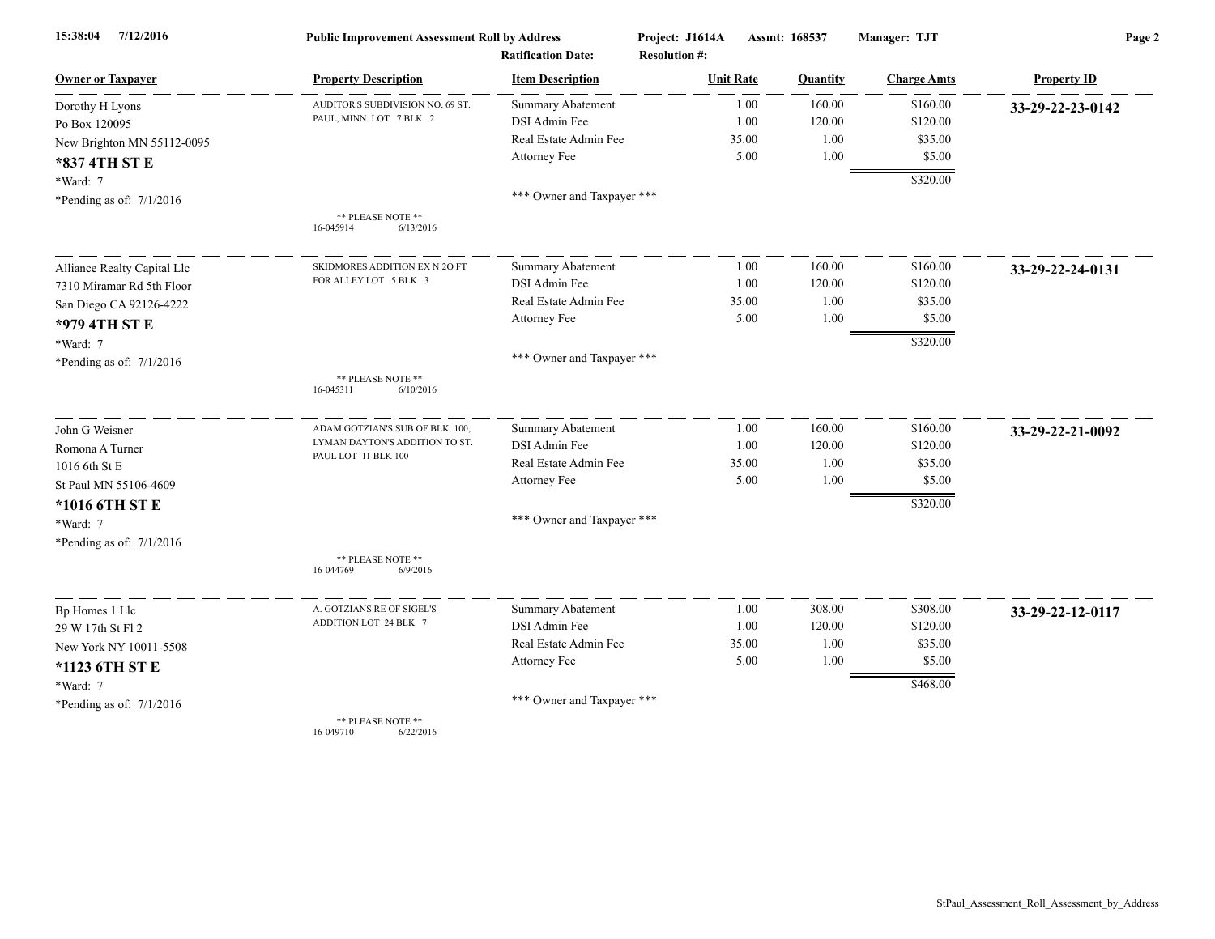**Public Improvement Assessment Roll by Address** — Project: J1614A — Assmt: 168537 — Manager: TJT

Ratification Date: — Resolution #:

| Owner or Taxpayer | Property Description | Item Description | Unit Rate | Quantity | Charge Amts | Property ID |
|---|---|---|---|---|---|---|
| Dorothy H Lyons<br>Po Box 120095<br>New Brighton MN 55112-0095<br>**\*837 4TH ST E**<br>\*Ward: 7<br>\*Pending as of: 7/1/2016 | AUDITOR'S SUBDIVISION NO. 69 ST. PAUL, MINN. LOT 7 BLK 2<br>** PLEASE NOTE **<br>16-045914 6/13/2016 | Summary Abatement<br>DSI Admin Fee<br>Real Estate Admin Fee<br>Attorney Fee<br>*** Owner and Taxpayer *** | 1.00<br>1.00<br>35.00<br>5.00 | 160.00<br>120.00<br>1.00<br>1.00 | $160.00<br>$120.00<br>$35.00<br>$5.00<br>$320.00 | **33-29-22-23-0142** |
| Alliance Realty Capital Llc<br>7310 Miramar Rd 5th Floor<br>San Diego CA 92126-4222<br>**\*979 4TH ST E**<br>\*Ward: 7<br>\*Pending as of: 7/1/2016 | SKIDMORES ADDITION EX N 2O FT FOR ALLEY LOT 5 BLK 3<br>** PLEASE NOTE **<br>16-045311 6/10/2016 | Summary Abatement<br>DSI Admin Fee<br>Real Estate Admin Fee<br>Attorney Fee<br>*** Owner and Taxpayer *** | 1.00<br>1.00<br>35.00<br>5.00 | 160.00<br>120.00<br>1.00<br>1.00 | $160.00<br>$120.00<br>$35.00<br>$5.00<br>$320.00 | **33-29-22-24-0131** |
| John G Weisner<br>Romona A Turner<br>1016 6th St E<br>St Paul MN 55106-4609<br>**\*1016 6TH ST E**<br>\*Ward: 7<br>\*Pending as of: 7/1/2016 | ADAM GOTZIAN'S SUB OF BLK. 100, LYMAN DAYTON'S ADDITION TO ST. PAUL LOT 11 BLK 100<br>** PLEASE NOTE **<br>16-044769 6/9/2016 | Summary Abatement<br>DSI Admin Fee<br>Real Estate Admin Fee<br>Attorney Fee<br>*** Owner and Taxpayer *** | 1.00<br>1.00<br>35.00<br>5.00 | 160.00<br>120.00<br>1.00<br>1.00 | $160.00<br>$120.00<br>$35.00<br>$5.00<br>$320.00 | **33-29-22-21-0092** |
| Bp Homes 1 Llc<br>29 W 17th St Fl 2<br>New York NY 10011-5508<br>**\*1123 6TH ST E**<br>\*Ward: 7<br>\*Pending as of: 7/1/2016 | A. GOTZIANS RE OF SIGEL'S ADDITION LOT 24 BLK 7<br>** PLEASE NOTE **<br>16-049710 6/22/2016 | Summary Abatement<br>DSI Admin Fee<br>Real Estate Admin Fee<br>Attorney Fee<br>*** Owner and Taxpayer *** | 1.00<br>1.00<br>35.00<br>5.00 | 308.00<br>120.00<br>1.00<br>1.00 | $308.00<br>$120.00<br>$35.00<br>$5.00<br>$468.00 | **33-29-22-12-0117** |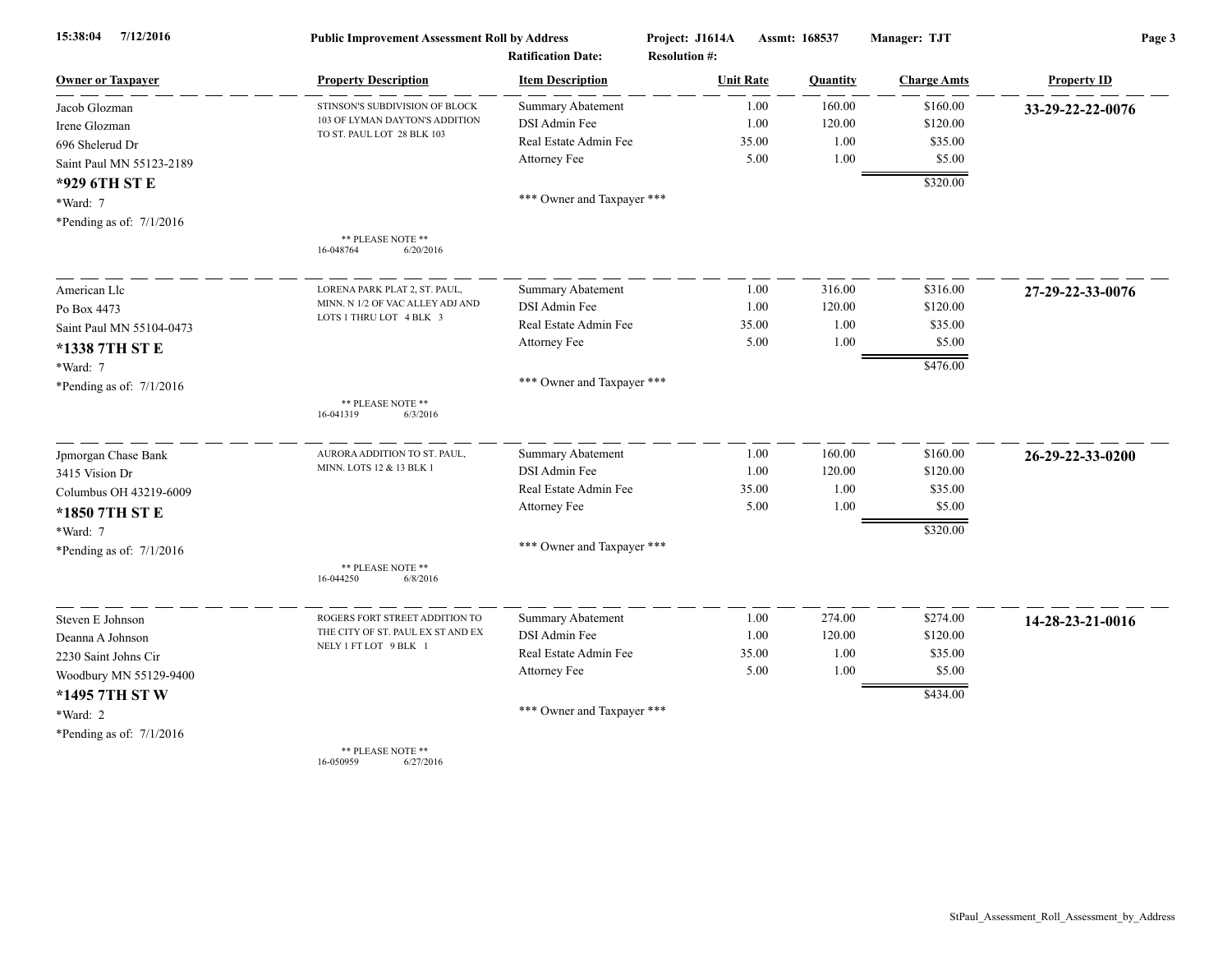Public Improvement Assessment Roll by Address — Project: J1614A — Assmt: 168537 — Manager: TJT

Ratification Date: — Resolution #:

| Owner or Taxpayer | Property Description | Item Description | Unit Rate | Quantity | Charge Amts | Property ID |
|---|---|---|---|---|---|---|
| Jacob Glozman<br>Irene Glozman<br>696 Shelerud Dr<br>Saint Paul MN 55123-2189<br>**\*929 6TH ST E**<br>\*Ward: 7<br>\*Pending as of: 7/1/2016 | STINSON'S SUBDIVISION OF BLOCK 103 OF LYMAN DAYTON'S ADDITION TO ST. PAUL LOT 28 BLK 103<br>\*\* PLEASE NOTE \*\*<br>16-048764 6/20/2016 | Summary Abatement | 1.00 | 160.00 | $160.00 | **33-29-22-22-0076** |
| | | DSI Admin Fee | 1.00 | 120.00 | $120.00 | |
| | | Real Estate Admin Fee | 35.00 | 1.00 | $35.00 | |
| | | Attorney Fee | 5.00 | 1.00 | $5.00 | |
| | | | | | $320.00 | |
| | | \*\*\* Owner and Taxpayer \*\*\* | | | | |
| American Llc<br>Po Box 4473<br>Saint Paul MN 55104-0473<br>**\*1338 7TH ST E**<br>\*Ward: 7<br>\*Pending as of: 7/1/2016 | LORENA PARK PLAT 2, ST. PAUL, MINN. N 1/2 OF VAC ALLEY ADJ AND LOTS 1 THRU LOT 4 BLK 3<br>\*\* PLEASE NOTE \*\*<br>16-041319 6/3/2016 | Summary Abatement | 1.00 | 316.00 | $316.00 | **27-29-22-33-0076** |
| | | DSI Admin Fee | 1.00 | 120.00 | $120.00 | |
| | | Real Estate Admin Fee | 35.00 | 1.00 | $35.00 | |
| | | Attorney Fee | 5.00 | 1.00 | $5.00 | |
| | | | | | $476.00 | |
| | | \*\*\* Owner and Taxpayer \*\*\* | | | | |
| Jpmorgan Chase Bank<br>3415 Vision Dr<br>Columbus OH 43219-6009<br>**\*1850 7TH ST E**<br>\*Ward: 7<br>\*Pending as of: 7/1/2016 | AURORA ADDITION TO ST. PAUL, MINN. LOTS 12 & 13 BLK 1<br>\*\* PLEASE NOTE \*\*<br>16-044250 6/8/2016 | Summary Abatement | 1.00 | 160.00 | $160.00 | **26-29-22-33-0200** |
| | | DSI Admin Fee | 1.00 | 120.00 | $120.00 | |
| | | Real Estate Admin Fee | 35.00 | 1.00 | $35.00 | |
| | | Attorney Fee | 5.00 | 1.00 | $5.00 | |
| | | | | | $320.00 | |
| | | \*\*\* Owner and Taxpayer \*\*\* | | | | |
| Steven E Johnson<br>Deanna A Johnson<br>2230 Saint Johns Cir<br>Woodbury MN 55129-9400<br>**\*1495 7TH ST W**<br>\*Ward: 2<br>\*Pending as of: 7/1/2016 | ROGERS FORT STREET ADDITION TO THE CITY OF ST. PAUL EX ST AND EX NELY 1 FT LOT 9 BLK 1<br>\*\* PLEASE NOTE \*\*<br>16-050959 6/27/2016 | Summary Abatement | 1.00 | 274.00 | $274.00 | **14-28-23-21-0016** |
| | | DSI Admin Fee | 1.00 | 120.00 | $120.00 | |
| | | Real Estate Admin Fee | 35.00 | 1.00 | $35.00 | |
| | | Attorney Fee | 5.00 | 1.00 | $5.00 | |
| | | | | | $434.00 | |
| | | \*\*\* Owner and Taxpayer \*\*\* | | | | |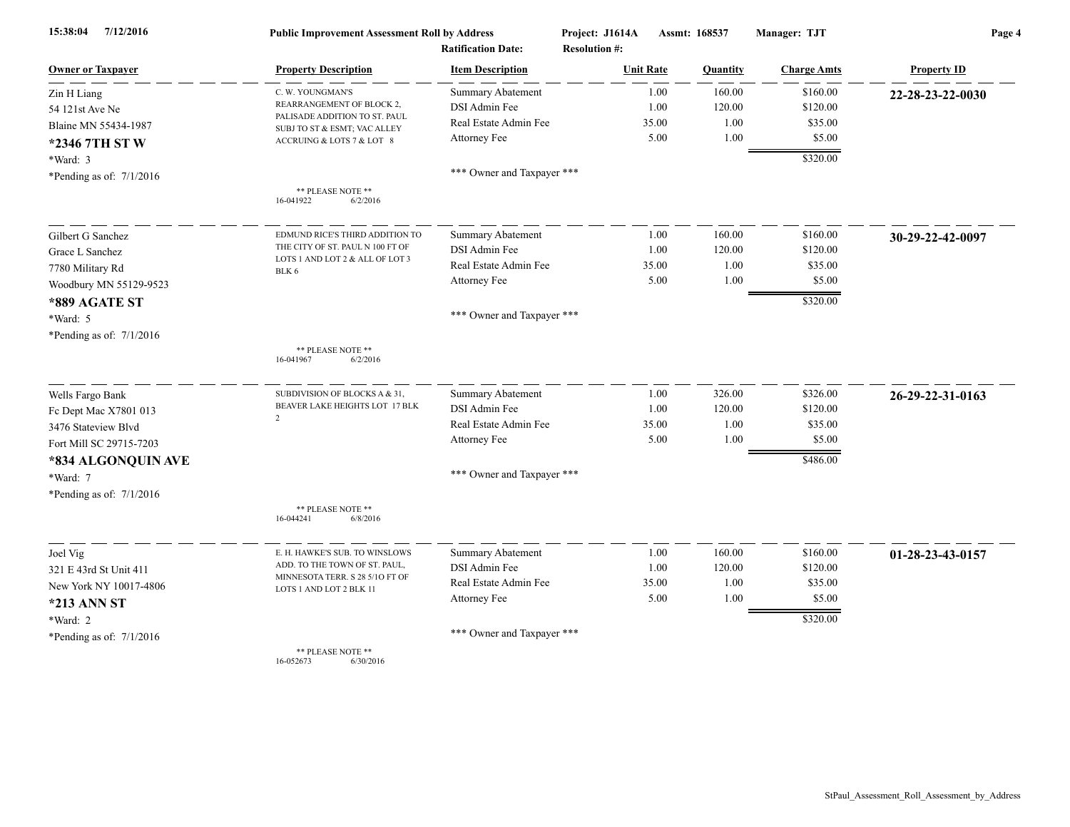**15:38:04 7/12/2016** **Public Improvement Assessment Roll by Address** **Project: J1614A** **Assmt: 168537** **Manager: TJT**

**Ratification Date:** **Resolution #:**

| Owner or Taxpayer | Property Description | Item Description | Unit Rate | Quantity | Charge Amts | Property ID |
|---|---|---|---|---|---|---|
| Zin H Liang<br>54 121st Ave Ne<br>Blaine MN 55434-1987<br>**\*2346 7TH ST W**<br>\*Ward: 3<br>\*Pending as of: 7/1/2016 | C. W. YOUNGMAN'S REARRANGEMENT OF BLOCK 2, PALISADE ADDITION TO ST. PAUL SUBJ TO ST & ESMT; VAC ALLEY ACCRUING & LOTS 7 & LOT 8<br><br>\*\* PLEASE NOTE \*\*<br>16-041922 6/2/2016 | Summary Abatement<br>DSI Admin Fee<br>Real Estate Admin Fee<br>Attorney Fee<br><br>\*\*\* Owner and Taxpayer \*\*\* | 1.00<br>1.00<br>35.00<br>5.00 | 160.00<br>120.00<br>1.00<br>1.00 | $160.00<br>$120.00<br>$35.00<br>$5.00<br>$320.00 | **22-28-23-22-0030** |
| Gilbert G Sanchez<br>Grace L Sanchez<br>7780 Military Rd<br>Woodbury MN 55129-9523<br>**\*889 AGATE ST**<br>\*Ward: 5<br>\*Pending as of: 7/1/2016 | EDMUND RICE'S THIRD ADDITION TO THE CITY OF ST. PAUL N 100 FT OF LOTS 1 AND LOT 2 & ALL OF LOT 3 BLK 6<br><br>\*\* PLEASE NOTE \*\*<br>16-041967 6/2/2016 | Summary Abatement<br>DSI Admin Fee<br>Real Estate Admin Fee<br>Attorney Fee<br><br>\*\*\* Owner and Taxpayer \*\*\* | 1.00<br>1.00<br>35.00<br>5.00 | 160.00<br>120.00<br>1.00<br>1.00 | $160.00<br>$120.00<br>$35.00<br>$5.00<br>$320.00 | **30-29-22-42-0097** |
| Wells Fargo Bank<br>Fc Dept Mac X7801 013<br>3476 Stateview Blvd<br>Fort Mill SC 29715-7203<br>**\*834 ALGONQUIN AVE**<br>\*Ward: 7<br>\*Pending as of: 7/1/2016 | SUBDIVISION OF BLOCKS A & 31, BEAVER LAKE HEIGHTS LOT 17 BLK 2<br><br>\*\* PLEASE NOTE \*\*<br>16-044241 6/8/2016 | Summary Abatement<br>DSI Admin Fee<br>Real Estate Admin Fee<br>Attorney Fee<br><br>\*\*\* Owner and Taxpayer \*\*\* | 1.00<br>1.00<br>35.00<br>5.00 | 326.00<br>120.00<br>1.00<br>1.00 | $326.00<br>$120.00<br>$35.00<br>$5.00<br>$486.00 | **26-29-22-31-0163** |
| Joel Vig<br>321 E 43rd St Unit 411<br>New York NY 10017-4806<br>**\*213 ANN ST**<br>\*Ward: 2<br>\*Pending as of: 7/1/2016 | E. H. HAWKE'S SUB. TO WINSLOWS ADD. TO THE TOWN OF ST. PAUL, MINNESOTA TERR. S 28 5/1O FT OF LOTS 1 AND LOT 2 BLK 11<br><br>\*\* PLEASE NOTE \*\*<br>16-052673 6/30/2016 | Summary Abatement<br>DSI Admin Fee<br>Real Estate Admin Fee<br>Attorney Fee<br><br>\*\*\* Owner and Taxpayer \*\*\* | 1.00<br>1.00<br>35.00<br>5.00 | 160.00<br>120.00<br>1.00<br>1.00 | $160.00<br>$120.00<br>$35.00<br>$5.00<br>$320.00 | **01-28-23-43-0157** |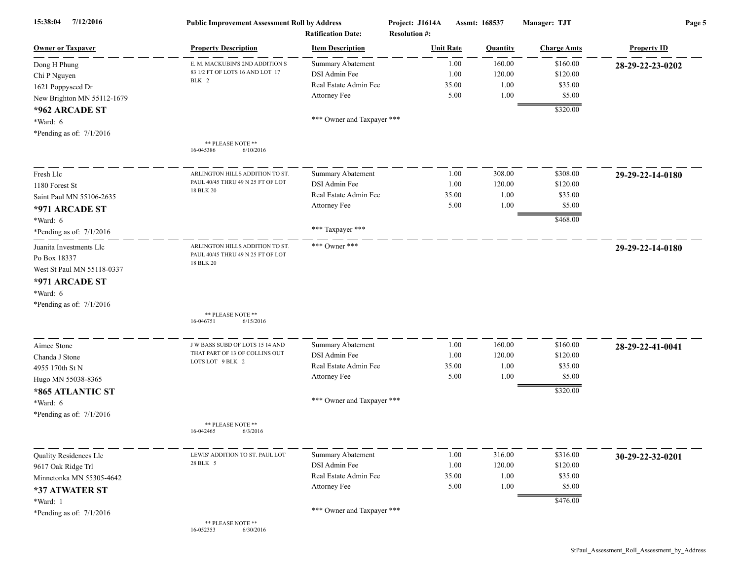**Public Improvement Assessment Roll by Address** — Project: J1614A — Assmt: 168537 — Manager: TJT

Ratification Date: — Resolution #:

15:38:04 7/12/2016

| Owner or Taxpayer | Property Description | Item Description | Unit Rate | Quantity | Charge Amts | Property ID |
|---|---|---|---|---|---|---|
| Dong H Phung<br>Chi P Nguyen<br>1621 Poppyseed Dr<br>New Brighton MN 55112-1679<br>**\*962 ARCADE ST**<br>\*Ward: 6<br>\*Pending as of: 7/1/2016 | E. M. MACKUBIN'S 2ND ADDITION S 83 1/2 FT OF LOTS 16 AND LOT 17 BLK 2<br><br>\*\* PLEASE NOTE \*\*<br>16-045386 6/10/2016 | Summary Abatement<br>DSI Admin Fee<br>Real Estate Admin Fee<br>Attorney Fee<br><br>\*\*\* Owner and Taxpayer \*\*\* | 1.00<br>1.00<br>35.00<br>5.00 | 160.00<br>120.00<br>1.00<br>1.00 | $160.00<br>$120.00<br>$35.00<br>$5.00<br>$320.00 | **28-29-22-23-0202** |
| Fresh Llc<br>1180 Forest St<br>Saint Paul MN 55106-2635<br>**\*971 ARCADE ST**<br>\*Ward: 6<br>\*Pending as of: 7/1/2016 | ARLINGTON HILLS ADDITION TO ST. PAUL 40/45 THRU 49 N 25 FT OF LOT 18 BLK 20 | Summary Abatement<br>DSI Admin Fee<br>Real Estate Admin Fee<br>Attorney Fee<br><br>\*\*\* Taxpayer \*\*\* | 1.00<br>1.00<br>35.00<br>5.00 | 308.00<br>120.00<br>1.00<br>1.00 | $308.00<br>$120.00<br>$35.00<br>$5.00<br>$468.00 | **29-29-22-14-0180** |
| Juanita Investments Llc<br>Po Box 18337<br>West St Paul MN 55118-0337<br>**\*971 ARCADE ST**<br>\*Ward: 6<br>\*Pending as of: 7/1/2016 | ARLINGTON HILLS ADDITION TO ST. PAUL 40/45 THRU 49 N 25 FT OF LOT 18 BLK 20<br><br>\*\* PLEASE NOTE \*\*<br>16-046751 6/15/2016 | \*\*\* Owner \*\*\* | | | | **29-29-22-14-0180** |
| Aimee Stone<br>Chanda J Stone<br>4955 170th St N<br>Hugo MN 55038-8365<br>**\*865 ATLANTIC ST**<br>\*Ward: 6<br>\*Pending as of: 7/1/2016 | J W BASS SUBD OF LOTS 15 14 AND THAT PART OF 13 OF COLLINS OUT LOTS LOT 9 BLK 2<br><br>\*\* PLEASE NOTE \*\*<br>16-042465 6/3/2016 | Summary Abatement<br>DSI Admin Fee<br>Real Estate Admin Fee<br>Attorney Fee<br><br>\*\*\* Owner and Taxpayer \*\*\* | 1.00<br>1.00<br>35.00<br>5.00 | 160.00<br>120.00<br>1.00<br>1.00 | $160.00<br>$120.00<br>$35.00<br>$5.00<br>$320.00 | **28-29-22-41-0041** |
| Quality Residences Llc<br>9617 Oak Ridge Trl<br>Minnetonka MN 55305-4642<br>**\*37 ATWATER ST**<br>\*Ward: 1<br>\*Pending as of: 7/1/2016 | LEWIS' ADDITION TO ST. PAUL LOT 28 BLK 5<br><br>\*\* PLEASE NOTE \*\*<br>16-052353 6/30/2016 | Summary Abatement<br>DSI Admin Fee<br>Real Estate Admin Fee<br>Attorney Fee<br><br>\*\*\* Owner and Taxpayer \*\*\* | 1.00<br>1.00<br>35.00<br>5.00 | 316.00<br>120.00<br>1.00<br>1.00 | $316.00<br>$120.00<br>$35.00<br>$5.00<br>$476.00 | **30-29-22-32-0201** |

StPaul_Assessment_Roll_Assessment_by_Address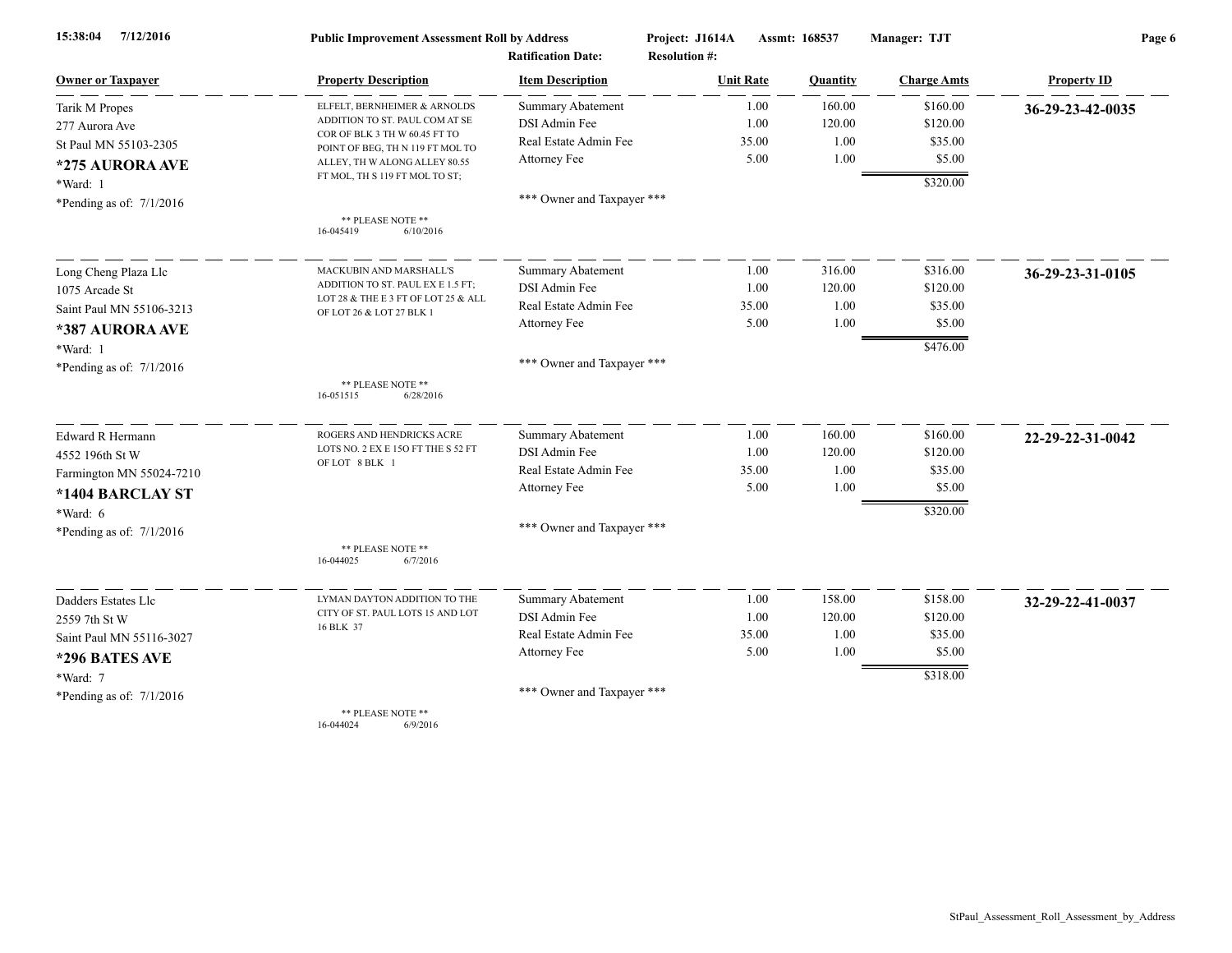**Public Improvement Assessment Roll by Address**
**Project: J1614A** **Assmt: 168537** **Manager: TJT**
**Ratification Date:** **Resolution #:**

| Owner or Taxpayer | Property Description | Item Description | Unit Rate | Quantity | Charge Amts | Property ID |
|---|---|---|---|---|---|---|
| Tarik M Propes<br>277 Aurora Ave<br>St Paul MN 55103-2305<br>**\*275 AURORA AVE**<br>\*Ward: 1<br>\*Pending as of: 7/1/2016 | ELFELT, BERNHEIMER & ARNOLDS ADDITION TO ST. PAUL COM AT SE COR OF BLK 3 TH W 60.45 FT TO POINT OF BEG, TH N 119 FT MOL TO ALLEY, TH W ALONG ALLEY 80.55 FT MOL, TH S 119 FT MOL TO ST;<br>\*\* PLEASE NOTE \*\*<br>16-045419 6/10/2016 | Summary Abatement<br>DSI Admin Fee<br>Real Estate Admin Fee<br>Attorney Fee<br>\*\*\* Owner and Taxpayer \*\*\* | 1.00<br>1.00<br>35.00<br>5.00 | 160.00<br>120.00<br>1.00<br>1.00 | $160.00<br>$120.00<br>$35.00<br>$5.00<br>$320.00 | **36-29-23-42-0035** |
| Long Cheng Plaza Llc<br>1075 Arcade St<br>Saint Paul MN 55106-3213<br>**\*387 AURORA AVE**<br>\*Ward: 1<br>\*Pending as of: 7/1/2016 | MACKUBIN AND MARSHALL'S ADDITION TO ST. PAUL EX E 1.5 FT; LOT 28 & THE E 3 FT OF LOT 25 & ALL OF LOT 26 & LOT 27 BLK 1<br>\*\* PLEASE NOTE \*\*<br>16-051515 6/28/2016 | Summary Abatement<br>DSI Admin Fee<br>Real Estate Admin Fee<br>Attorney Fee<br>\*\*\* Owner and Taxpayer \*\*\* | 1.00<br>1.00<br>35.00<br>5.00 | 316.00<br>120.00<br>1.00<br>1.00 | $316.00<br>$120.00<br>$35.00<br>$5.00<br>$476.00 | **36-29-23-31-0105** |
| Edward R Hermann<br>4552 196th St W<br>Farmington MN 55024-7210<br>**\*1404 BARCLAY ST**<br>\*Ward: 6<br>\*Pending as of: 7/1/2016 | ROGERS AND HENDRICKS ACRE LOTS NO. 2 EX E 15O FT THE S 52 FT OF LOT 8 BLK 1<br>\*\* PLEASE NOTE \*\*<br>16-044025 6/7/2016 | Summary Abatement<br>DSI Admin Fee<br>Real Estate Admin Fee<br>Attorney Fee<br>\*\*\* Owner and Taxpayer \*\*\* | 1.00<br>1.00<br>35.00<br>5.00 | 160.00<br>120.00<br>1.00<br>1.00 | $160.00<br>$120.00<br>$35.00<br>$5.00<br>$320.00 | **22-29-22-31-0042** |
| Dadders Estates Llc<br>2559 7th St W<br>Saint Paul MN 55116-3027<br>**\*296 BATES AVE**<br>\*Ward: 7<br>\*Pending as of: 7/1/2016 | LYMAN DAYTON ADDITION TO THE CITY OF ST. PAUL LOTS 15 AND LOT 16 BLK 37<br>\*\* PLEASE NOTE \*\*<br>16-044024 6/9/2016 | Summary Abatement<br>DSI Admin Fee<br>Real Estate Admin Fee<br>Attorney Fee<br>\*\*\* Owner and Taxpayer \*\*\* | 1.00<br>1.00<br>35.00<br>5.00 | 158.00<br>120.00<br>1.00<br>1.00 | $158.00<br>$120.00<br>$35.00<br>$5.00<br>$318.00 | **32-29-22-41-0037** |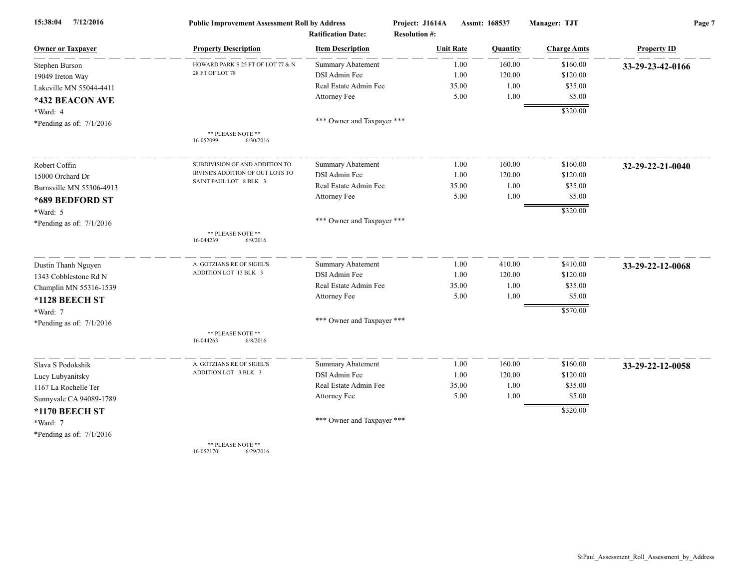**Public Improvement Assessment Roll by Address**

**Project: J1614A** **Assmt: 168537** **Manager: TJT**

**Ratification Date:** **Resolution #:**

15:38:04 7/12/2016

| Owner or Taxpayer | Property Description | Item Description | Unit Rate | Quantity | Charge Amts | Property ID |
|---|---|---|---|---|---|---|
| Stephen Burson<br>19049 Ireton Way<br>Lakeville MN 55044-4411<br>**\*432 BEACON AVE**<br>\*Ward: 4<br>\*Pending as of: 7/1/2016 | HOWARD PARK S 25 FT OF LOT 77 & N 28 FT OF LOT 78<br>** PLEASE NOTE **<br>16-052099 6/30/2016 | Summary Abatement<br>DSI Admin Fee<br>Real Estate Admin Fee<br>Attorney Fee<br>*** Owner and Taxpayer *** | 1.00<br>1.00<br>35.00<br>5.00 | 160.00<br>120.00<br>1.00<br>1.00 | $160.00<br>$120.00<br>$35.00<br>$5.00<br>$320.00 | **33-29-23-42-0166** |
| Robert Coffin<br>15000 Orchard Dr<br>Burnsville MN 55306-4913<br>**\*689 BEDFORD ST**<br>\*Ward: 5<br>\*Pending as of: 7/1/2016 | SUBDIVISION OF AND ADDITION TO IRVINE'S ADDITION OF OUT LOTS TO SAINT PAUL LOT 8 BLK 3<br>** PLEASE NOTE **<br>16-044239 6/9/2016 | Summary Abatement<br>DSI Admin Fee<br>Real Estate Admin Fee<br>Attorney Fee<br>*** Owner and Taxpayer *** | 1.00<br>1.00<br>35.00<br>5.00 | 160.00<br>120.00<br>1.00<br>1.00 | $160.00<br>$120.00<br>$35.00<br>$5.00<br>$320.00 | **32-29-22-21-0040** |
| Dustin Thanh Nguyen<br>1343 Cobblestone Rd N<br>Champlin MN 55316-1539<br>**\*1128 BEECH ST**<br>\*Ward: 7<br>\*Pending as of: 7/1/2016 | A. GOTZIANS RE OF SIGEL'S ADDITION LOT 13 BLK 3<br>** PLEASE NOTE **<br>16-044263 6/8/2016 | Summary Abatement<br>DSI Admin Fee<br>Real Estate Admin Fee<br>Attorney Fee<br>*** Owner and Taxpayer *** | 1.00<br>1.00<br>35.00<br>5.00 | 410.00<br>120.00<br>1.00<br>1.00 | $410.00<br>$120.00<br>$35.00<br>$5.00<br>$570.00 | **33-29-22-12-0068** |
| Slava S Podokshik<br>Lucy Lubyanitsky<br>1167 La Rochelle Ter<br>Sunnyvale CA 94089-1789<br>**\*1170 BEECH ST**<br>\*Ward: 7<br>\*Pending as of: 7/1/2016 | A. GOTZIANS RE OF SIGEL'S ADDITION LOT 3 BLK 3<br>** PLEASE NOTE **<br>16-052170 6/29/2016 | Summary Abatement<br>DSI Admin Fee<br>Real Estate Admin Fee<br>Attorney Fee<br>*** Owner and Taxpayer *** | 1.00<br>1.00<br>35.00<br>5.00 | 160.00<br>120.00<br>1.00<br>1.00 | $160.00<br>$120.00<br>$35.00<br>$5.00<br>$320.00 | **33-29-22-12-0058** |

StPaul_Assessment_Roll_Assessment_by_Address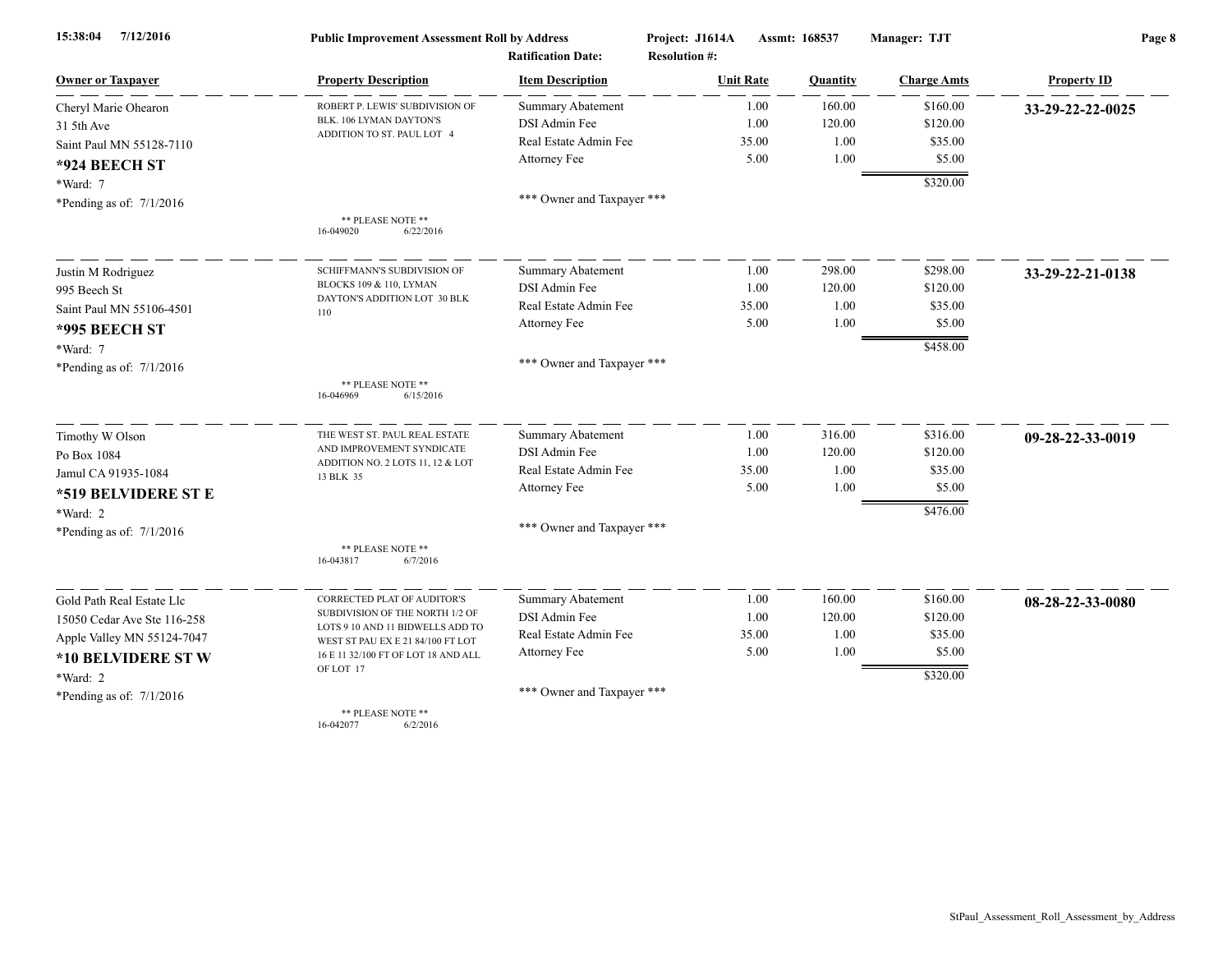**15:38:04 7/12/2016** | **Public Improvement Assessment Roll by Address** | **Project: J1614A** | **Assmt: 168537** | **Manager: TJT**

**Ratification Date:** | **Resolution #:**

| Owner or Taxpayer | Property Description | Item Description | Unit Rate | Quantity | Charge Amts | Property ID |
|---|---|---|---|---|---|---|
| Cheryl Marie Ohearon<br>31 5th Ave<br>Saint Paul MN 55128-7110<br>**\*924 BEECH ST**<br>\*Ward: 7<br>\*Pending as of: 7/1/2016 | ROBERT P. LEWIS' SUBDIVISION OF BLK. 106 LYMAN DAYTON'S ADDITION TO ST. PAUL LOT 4<br>** PLEASE NOTE **<br>16-049020 6/22/2016 | Summary Abatement<br>DSI Admin Fee<br>Real Estate Admin Fee<br>Attorney Fee<br>*** Owner and Taxpayer *** | 1.00<br>1.00<br>35.00<br>5.00 | 160.00<br>120.00<br>1.00<br>1.00 | $160.00<br>$120.00<br>$35.00<br>$5.00<br>$320.00 | **33-29-22-22-0025** |
| Justin M Rodriguez<br>995 Beech St<br>Saint Paul MN 55106-4501<br>**\*995 BEECH ST**<br>\*Ward: 7<br>\*Pending as of: 7/1/2016 | SCHIFFMANN'S SUBDIVISION OF BLOCKS 109 & 110, LYMAN DAYTON'S ADDITION LOT 30 BLK 110<br>** PLEASE NOTE **<br>16-046969 6/15/2016 | Summary Abatement<br>DSI Admin Fee<br>Real Estate Admin Fee<br>Attorney Fee<br>*** Owner and Taxpayer *** | 1.00<br>1.00<br>35.00<br>5.00 | 298.00<br>120.00<br>1.00<br>1.00 | $298.00<br>$120.00<br>$35.00<br>$5.00<br>$458.00 | **33-29-22-21-0138** |
| Timothy W Olson<br>Po Box 1084<br>Jamul CA 91935-1084<br>**\*519 BELVIDERE ST E**<br>\*Ward: 2<br>\*Pending as of: 7/1/2016 | THE WEST ST. PAUL REAL ESTATE AND IMPROVEMENT SYNDICATE ADDITION NO. 2 LOTS 11, 12 & LOT 13 BLK 35<br>** PLEASE NOTE **<br>16-043817 6/7/2016 | Summary Abatement<br>DSI Admin Fee<br>Real Estate Admin Fee<br>Attorney Fee<br>*** Owner and Taxpayer *** | 1.00<br>1.00<br>35.00<br>5.00 | 316.00<br>120.00<br>1.00<br>1.00 | $316.00<br>$120.00<br>$35.00<br>$5.00<br>$476.00 | **09-28-22-33-0019** |
| Gold Path Real Estate Llc<br>15050 Cedar Ave Ste 116-258<br>Apple Valley MN 55124-7047<br>**\*10 BELVIDERE ST W**<br>\*Ward: 2<br>\*Pending as of: 7/1/2016 | CORRECTED PLAT OF AUDITOR'S SUBDIVISION OF THE NORTH 1/2 OF LOTS 9 10 AND 11 BIDWELLS ADD TO WEST ST PAU EX E 21 84/100 FT LOT 16 E 11 32/100 FT OF LOT 18 AND ALL OF LOT 17<br>** PLEASE NOTE **<br>16-042077 6/2/2016 | Summary Abatement<br>DSI Admin Fee<br>Real Estate Admin Fee<br>Attorney Fee<br>*** Owner and Taxpayer *** | 1.00<br>1.00<br>35.00<br>5.00 | 160.00<br>120.00<br>1.00<br>1.00 | $160.00<br>$120.00<br>$35.00<br>$5.00<br>$320.00 | **08-28-22-33-0080** |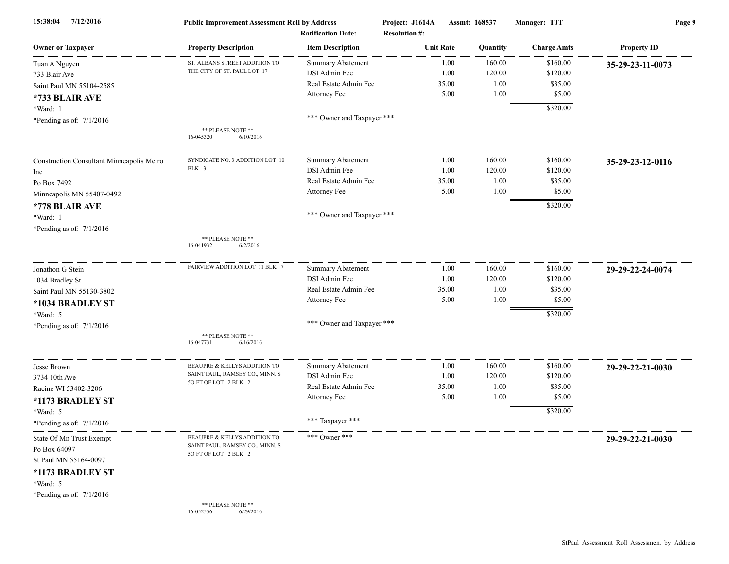| Owner or Taxpayer | Property Description | Item Description | Unit Rate | Quantity | Charge Amts | Property ID |
|---|---|---|---|---|---|---|
| Tuan A Nguyen<br>733 Blair Ave<br>Saint Paul MN 55104-2585<br>**\*733 BLAIR AVE**<br>\*Ward: 1<br>\*Pending as of: 7/1/2016 | ST. ALBANS STREET ADDITION TO THE CITY OF ST. PAUL LOT 17<br><br>** PLEASE NOTE **<br>16-045320 6/10/2016 | Summary Abatement<br>DSI Admin Fee<br>Real Estate Admin Fee<br>Attorney Fee<br><br>*** Owner and Taxpayer *** | 1.00<br>1.00<br>35.00<br>5.00 | 160.00<br>120.00<br>1.00<br>1.00 | $160.00<br>$120.00<br>$35.00<br>$5.00<br>$320.00 | **35-29-23-11-0073** |
| Construction Consultant Minneapolis Metro Inc<br>Po Box 7492<br>Minneapolis MN 55407-0492<br>**\*778 BLAIR AVE**<br>\*Ward: 1<br>\*Pending as of: 7/1/2016 | SYNDICATE NO. 3 ADDITION LOT 10 BLK 3<br><br>** PLEASE NOTE **<br>16-041932 6/2/2016 | Summary Abatement<br>DSI Admin Fee<br>Real Estate Admin Fee<br>Attorney Fee<br><br>*** Owner and Taxpayer *** | 1.00<br>1.00<br>35.00<br>5.00 | 160.00<br>120.00<br>1.00<br>1.00 | $160.00<br>$120.00<br>$35.00<br>$5.00<br>$320.00 | **35-29-23-12-0116** |
| Jonathon G Stein<br>1034 Bradley St<br>Saint Paul MN 55130-3802<br>**\*1034 BRADLEY ST**<br>\*Ward: 5<br>\*Pending as of: 7/1/2016 | FAIRVIEW ADDITION LOT 11 BLK 7<br><br>** PLEASE NOTE **<br>16-047731 6/16/2016 | Summary Abatement<br>DSI Admin Fee<br>Real Estate Admin Fee<br>Attorney Fee<br><br>*** Owner and Taxpayer *** | 1.00<br>1.00<br>35.00<br>5.00 | 160.00<br>120.00<br>1.00<br>1.00 | $160.00<br>$120.00<br>$35.00<br>$5.00<br>$320.00 | **29-29-22-24-0074** |
| Jesse Brown<br>3734 10th Ave<br>Racine WI 53402-3206<br>**\*1173 BRADLEY ST**<br>\*Ward: 5<br>\*Pending as of: 7/1/2016 | BEAUPRE & KELLYS ADDITION TO SAINT PAUL, RAMSEY CO., MINN. S 5O FT OF LOT 2 BLK 2 | Summary Abatement<br>DSI Admin Fee<br>Real Estate Admin Fee<br>Attorney Fee<br><br>*** Taxpayer *** | 1.00<br>1.00<br>35.00<br>5.00 | 160.00<br>120.00<br>1.00<br>1.00 | $160.00<br>$120.00<br>$35.00<br>$5.00<br>$320.00 | **29-29-22-21-0030** |
| State Of Mn Trust Exempt<br>Po Box 64097<br>St Paul MN 55164-0097<br>**\*1173 BRADLEY ST**<br>\*Ward: 5<br>\*Pending as of: 7/1/2016 | BEAUPRE & KELLYS ADDITION TO SAINT PAUL, RAMSEY CO., MINN. S 5O FT OF LOT 2 BLK 2<br><br>** PLEASE NOTE **<br>16-052556 6/29/2016 | *** Owner *** | | | | **29-29-22-21-0030** |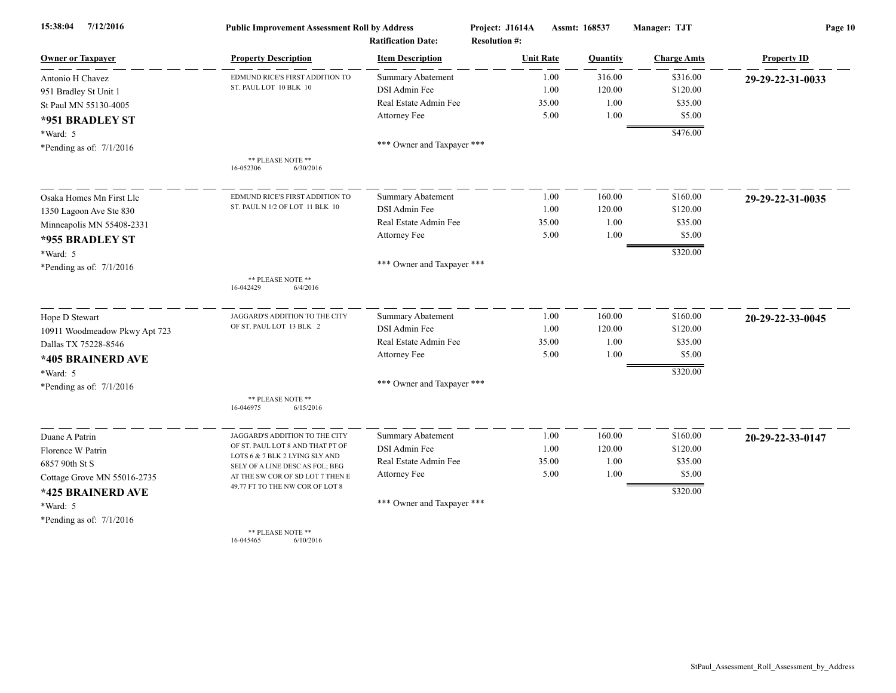**Public Improvement Assessment Roll by Address** | Project: J1614A | Assmt: 168537 | Manager: TJT

Ratification Date: | Resolution #:

| Owner or Taxpayer | Property Description | Item Description | Unit Rate | Quantity | Charge Amts | Property ID |
|---|---|---|---|---|---|---|
| Antonio H Chavez<br>951 Bradley St Unit 1<br>St Paul MN 55130-4005<br>**\*951 BRADLEY ST**<br>\*Ward: 5<br>\*Pending as of: 7/1/2016 | EDMUND RICE'S FIRST ADDITION TO ST. PAUL LOT 10 BLK 10<br>** PLEASE NOTE **<br>16-052306 6/30/2016 | Summary Abatement<br>DSI Admin Fee<br>Real Estate Admin Fee<br>Attorney Fee<br>\*\*\* Owner and Taxpayer \*\*\* | 1.00<br>1.00<br>35.00<br>5.00 | 316.00<br>120.00<br>1.00<br>1.00 | $316.00<br>$120.00<br>$35.00<br>$5.00<br>$476.00 | **29-29-22-31-0033** |
| Osaka Homes Mn First Llc<br>1350 Lagoon Ave Ste 830<br>Minneapolis MN 55408-2331<br>**\*955 BRADLEY ST**<br>\*Ward: 5<br>\*Pending as of: 7/1/2016 | EDMUND RICE'S FIRST ADDITION TO ST. PAUL N 1/2 OF LOT 11 BLK 10<br>** PLEASE NOTE **<br>16-042429 6/4/2016 | Summary Abatement<br>DSI Admin Fee<br>Real Estate Admin Fee<br>Attorney Fee<br>\*\*\* Owner and Taxpayer \*\*\* | 1.00<br>1.00<br>35.00<br>5.00 | 160.00<br>120.00<br>1.00<br>1.00 | $160.00<br>$120.00<br>$35.00<br>$5.00<br>$320.00 | **29-29-22-31-0035** |
| Hope D Stewart<br>10911 Woodmeadow Pkwy Apt 723<br>Dallas TX 75228-8546<br>**\*405 BRAINERD AVE**<br>\*Ward: 5<br>\*Pending as of: 7/1/2016 | JAGGARD'S ADDITION TO THE CITY OF ST. PAUL LOT 13 BLK 2<br>** PLEASE NOTE **<br>16-046975 6/15/2016 | Summary Abatement<br>DSI Admin Fee<br>Real Estate Admin Fee<br>Attorney Fee<br>\*\*\* Owner and Taxpayer \*\*\* | 1.00<br>1.00<br>35.00<br>5.00 | 160.00<br>120.00<br>1.00<br>1.00 | $160.00<br>$120.00<br>$35.00<br>$5.00<br>$320.00 | **20-29-22-33-0045** |
| Duane A Patrin<br>Florence W Patrin<br>6857 90th St S<br>Cottage Grove MN 55016-2735<br>**\*425 BRAINERD AVE**<br>\*Ward: 5<br>\*Pending as of: 7/1/2016 | JAGGARD'S ADDITION TO THE CITY OF ST. PAUL LOT 8 AND THAT PT OF LOTS 6 & 7 BLK 2 LYING SLY AND SELY OF A LINE DESC AS FOL; BEG AT THE SW COR OF SD LOT 7 THEN E 49.77 FT TO THE NW COR OF LOT 8<br>** PLEASE NOTE **<br>16-045465 6/10/2016 | Summary Abatement<br>DSI Admin Fee<br>Real Estate Admin Fee<br>Attorney Fee<br>\*\*\* Owner and Taxpayer \*\*\* | 1.00<br>1.00<br>35.00<br>5.00 | 160.00<br>120.00<br>1.00<br>1.00 | $160.00<br>$120.00<br>$35.00<br>$5.00<br>$320.00 | **20-29-22-33-0147** |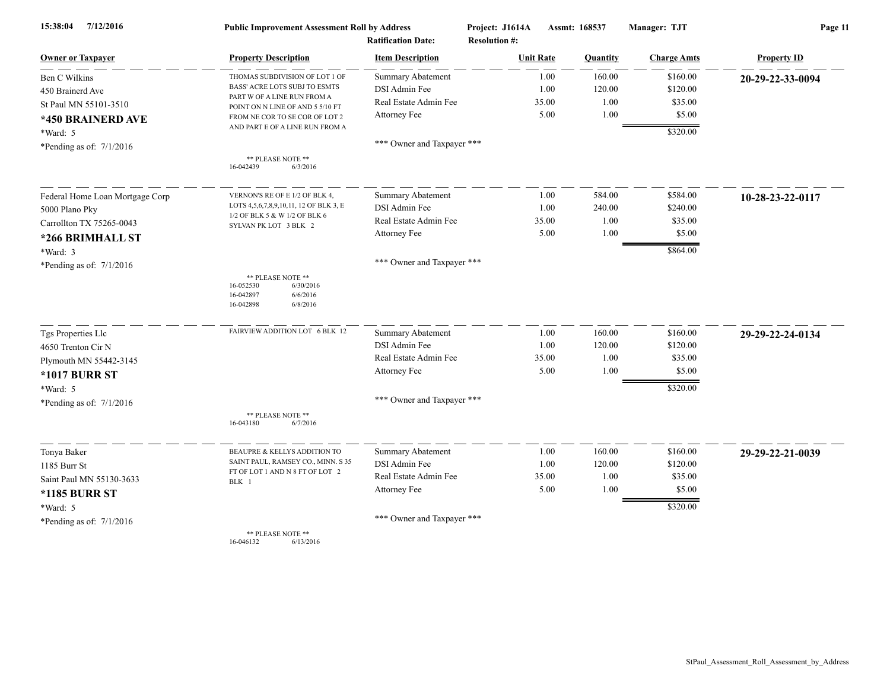**Public Improvement Assessment Roll by Address** — Project: J1614A — Assmt: 168537 — Manager: TJT

Ratification Date: Resolution #:

| Owner or Taxpayer | Property Description | Item Description | Unit Rate | Quantity | Charge Amts | Property ID |
|---|---|---|---|---|---|---|
| Ben C Wilkins | THOMAS SUBDIVISION OF LOT 1 OF BASS' ACRE LOTS SUBJ TO ESMTS PART W OF A LINE RUN FROM A POINT ON N LINE OF AND 5 5/10 FT FROM NE COR TO SE COR OF LOT 2 AND PART E OF A LINE RUN FROM A | Summary Abatement | 1.00 | 160.00 | $160.00 | **20-29-22-33-0094** |
| 450 Brainerd Ave | | DSI Admin Fee | 1.00 | 120.00 | $120.00 | |
| St Paul MN 55101-3510 | | Real Estate Admin Fee | 35.00 | 1.00 | $35.00 | |
| **\*450 BRAINERD AVE** | | Attorney Fee | 5.00 | 1.00 | $5.00 | |
| \*Ward: 5 | | | | | $320.00 | |
| \*Pending as of: 7/1/2016 | ** PLEASE NOTE ** 16-042439 6/3/2016 | *** Owner and Taxpayer *** | | | | |
| Federal Home Loan Mortgage Corp | VERNON'S RE OF E 1/2 OF BLK 4, LOTS 4,5,6,7,8,9,10,11, 12 OF BLK 3, E 1/2 OF BLK 5 & W 1/2 OF BLK 6 SYLVAN PK LOT 3 BLK 2 | Summary Abatement | 1.00 | 584.00 | $584.00 | **10-28-23-22-0117** |
| 5000 Plano Pky | | DSI Admin Fee | 1.00 | 240.00 | $240.00 | |
| Carrollton TX 75265-0043 | | Real Estate Admin Fee | 35.00 | 1.00 | $35.00 | |
| **\*266 BRIMHALL ST** | | Attorney Fee | 5.00 | 1.00 | $5.00 | |
| \*Ward: 3 | | | | | $864.00 | |
| \*Pending as of: 7/1/2016 | ** PLEASE NOTE ** 16-052530 6/30/2016; 16-042897 6/6/2016; 16-042898 6/8/2016 | *** Owner and Taxpayer *** | | | | |
| Tgs Properties Llc | FAIRVIEW ADDITION LOT 6 BLK 12 | Summary Abatement | 1.00 | 160.00 | $160.00 | **29-29-22-24-0134** |
| 4650 Trenton Cir N | | DSI Admin Fee | 1.00 | 120.00 | $120.00 | |
| Plymouth MN 55442-3145 | | Real Estate Admin Fee | 35.00 | 1.00 | $35.00 | |
| **\*1017 BURR ST** | | Attorney Fee | 5.00 | 1.00 | $5.00 | |
| \*Ward: 5 | | | | | $320.00 | |
| \*Pending as of: 7/1/2016 | ** PLEASE NOTE ** 16-043180 6/7/2016 | *** Owner and Taxpayer *** | | | | |
| Tonya Baker | BEAUPRE & KELLYS ADDITION TO SAINT PAUL, RAMSEY CO., MINN. S 35 FT OF LOT 1 AND N 8 FT OF LOT 2 BLK 1 | Summary Abatement | 1.00 | 160.00 | $160.00 | **29-29-22-21-0039** |
| 1185 Burr St | | DSI Admin Fee | 1.00 | 120.00 | $120.00 | |
| Saint Paul MN 55130-3633 | | Real Estate Admin Fee | 35.00 | 1.00 | $35.00 | |
| **\*1185 BURR ST** | | Attorney Fee | 5.00 | 1.00 | $5.00 | |
| \*Ward: 5 | | | | | $320.00 | |
| \*Pending as of: 7/1/2016 | ** PLEASE NOTE ** 16-046132 6/13/2016 | *** Owner and Taxpayer *** | | | | |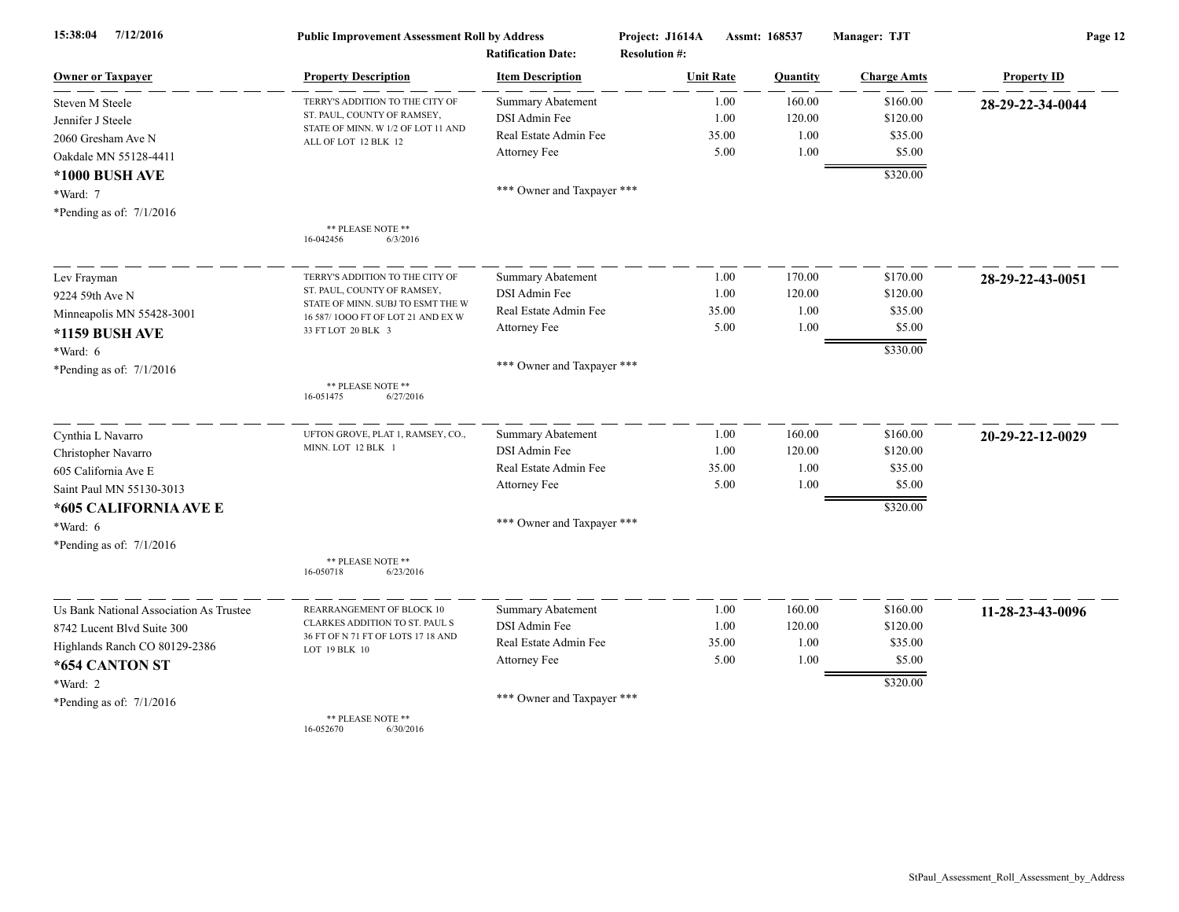**Public Improvement Assessment Roll by Address** — Project: J1614A — Assmt: 168537 — Manager: TJT

Ratification Date: — Resolution #:

15:38:04 7/12/2016

| Owner or Taxpayer | Property Description | Item Description | Unit Rate | Quantity | Charge Amts | Property ID |
|---|---|---|---|---|---|---|
| Steven M Steele<br>Jennifer J Steele<br>2060 Gresham Ave N<br>Oakdale MN 55128-4411<br>**\*1000 BUSH AVE**<br>\*Ward: 7<br>\*Pending as of: 7/1/2016 | TERRY'S ADDITION TO THE CITY OF ST. PAUL, COUNTY OF RAMSEY, STATE OF MINN. W 1/2 OF LOT 11 AND ALL OF LOT 12 BLK 12<br>** PLEASE NOTE **<br>16-042456 6/3/2016 | Summary Abatement<br>DSI Admin Fee<br>Real Estate Admin Fee<br>Attorney Fee<br>*** Owner and Taxpayer *** | 1.00<br>1.00<br>35.00<br>5.00 | 160.00<br>120.00<br>1.00<br>1.00 | $160.00<br>$120.00<br>$35.00<br>$5.00<br>$320.00 | **28-29-22-34-0044** |
| Lev Frayman<br>9224 59th Ave N<br>Minneapolis MN 55428-3001<br>**\*1159 BUSH AVE**<br>\*Ward: 6<br>\*Pending as of: 7/1/2016 | TERRY'S ADDITION TO THE CITY OF ST. PAUL, COUNTY OF RAMSEY, STATE OF MINN. SUBJ TO ESMT THE W 16 587/ 1OOO FT OF LOT 21 AND EX W 33 FT LOT 20 BLK 3<br>** PLEASE NOTE **<br>16-051475 6/27/2016 | Summary Abatement<br>DSI Admin Fee<br>Real Estate Admin Fee<br>Attorney Fee<br>*** Owner and Taxpayer *** | 1.00<br>1.00<br>35.00<br>5.00 | 170.00<br>120.00<br>1.00<br>1.00 | $170.00<br>$120.00<br>$35.00<br>$5.00<br>$330.00 | **28-29-22-43-0051** |
| Cynthia L Navarro<br>Christopher Navarro<br>605 California Ave E<br>Saint Paul MN 55130-3013<br>**\*605 CALIFORNIA AVE E**<br>\*Ward: 6<br>\*Pending as of: 7/1/2016 | UFTON GROVE, PLAT 1, RAMSEY, CO., MINN. LOT 12 BLK 1<br>** PLEASE NOTE **<br>16-050718 6/23/2016 | Summary Abatement<br>DSI Admin Fee<br>Real Estate Admin Fee<br>Attorney Fee<br>*** Owner and Taxpayer *** | 1.00<br>1.00<br>35.00<br>5.00 | 160.00<br>120.00<br>1.00<br>1.00 | $160.00<br>$120.00<br>$35.00<br>$5.00<br>$320.00 | **20-29-22-12-0029** |
| Us Bank National Association As Trustee<br>8742 Lucent Blvd Suite 300<br>Highlands Ranch CO 80129-2386<br>**\*654 CANTON ST**<br>\*Ward: 2<br>\*Pending as of: 7/1/2016 | REARRANGEMENT OF BLOCK 10 CLARKES ADDITION TO ST. PAUL S 36 FT OF N 71 FT OF LOTS 17 18 AND LOT 19 BLK 10<br>** PLEASE NOTE **<br>16-052670 6/30/2016 | Summary Abatement<br>DSI Admin Fee<br>Real Estate Admin Fee<br>Attorney Fee<br>*** Owner and Taxpayer *** | 1.00<br>1.00<br>35.00<br>5.00 | 160.00<br>120.00<br>1.00<br>1.00 | $160.00<br>$120.00<br>$35.00<br>$5.00<br>$320.00 | **11-28-23-43-0096** |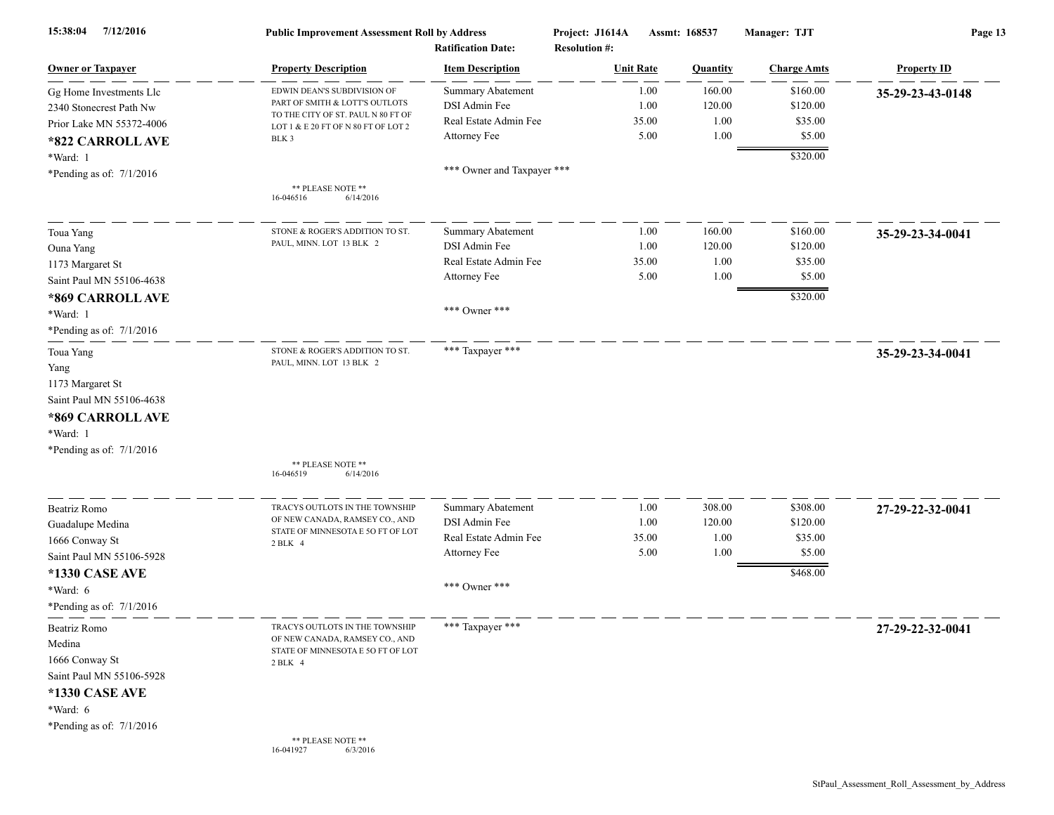| Owner or Taxpayer | Property Description | Item Description | Unit Rate | Quantity | Charge Amts | Property ID |
|---|---|---|---|---|---|---|
| Gg Home Investments Llc<br>2340 Stonecrest Path Nw<br>Prior Lake MN 55372-4006<br>**\*822 CARROLL AVE**<br>*Ward: 1<br>*Pending as of: 7/1/2016 | EDWIN DEAN'S SUBDIVISION OF PART OF SMITH & LOTT'S OUTLOTS TO THE CITY OF ST. PAUL N 80 FT OF LOT 1 & E 20 FT OF N 80 FT OF LOT 2 BLK 3<br><br>** PLEASE NOTE **<br>16-046516 6/14/2016 | Summary Abatement<br>DSI Admin Fee<br>Real Estate Admin Fee<br>Attorney Fee<br><br>*** Owner and Taxpayer *** | 1.00<br>1.00<br>35.00<br>5.00 | 160.00<br>120.00<br>1.00<br>1.00 | $160.00<br>$120.00<br>$35.00<br>$5.00<br>$320.00 | **35-29-23-43-0148** |
| Toua Yang<br>Ouna Yang<br>1173 Margaret St<br>Saint Paul MN 55106-4638<br>**\*869 CARROLL AVE**<br>*Ward: 1<br>*Pending as of: 7/1/2016 | STONE & ROGER'S ADDITION TO ST. PAUL, MINN. LOT 13 BLK 2 | Summary Abatement<br>DSI Admin Fee<br>Real Estate Admin Fee<br>Attorney Fee<br><br>*** Owner *** | 1.00<br>1.00<br>35.00<br>5.00 | 160.00<br>120.00<br>1.00<br>1.00 | $160.00<br>$120.00<br>$35.00<br>$5.00<br>$320.00 | **35-29-23-34-0041** |
| Toua Yang<br>Yang<br>1173 Margaret St<br>Saint Paul MN 55106-4638<br>**\*869 CARROLL AVE**<br>*Ward: 1<br>*Pending as of: 7/1/2016 | STONE & ROGER'S ADDITION TO ST. PAUL, MINN. LOT 13 BLK 2<br><br>** PLEASE NOTE **<br>16-046519 6/14/2016 | *** Taxpayer *** | | | | **35-29-23-34-0041** |
| Beatriz Romo<br>Guadalupe Medina<br>1666 Conway St<br>Saint Paul MN 55106-5928<br>**\*1330 CASE AVE**<br>*Ward: 6<br>*Pending as of: 7/1/2016 | TRACYS OUTLOTS IN THE TOWNSHIP OF NEW CANADA, RAMSEY CO., AND STATE OF MINNESOTA E 5O FT OF LOT 2 BLK 4 | Summary Abatement<br>DSI Admin Fee<br>Real Estate Admin Fee<br>Attorney Fee<br><br>*** Owner *** | 1.00<br>1.00<br>35.00<br>5.00 | 308.00<br>120.00<br>1.00<br>1.00 | $308.00<br>$120.00<br>$35.00<br>$5.00<br>$468.00 | **27-29-22-32-0041** |
| Beatriz Romo<br>Medina<br>1666 Conway St<br>Saint Paul MN 55106-5928<br>**\*1330 CASE AVE**<br>*Ward: 6<br>*Pending as of: 7/1/2016 | TRACYS OUTLOTS IN THE TOWNSHIP OF NEW CANADA, RAMSEY CO., AND STATE OF MINNESOTA E 5O FT OF LOT 2 BLK 4<br><br>** PLEASE NOTE **<br>16-041927 6/3/2016 | *** Taxpayer *** | | | | **27-29-22-32-0041** |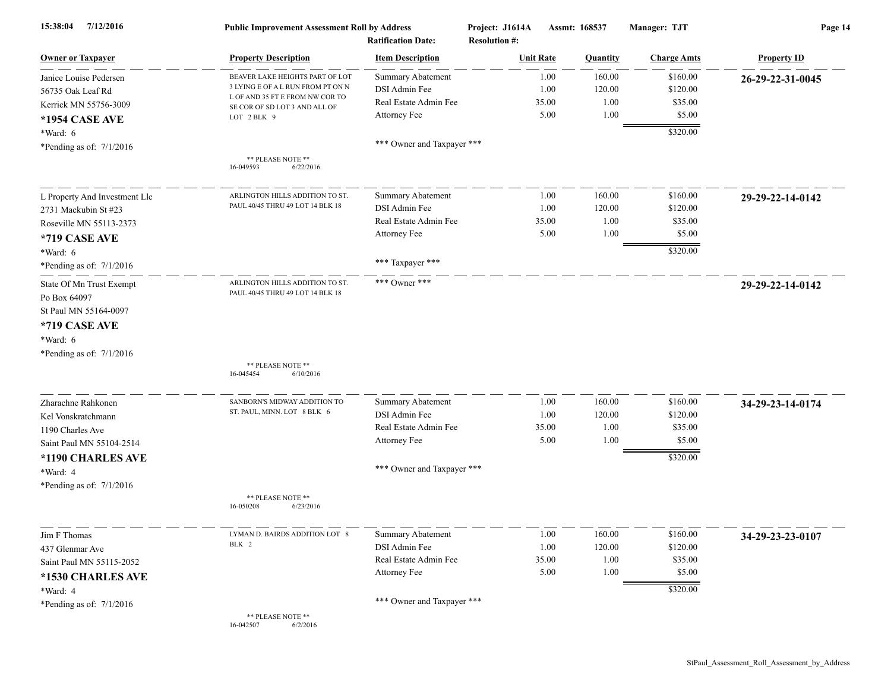**Public Improvement Assessment Roll by Address** | Project: J1614A | Assmt: 168537 | Manager: TJT

Ratification Date: | Resolution #:

| Owner or Taxpayer | Property Description | Item Description | Unit Rate | Quantity | Charge Amts | Property ID |
|---|---|---|---|---|---|---|
| Janice Louise Pedersen<br>56735 Oak Leaf Rd<br>Kerrick MN 55756-3009<br>**\*1954 CASE AVE**<br>\*Ward: 6<br>\*Pending as of: 7/1/2016 | BEAVER LAKE HEIGHTS PART OF LOT 3 LYING E OF A L RUN FROM PT ON N L OF AND 35 FT E FROM NW COR TO SE COR OF SD LOT 3 AND ALL OF LOT 2 BLK 9<br>\*\* PLEASE NOTE \*\*<br>16-049593 6/22/2016 | Summary Abatement<br>DSI Admin Fee<br>Real Estate Admin Fee<br>Attorney Fee<br>\*\*\* Owner and Taxpayer \*\*\* | 1.00<br>1.00<br>35.00<br>5.00 | 160.00<br>120.00<br>1.00<br>1.00 | $160.00<br>$120.00<br>$35.00<br>$5.00<br>$320.00 | **26-29-22-31-0045** |
| L Property And Investment Llc<br>2731 Mackubin St #23<br>Roseville MN 55113-2373<br>**\*719 CASE AVE**<br>\*Ward: 6<br>\*Pending as of: 7/1/2016 | ARLINGTON HILLS ADDITION TO ST. PAUL 40/45 THRU 49 LOT 14 BLK 18 | Summary Abatement<br>DSI Admin Fee<br>Real Estate Admin Fee<br>Attorney Fee<br>\*\*\* Taxpayer \*\*\* | 1.00<br>1.00<br>35.00<br>5.00 | 160.00<br>120.00<br>1.00<br>1.00 | $160.00<br>$120.00<br>$35.00<br>$5.00<br>$320.00 | **29-29-22-14-0142** |
| State Of Mn Trust Exempt<br>Po Box 64097<br>St Paul MN 55164-0097<br>**\*719 CASE AVE**<br>\*Ward: 6<br>\*Pending as of: 7/1/2016 | ARLINGTON HILLS ADDITION TO ST. PAUL 40/45 THRU 49 LOT 14 BLK 18<br>\*\* PLEASE NOTE \*\*<br>16-045454 6/10/2016 | \*\*\* Owner \*\*\* | | | | **29-29-22-14-0142** |
| Zharachne Rahkonen<br>Kel Vonskratchmann<br>1190 Charles Ave<br>Saint Paul MN 55104-2514<br>**\*1190 CHARLES AVE**<br>\*Ward: 4<br>\*Pending as of: 7/1/2016 | SANBORN'S MIDWAY ADDITION TO ST. PAUL, MINN. LOT 8 BLK 6<br>\*\* PLEASE NOTE \*\*<br>16-050208 6/23/2016 | Summary Abatement<br>DSI Admin Fee<br>Real Estate Admin Fee<br>Attorney Fee<br>\*\*\* Owner and Taxpayer \*\*\* | 1.00<br>1.00<br>35.00<br>5.00 | 160.00<br>120.00<br>1.00<br>1.00 | $160.00<br>$120.00<br>$35.00<br>$5.00<br>$320.00 | **34-29-23-14-0174** |
| Jim F Thomas<br>437 Glenmar Ave<br>Saint Paul MN 55115-2052<br>**\*1530 CHARLES AVE**<br>\*Ward: 4<br>\*Pending as of: 7/1/2016 | LYMAN D. BAIRDS ADDITION LOT 8 BLK 2<br>\*\* PLEASE NOTE \*\*<br>16-042507 6/2/2016 | Summary Abatement<br>DSI Admin Fee<br>Real Estate Admin Fee<br>Attorney Fee<br>\*\*\* Owner and Taxpayer \*\*\* | 1.00<br>1.00<br>35.00<br>5.00 | 160.00<br>120.00<br>1.00<br>1.00 | $160.00<br>$120.00<br>$35.00<br>$5.00<br>$320.00 | **34-29-23-23-0107** |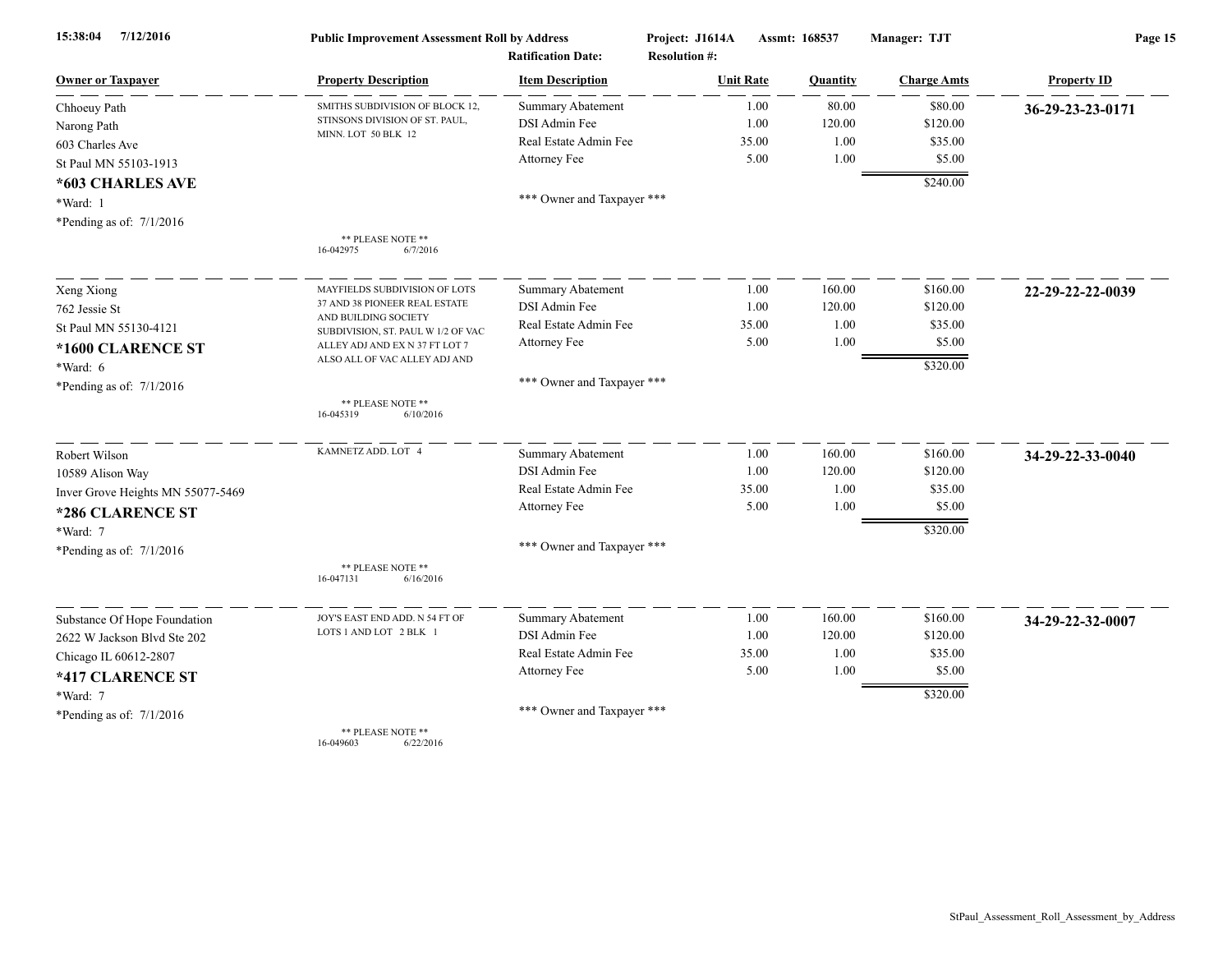**Public Improvement Assessment Roll by Address**

Project: J1614A | Assmt: 168537 | Manager: TJT

Ratification Date: | Resolution #:

| Owner or Taxpayer | Property Description | Item Description | Unit Rate | Quantity | Charge Amts | Property ID |
|---|---|---|---|---|---|---|
| Chhoeuy Path<br>Narong Path<br>603 Charles Ave<br>St Paul MN 55103-1913<br>**\*603 CHARLES AVE**<br>\*Ward: 1<br>\*Pending as of: 7/1/2016 | SMITHS SUBDIVISION OF BLOCK 12, STINSONS DIVISION OF ST. PAUL, MINN. LOT 50 BLK 12<br><br>\*\* PLEASE NOTE \*\*<br>16-042975 6/7/2016 | Summary Abatement<br>DSI Admin Fee<br>Real Estate Admin Fee<br>Attorney Fee<br><br>\*\*\* Owner and Taxpayer \*\*\* | 1.00<br>1.00<br>35.00<br>5.00 | 80.00<br>120.00<br>1.00<br>1.00 | $80.00<br>$120.00<br>$35.00<br>$5.00<br>$240.00 | **36-29-23-23-0171** |
| Xeng Xiong<br>762 Jessie St<br>St Paul MN 55130-4121<br>**\*1600 CLARENCE ST**<br>\*Ward: 6<br>\*Pending as of: 7/1/2016 | MAYFIELDS SUBDIVISION OF LOTS 37 AND 38 PIONEER REAL ESTATE AND BUILDING SOCIETY SUBDIVISION, ST. PAUL W 1/2 OF VAC ALLEY ADJ AND EX N 37 FT LOT 7 ALSO ALL OF VAC ALLEY ADJ AND<br><br>\*\* PLEASE NOTE \*\*<br>16-045319 6/10/2016 | Summary Abatement<br>DSI Admin Fee<br>Real Estate Admin Fee<br>Attorney Fee<br><br>\*\*\* Owner and Taxpayer \*\*\* | 1.00<br>1.00<br>35.00<br>5.00 | 160.00<br>120.00<br>1.00<br>1.00 | $160.00<br>$120.00<br>$35.00<br>$5.00<br>$320.00 | **22-29-22-22-0039** |
| Robert Wilson<br>10589 Alison Way<br>Inver Grove Heights MN 55077-5469<br>**\*286 CLARENCE ST**<br>\*Ward: 7<br>\*Pending as of: 7/1/2016 | KAMNETZ ADD. LOT 4<br><br>\*\* PLEASE NOTE \*\*<br>16-047131 6/16/2016 | Summary Abatement<br>DSI Admin Fee<br>Real Estate Admin Fee<br>Attorney Fee<br><br>\*\*\* Owner and Taxpayer \*\*\* | 1.00<br>1.00<br>35.00<br>5.00 | 160.00<br>120.00<br>1.00<br>1.00 | $160.00<br>$120.00<br>$35.00<br>$5.00<br>$320.00 | **34-29-22-33-0040** |
| Substance Of Hope Foundation<br>2622 W Jackson Blvd Ste 202<br>Chicago IL 60612-2807<br>**\*417 CLARENCE ST**<br>\*Ward: 7<br>\*Pending as of: 7/1/2016 | JOY'S EAST END ADD. N 54 FT OF LOTS 1 AND LOT 2 BLK 1<br><br>\*\* PLEASE NOTE \*\*<br>16-049603 6/22/2016 | Summary Abatement<br>DSI Admin Fee<br>Real Estate Admin Fee<br>Attorney Fee<br><br>\*\*\* Owner and Taxpayer \*\*\* | 1.00<br>1.00<br>35.00<br>5.00 | 160.00<br>120.00<br>1.00<br>1.00 | $160.00<br>$120.00<br>$35.00<br>$5.00<br>$320.00 | **34-29-22-32-0007** |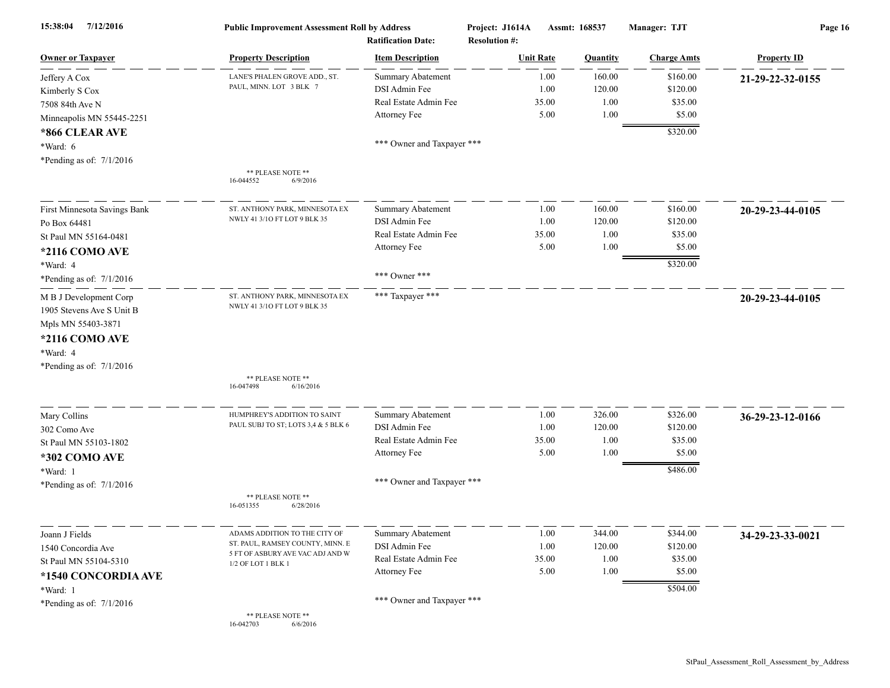15:38:04 7/12/2016 **Public Improvement Assessment Roll by Address** Project: J1614A Assmt: 168537 Manager: TJT

Ratification Date: Resolution #:

| Owner or Taxpayer | Property Description | Item Description | Unit Rate | Quantity | Charge Amts | Property ID |
|---|---|---|---|---|---|---|
| Jeffery A Cox<br>Kimberly S Cox<br>7508 84th Ave N<br>Minneapolis MN 55445-2251<br>**\*866 CLEAR AVE**<br>\*Ward: 6<br>\*Pending as of: 7/1/2016 | LANE'S PHALEN GROVE ADD., ST. PAUL, MINN. LOT 3 BLK 7<br>\*\* PLEASE NOTE \*\*<br>16-044552 6/9/2016 | Summary Abatement<br>DSI Admin Fee<br>Real Estate Admin Fee<br>Attorney Fee<br><br>\*\*\* Owner and Taxpayer \*\*\* | 1.00<br>1.00<br>35.00<br>5.00 | 160.00<br>120.00<br>1.00<br>1.00 | $160.00<br>$120.00<br>$35.00<br>$5.00<br>$320.00 | **21-29-22-32-0155** |
| First Minnesota Savings Bank<br>Po Box 64481<br>St Paul MN 55164-0481<br>**\*2116 COMO AVE**<br>\*Ward: 4<br>\*Pending as of: 7/1/2016 | ST. ANTHONY PARK, MINNESOTA EX NWLY 41 3/1O FT LOT 9 BLK 35 | Summary Abatement<br>DSI Admin Fee<br>Real Estate Admin Fee<br>Attorney Fee<br><br>\*\*\* Owner \*\*\* | 1.00<br>1.00<br>35.00<br>5.00 | 160.00<br>120.00<br>1.00<br>1.00 | $160.00<br>$120.00<br>$35.00<br>$5.00<br>$320.00 | **20-29-23-44-0105** |
| M B J Development Corp<br>1905 Stevens Ave S Unit B<br>Mpls MN 55403-3871<br>**\*2116 COMO AVE**<br>\*Ward: 4<br>\*Pending as of: 7/1/2016 | ST. ANTHONY PARK, MINNESOTA EX NWLY 41 3/1O FT LOT 9 BLK 35<br>\*\* PLEASE NOTE \*\*<br>16-047498 6/16/2016 | \*\*\* Taxpayer \*\*\* | | | | **20-29-23-44-0105** |
| Mary Collins<br>302 Como Ave<br>St Paul MN 55103-1802<br>**\*302 COMO AVE**<br>\*Ward: 1<br>\*Pending as of: 7/1/2016 | HUMPHREY'S ADDITION TO SAINT PAUL SUBJ TO ST; LOTS 3,4 & 5 BLK 6<br>\*\* PLEASE NOTE \*\*<br>16-051355 6/28/2016 | Summary Abatement<br>DSI Admin Fee<br>Real Estate Admin Fee<br>Attorney Fee<br><br>\*\*\* Owner and Taxpayer \*\*\* | 1.00<br>1.00<br>35.00<br>5.00 | 326.00<br>120.00<br>1.00<br>1.00 | $326.00<br>$120.00<br>$35.00<br>$5.00<br>$486.00 | **36-29-23-12-0166** |
| Joann J Fields<br>1540 Concordia Ave<br>St Paul MN 55104-5310<br>**\*1540 CONCORDIA AVE**<br>\*Ward: 1<br>\*Pending as of: 7/1/2016 | ADAMS ADDITION TO THE CITY OF ST. PAUL, RAMSEY COUNTY, MINN. E 5 FT OF ASBURY AVE VAC ADJ AND W 1/2 OF LOT 1 BLK 1<br>\*\* PLEASE NOTE \*\*<br>16-042703 6/6/2016 | Summary Abatement<br>DSI Admin Fee<br>Real Estate Admin Fee<br>Attorney Fee<br><br>\*\*\* Owner and Taxpayer \*\*\* | 1.00<br>1.00<br>35.00<br>5.00 | 344.00<br>120.00<br>1.00<br>1.00 | $344.00<br>$120.00<br>$35.00<br>$5.00<br>$504.00 | **34-29-23-33-0021** |

StPaul_Assessment_Roll_Assessment_by_Address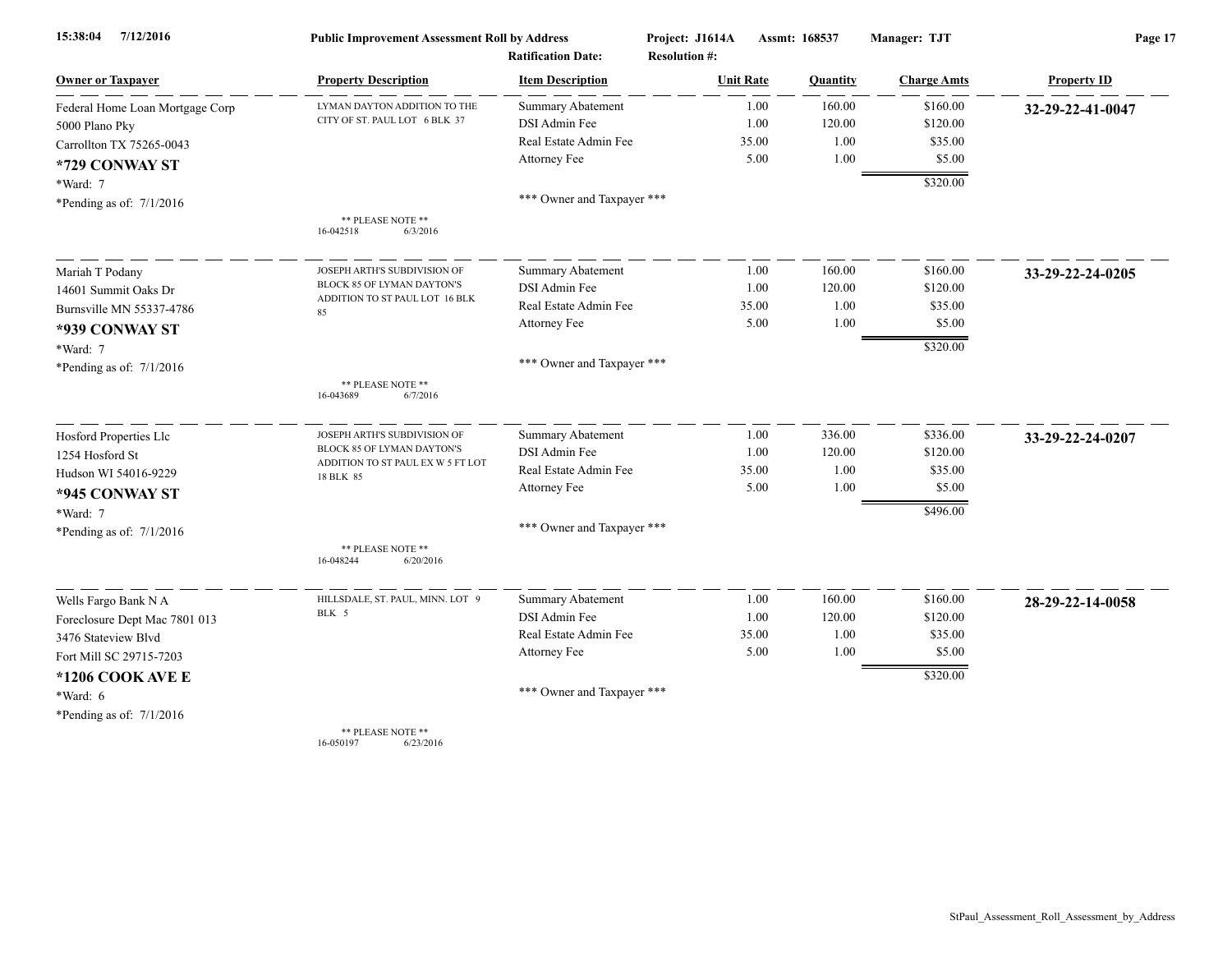15:38:04 7/12/2016 **Public Improvement Assessment Roll by Address** Project: J1614A Assmt: 168537 Manager: TJT

Ratification Date: Resolution #:

| Owner or Taxpayer | Property Description | Item Description | Unit Rate | Quantity | Charge Amts | Property ID |
|---|---|---|---|---|---|---|
| Federal Home Loan Mortgage Corp<br>5000 Plano Pky<br>Carrollton TX 75265-0043<br>**\*729 CONWAY ST**<br>\*Ward: 7<br>\*Pending as of: 7/1/2016 | LYMAN DAYTON ADDITION TO THE CITY OF ST. PAUL LOT 6 BLK 37<br>** PLEASE NOTE **<br>16-042518 6/3/2016 | Summary Abatement<br>DSI Admin Fee<br>Real Estate Admin Fee<br>Attorney Fee<br>*** Owner and Taxpayer *** | 1.00<br>1.00<br>35.00<br>5.00 | 160.00<br>120.00<br>1.00<br>1.00 | $160.00<br>$120.00<br>$35.00<br>$5.00<br>$320.00 | **32-29-22-41-0047** |
| Mariah T Podany<br>14601 Summit Oaks Dr<br>Burnsville MN 55337-4786<br>**\*939 CONWAY ST**<br>\*Ward: 7<br>\*Pending as of: 7/1/2016 | JOSEPH ARTH'S SUBDIVISION OF BLOCK 85 OF LYMAN DAYTON'S ADDITION TO ST PAUL LOT 16 BLK 85<br>** PLEASE NOTE **<br>16-043689 6/7/2016 | Summary Abatement<br>DSI Admin Fee<br>Real Estate Admin Fee<br>Attorney Fee<br>*** Owner and Taxpayer *** | 1.00<br>1.00<br>35.00<br>5.00 | 160.00<br>120.00<br>1.00<br>1.00 | $160.00<br>$120.00<br>$35.00<br>$5.00<br>$320.00 | **33-29-22-24-0205** |
| Hosford Properties Llc<br>1254 Hosford St<br>Hudson WI 54016-9229<br>**\*945 CONWAY ST**<br>\*Ward: 7<br>\*Pending as of: 7/1/2016 | JOSEPH ARTH'S SUBDIVISION OF BLOCK 85 OF LYMAN DAYTON'S ADDITION TO ST PAUL EX W 5 FT LOT 18 BLK 85<br>** PLEASE NOTE **<br>16-048244 6/20/2016 | Summary Abatement<br>DSI Admin Fee<br>Real Estate Admin Fee<br>Attorney Fee<br>*** Owner and Taxpayer *** | 1.00<br>1.00<br>35.00<br>5.00 | 336.00<br>120.00<br>1.00<br>1.00 | $336.00<br>$120.00<br>$35.00<br>$5.00<br>$496.00 | **33-29-22-24-0207** |
| Wells Fargo Bank N A<br>Foreclosure Dept Mac 7801 013<br>3476 Stateview Blvd<br>Fort Mill SC 29715-7203<br>**\*1206 COOK AVE E**<br>\*Ward: 6<br>\*Pending as of: 7/1/2016 | HILLSDALE, ST. PAUL, MINN. LOT 9 BLK 5<br>** PLEASE NOTE **<br>16-050197 6/23/2016 | Summary Abatement<br>DSI Admin Fee<br>Real Estate Admin Fee<br>Attorney Fee<br>*** Owner and Taxpayer *** | 1.00<br>1.00<br>35.00<br>5.00 | 160.00<br>120.00<br>1.00<br>1.00 | $160.00<br>$120.00<br>$35.00<br>$5.00<br>$320.00 | **28-29-22-14-0058** |

StPaul_Assessment_Roll_Assessment_by_Address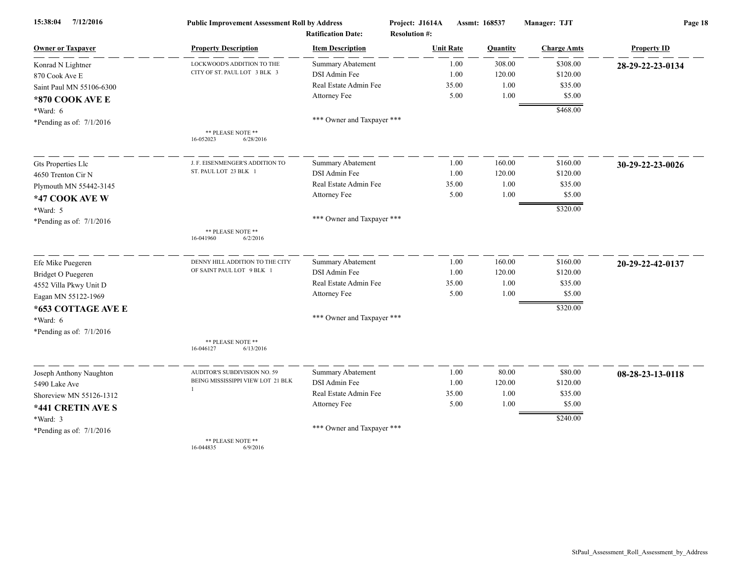**Public Improvement Assessment Roll by Address**

Project: J1614A Assmt: 168537 Manager: TJT

Ratification Date: Resolution #:

| Owner or Taxpayer | Property Description | Item Description | Unit Rate | Quantity | Charge Amts | Property ID |
|---|---|---|---|---|---|---|
| Konrad N Lightner<br>870 Cook Ave E<br>Saint Paul MN 55106-6300<br>**\*870 COOK AVE E**<br>\*Ward: 6<br>\*Pending as of: 7/1/2016 | LOCKWOOD'S ADDITION TO THE CITY OF ST. PAUL LOT 3 BLK 3<br>\*\* PLEASE NOTE \*\*<br>16-052023 6/28/2016 | Summary Abatement<br>DSI Admin Fee<br>Real Estate Admin Fee<br>Attorney Fee<br><br>\*\*\* Owner and Taxpayer \*\*\* | 1.00<br>1.00<br>35.00<br>5.00 | 308.00<br>120.00<br>1.00<br>1.00 | $308.00<br>$120.00<br>$35.00<br>$5.00<br>$468.00 | **28-29-22-23-0134** |
| Gts Properties Llc<br>4650 Trenton Cir N<br>Plymouth MN 55442-3145<br>**\*47 COOK AVE W**<br>\*Ward: 5<br>\*Pending as of: 7/1/2016 | J. F. EISENMENGER'S ADDITION TO ST. PAUL LOT 23 BLK 1<br>\*\* PLEASE NOTE \*\*<br>16-041960 6/2/2016 | Summary Abatement<br>DSI Admin Fee<br>Real Estate Admin Fee<br>Attorney Fee<br><br>\*\*\* Owner and Taxpayer \*\*\* | 1.00<br>1.00<br>35.00<br>5.00 | 160.00<br>120.00<br>1.00<br>1.00 | $160.00<br>$120.00<br>$35.00<br>$5.00<br>$320.00 | **30-29-22-23-0026** |
| Efe Mike Puegeren<br>Bridget O Puegeren<br>4552 Villa Pkwy Unit D<br>Eagan MN 55122-1969<br>**\*653 COTTAGE AVE E**<br>\*Ward: 6<br>\*Pending as of: 7/1/2016 | DENNY HILL ADDITION TO THE CITY OF SAINT PAUL LOT 9 BLK 1<br>\*\* PLEASE NOTE \*\*<br>16-046127 6/13/2016 | Summary Abatement<br>DSI Admin Fee<br>Real Estate Admin Fee<br>Attorney Fee<br><br>\*\*\* Owner and Taxpayer \*\*\* | 1.00<br>1.00<br>35.00<br>5.00 | 160.00<br>120.00<br>1.00<br>1.00 | $160.00<br>$120.00<br>$35.00<br>$5.00<br>$320.00 | **20-29-22-42-0137** |
| Joseph Anthony Naughton<br>5490 Lake Ave<br>Shoreview MN 55126-1312<br>**\*441 CRETIN AVE S**<br>\*Ward: 3<br>\*Pending as of: 7/1/2016 | AUDITOR'S SUBDIVISION NO. 59 BEING MISSISSIPPI VIEW LOT 21 BLK 1<br>\*\* PLEASE NOTE \*\*<br>16-044835 6/9/2016 | Summary Abatement<br>DSI Admin Fee<br>Real Estate Admin Fee<br>Attorney Fee<br><br>\*\*\* Owner and Taxpayer \*\*\* | 1.00<br>1.00<br>35.00<br>5.00 | 80.00<br>120.00<br>1.00<br>1.00 | $80.00<br>$120.00<br>$35.00<br>$5.00<br>$240.00 | **08-28-23-13-0118** |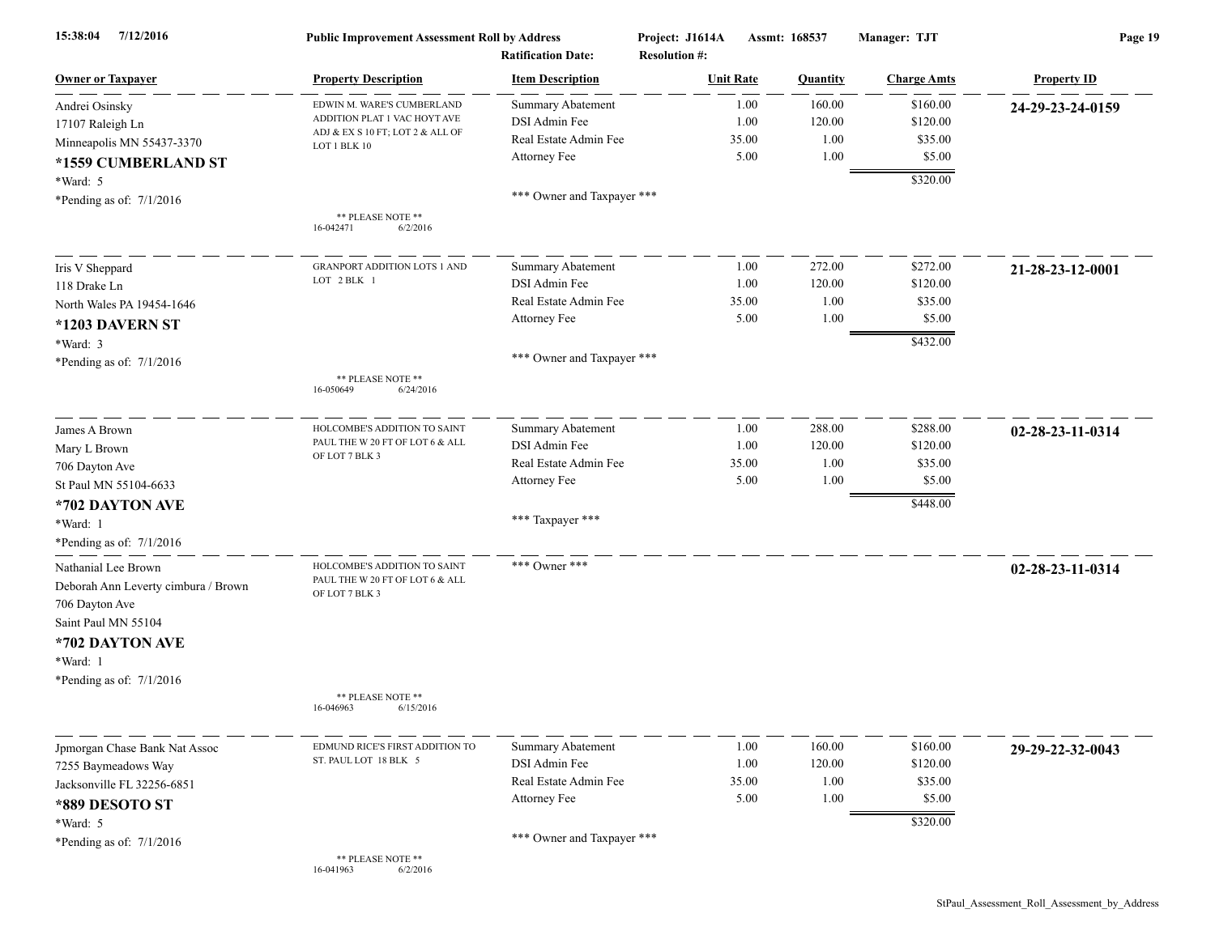**Public Improvement Assessment Roll by Address**

Project: J1614A Assmt: 168537 Manager: TJT

Ratification Date: Resolution #:

| Owner or Taxpayer | Property Description | Item Description | Unit Rate | Quantity | Charge Amts | Property ID |
|---|---|---|---|---|---|---|
| Andrei Osinsky<br>17107 Raleigh Ln<br>Minneapolis MN 55437-3370<br>**\*1559 CUMBERLAND ST**<br>\*Ward: 5<br>\*Pending as of: 7/1/2016 | EDWIN M. WARE'S CUMBERLAND ADDITION PLAT 1 VAC HOYT AVE ADJ & EX S 10 FT; LOT 2 & ALL OF LOT 1 BLK 10<br>** PLEASE NOTE **<br>16-042471 6/2/2016 | Summary Abatement<br>DSI Admin Fee<br>Real Estate Admin Fee<br>Attorney Fee<br>*** Owner and Taxpayer *** | 1.00<br>1.00<br>35.00<br>5.00 | 160.00<br>120.00<br>1.00<br>1.00 | $160.00<br>$120.00<br>$35.00<br>$5.00<br>$320.00 | **24-29-23-24-0159** |
| Iris V Sheppard<br>118 Drake Ln<br>North Wales PA 19454-1646<br>**\*1203 DAVERN ST**<br>\*Ward: 3<br>\*Pending as of: 7/1/2016 | GRANPORT ADDITION LOTS 1 AND LOT 2 BLK 1<br>** PLEASE NOTE **<br>16-050649 6/24/2016 | Summary Abatement<br>DSI Admin Fee<br>Real Estate Admin Fee<br>Attorney Fee<br>*** Owner and Taxpayer *** | 1.00<br>1.00<br>35.00<br>5.00 | 272.00<br>120.00<br>1.00<br>1.00 | $272.00<br>$120.00<br>$35.00<br>$5.00<br>$432.00 | **21-28-23-12-0001** |
| James A Brown<br>Mary L Brown<br>706 Dayton Ave<br>St Paul MN 55104-6633<br>**\*702 DAYTON AVE**<br>\*Ward: 1<br>\*Pending as of: 7/1/2016 | HOLCOMBE'S ADDITION TO SAINT PAUL THE W 20 FT OF LOT 6 & ALL OF LOT 7 BLK 3 | Summary Abatement<br>DSI Admin Fee<br>Real Estate Admin Fee<br>Attorney Fee<br>*** Taxpayer *** | 1.00<br>1.00<br>35.00<br>5.00 | 288.00<br>120.00<br>1.00<br>1.00 | $288.00<br>$120.00<br>$35.00<br>$5.00<br>$448.00 | **02-28-23-11-0314** |
| Nathanial Lee Brown<br>Deborah Ann Leverty cimbura / Brown<br>706 Dayton Ave<br>Saint Paul MN 55104<br>**\*702 DAYTON AVE**<br>\*Ward: 1<br>\*Pending as of: 7/1/2016 | HOLCOMBE'S ADDITION TO SAINT PAUL THE W 20 FT OF LOT 6 & ALL OF LOT 7 BLK 3<br>** PLEASE NOTE **<br>16-046963 6/15/2016 | *** Owner *** | | | | **02-28-23-11-0314** |
| Jpmorgan Chase Bank Nat Assoc<br>7255 Baymeadows Way<br>Jacksonville FL 32256-6851<br>**\*889 DESOTO ST**<br>\*Ward: 5<br>\*Pending as of: 7/1/2016 | EDMUND RICE'S FIRST ADDITION TO ST. PAUL LOT 18 BLK 5<br>** PLEASE NOTE **<br>16-041963 6/2/2016 | Summary Abatement<br>DSI Admin Fee<br>Real Estate Admin Fee<br>Attorney Fee<br>*** Owner and Taxpayer *** | 1.00<br>1.00<br>35.00<br>5.00 | 160.00<br>120.00<br>1.00<br>1.00 | $160.00<br>$120.00<br>$35.00<br>$5.00<br>$320.00 | **29-29-22-32-0043** |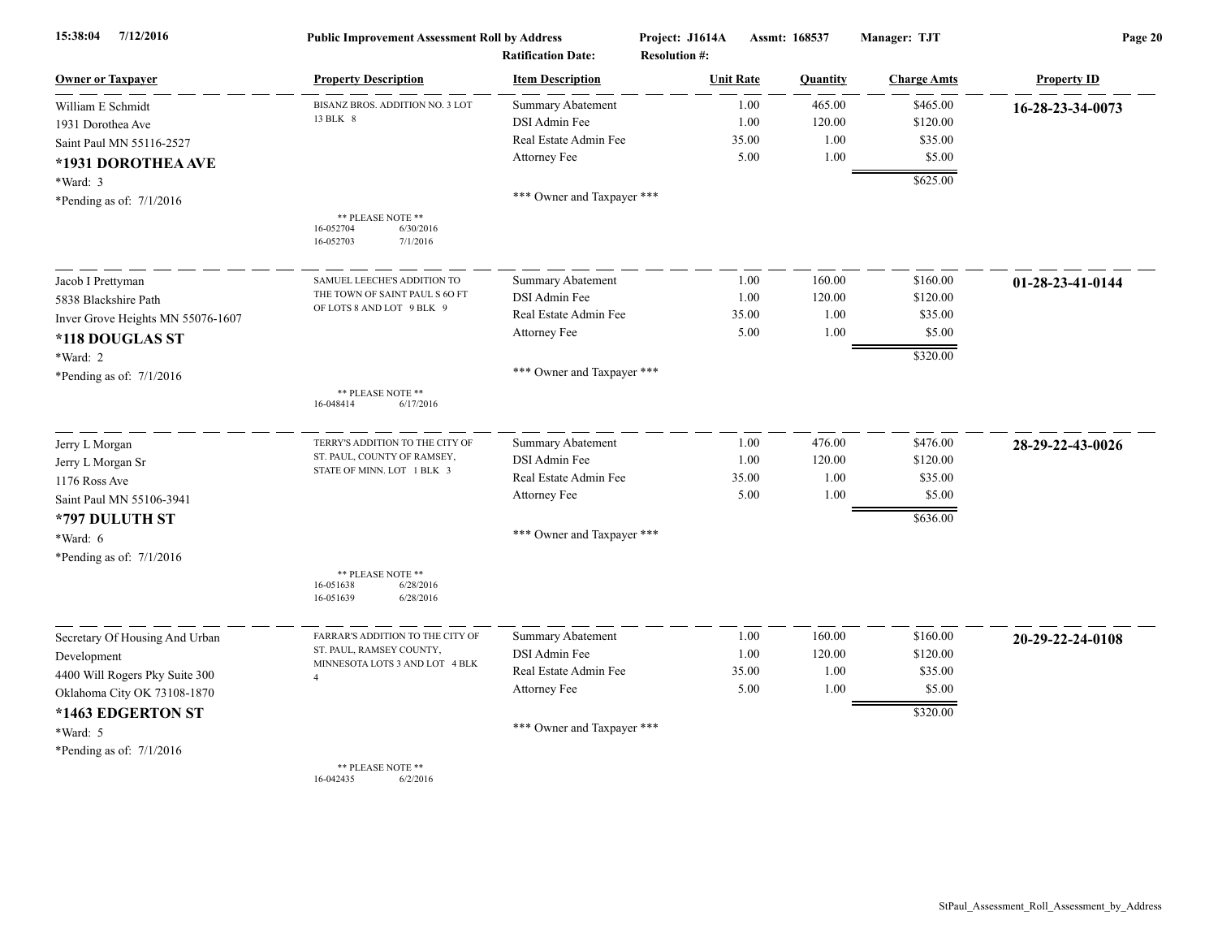**Public Improvement Assessment Roll by Address**

Project: J1614A  Assmt: 168537  Manager: TJT

Ratification Date:  Resolution #:

| Owner or Taxpayer | Property Description | Item Description | Unit Rate | Quantity | Charge Amts | Property ID |
|---|---|---|---|---|---|---|
| William E Schmidt<br>1931 Dorothea Ave<br>Saint Paul MN 55116-2527<br>**\*1931 DOROTHEA AVE**<br>*Ward: 3<br>*Pending as of: 7/1/2016 | BISANZ BROS. ADDITION NO. 3 LOT 13 BLK 8<br><br>** PLEASE NOTE **<br>16-052704 6/30/2016<br>16-052703 7/1/2016 | Summary Abatement<br>DSI Admin Fee<br>Real Estate Admin Fee<br>Attorney Fee<br><br>*** Owner and Taxpayer *** | 1.00<br>1.00<br>35.00<br>5.00 | 465.00<br>120.00<br>1.00<br>1.00 | $465.00<br>$120.00<br>$35.00<br>$5.00<br>$625.00 | **16-28-23-34-0073** |
| Jacob I Prettyman<br>5838 Blackshire Path<br>Inver Grove Heights MN 55076-1607<br>**\*118 DOUGLAS ST**<br>*Ward: 2<br>*Pending as of: 7/1/2016 | SAMUEL LEECHE'S ADDITION TO THE TOWN OF SAINT PAUL S 6O FT OF LOTS 8 AND LOT 9 BLK 9<br><br>** PLEASE NOTE **<br>16-048414 6/17/2016 | Summary Abatement<br>DSI Admin Fee<br>Real Estate Admin Fee<br>Attorney Fee<br><br>*** Owner and Taxpayer *** | 1.00<br>1.00<br>35.00<br>5.00 | 160.00<br>120.00<br>1.00<br>1.00 | $160.00<br>$120.00<br>$35.00<br>$5.00<br>$320.00 | **01-28-23-41-0144** |
| Jerry L Morgan<br>Jerry L Morgan Sr<br>1176 Ross Ave<br>Saint Paul MN 55106-3941<br>**\*797 DULUTH ST**<br>*Ward: 6<br>*Pending as of: 7/1/2016 | TERRY'S ADDITION TO THE CITY OF ST. PAUL, COUNTY OF RAMSEY, STATE OF MINN. LOT 1 BLK 3<br><br>** PLEASE NOTE **<br>16-051638 6/28/2016<br>16-051639 6/28/2016 | Summary Abatement<br>DSI Admin Fee<br>Real Estate Admin Fee<br>Attorney Fee<br><br>*** Owner and Taxpayer *** | 1.00<br>1.00<br>35.00<br>5.00 | 476.00<br>120.00<br>1.00<br>1.00 | $476.00<br>$120.00<br>$35.00<br>$5.00<br>$636.00 | **28-29-22-43-0026** |
| Secretary Of Housing And Urban Development<br>4400 Will Rogers Pky Suite 300<br>Oklahoma City OK 73108-1870<br>**\*1463 EDGERTON ST**<br>*Ward: 5<br>*Pending as of: 7/1/2016 | FARRAR'S ADDITION TO THE CITY OF ST. PAUL, RAMSEY COUNTY, MINNESOTA LOTS 3 AND LOT 4 BLK 4<br><br>** PLEASE NOTE **<br>16-042435 6/2/2016 | Summary Abatement<br>DSI Admin Fee<br>Real Estate Admin Fee<br>Attorney Fee<br><br>*** Owner and Taxpayer *** | 1.00<br>1.00<br>35.00<br>5.00 | 160.00<br>120.00<br>1.00<br>1.00 | $160.00<br>$120.00<br>$35.00<br>$5.00<br>$320.00 | **20-29-22-24-0108** |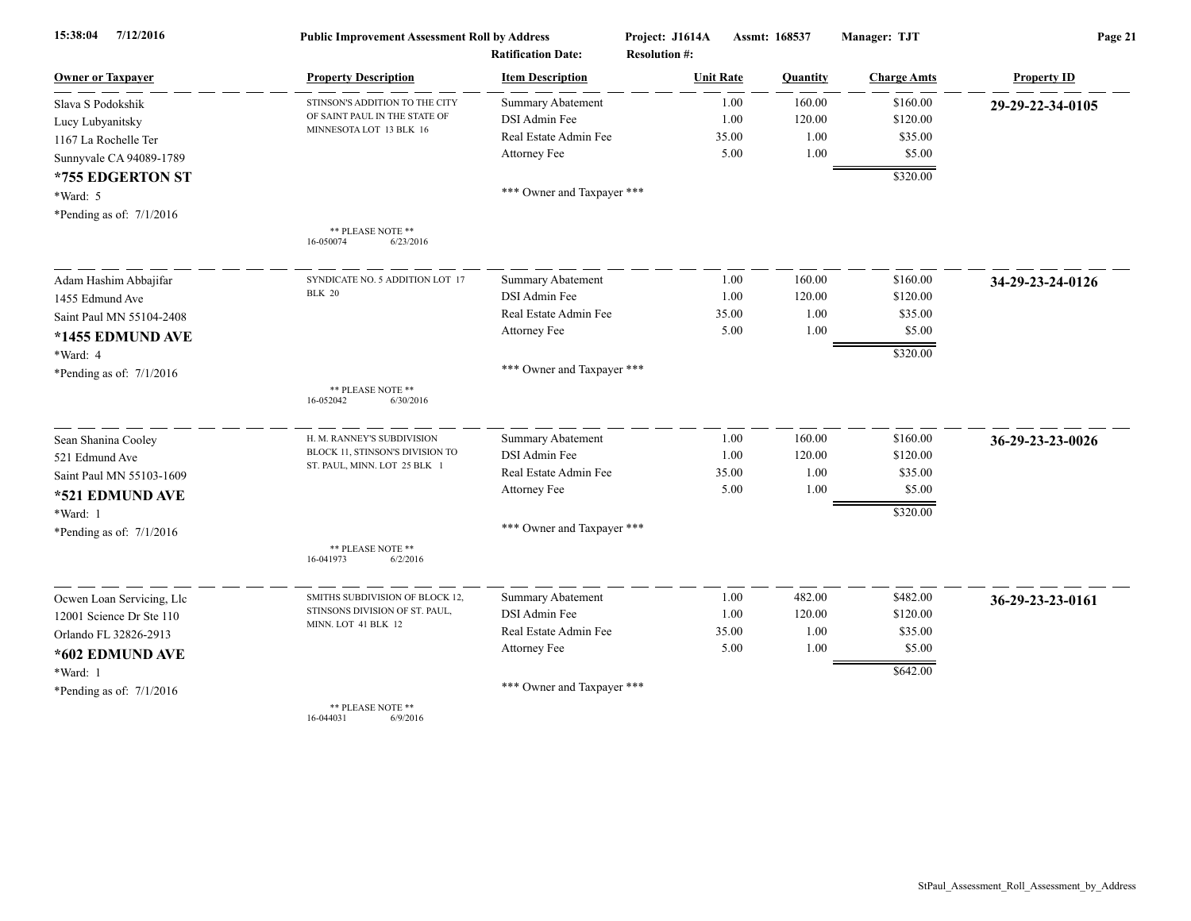| Owner or Taxpayer | Property Description | Item Description | Unit Rate | Quantity | Charge Amts | Property ID |
|---|---|---|---|---|---|---|
| Slava S Podokshik<br>Lucy Lubyanitsky<br>1167 La Rochelle Ter<br>Sunnyvale CA 94089-1789<br>**\*755 EDGERTON ST**<br>\*Ward: 5<br>\*Pending as of: 7/1/2016 | STINSON'S ADDITION TO THE CITY OF SAINT PAUL IN THE STATE OF MINNESOTA LOT 13 BLK 16<br>** PLEASE NOTE **<br>16-050074 6/23/2016 | Summary Abatement | 1.00 | 160.00 | $160.00 | **29-29-22-34-0105** |
| | | DSI Admin Fee | 1.00 | 120.00 | $120.00 | |
| | | Real Estate Admin Fee | 35.00 | 1.00 | $35.00 | |
| | | Attorney Fee | 5.00 | 1.00 | $5.00 | |
| | | | | | $320.00 | |
| | | *** Owner and Taxpayer *** | | | | |
| Adam Hashim Abbajifar<br>1455 Edmund Ave<br>Saint Paul MN 55104-2408<br>**\*1455 EDMUND AVE**<br>\*Ward: 4<br>\*Pending as of: 7/1/2016 | SYNDICATE NO. 5 ADDITION LOT 17 BLK 20<br>** PLEASE NOTE **<br>16-052042 6/30/2016 | Summary Abatement | 1.00 | 160.00 | $160.00 | **34-29-23-24-0126** |
| | | DSI Admin Fee | 1.00 | 120.00 | $120.00 | |
| | | Real Estate Admin Fee | 35.00 | 1.00 | $35.00 | |
| | | Attorney Fee | 5.00 | 1.00 | $5.00 | |
| | | | | | $320.00 | |
| | | *** Owner and Taxpayer *** | | | | |
| Sean Shanina Cooley<br>521 Edmund Ave<br>Saint Paul MN 55103-1609<br>**\*521 EDMUND AVE**<br>\*Ward: 1<br>\*Pending as of: 7/1/2016 | H. M. RANNEY'S SUBDIVISION BLOCK 11, STINSON'S DIVISION TO ST. PAUL, MINN. LOT 25 BLK 1<br>** PLEASE NOTE **<br>16-041973 6/2/2016 | Summary Abatement | 1.00 | 160.00 | $160.00 | **36-29-23-23-0026** |
| | | DSI Admin Fee | 1.00 | 120.00 | $120.00 | |
| | | Real Estate Admin Fee | 35.00 | 1.00 | $35.00 | |
| | | Attorney Fee | 5.00 | 1.00 | $5.00 | |
| | | | | | $320.00 | |
| | | *** Owner and Taxpayer *** | | | | |
| Ocwen Loan Servicing, Llc<br>12001 Science Dr Ste 110<br>Orlando FL 32826-2913<br>**\*602 EDMUND AVE**<br>\*Ward: 1<br>\*Pending as of: 7/1/2016 | SMITHS SUBDIVISION OF BLOCK 12, STINSONS DIVISION OF ST. PAUL, MINN. LOT 41 BLK 12<br>** PLEASE NOTE **<br>16-044031 6/9/2016 | Summary Abatement | 1.00 | 482.00 | $482.00 | **36-29-23-23-0161** |
| | | DSI Admin Fee | 1.00 | 120.00 | $120.00 | |
| | | Real Estate Admin Fee | 35.00 | 1.00 | $35.00 | |
| | | Attorney Fee | 5.00 | 1.00 | $5.00 | |
| | | | | | $642.00 | |
| | | *** Owner and Taxpayer *** | | | | |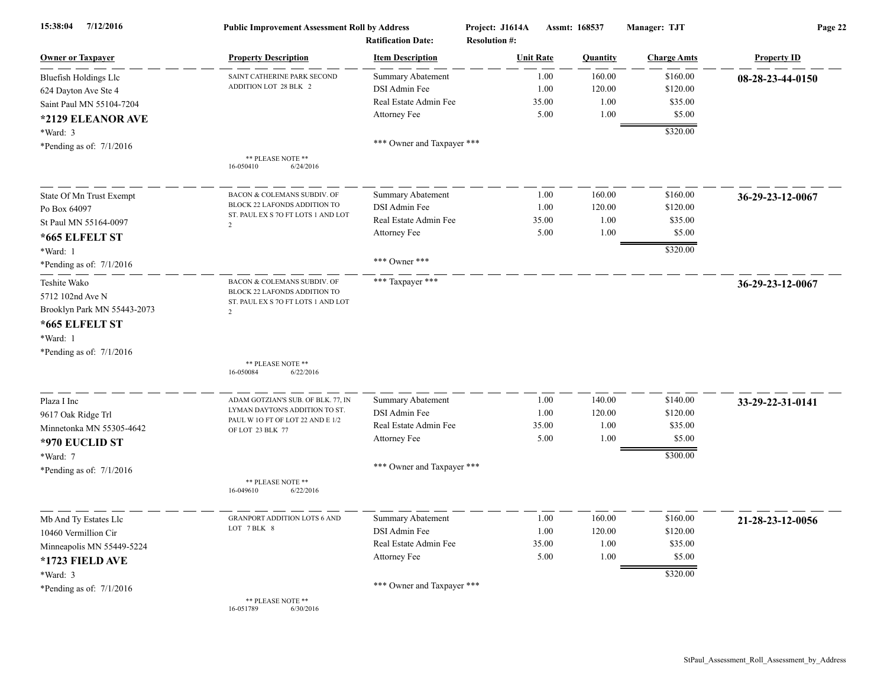**Public Improvement Assessment Roll by Address** — Project: J1614A — Assmt: 168537 — Manager: TJT

Ratification Date: — Resolution #:

| Owner or Taxpayer | Property Description | Item Description | Unit Rate | Quantity | Charge Amts | Property ID |
|---|---|---|---|---|---|---|
| Bluefish Holdings Llc<br>624 Dayton Ave Ste 4<br>Saint Paul MN 55104-7204<br>**\*2129 ELEANOR AVE**<br>\*Ward: 3<br>\*Pending as of: 7/1/2016 | SAINT CATHERINE PARK SECOND ADDITION LOT 28 BLK 2<br><br>** PLEASE NOTE **<br>16-050410 6/24/2016 | Summary Abatement<br>DSI Admin Fee<br>Real Estate Admin Fee<br>Attorney Fee<br><br>*** Owner and Taxpayer *** | 1.00<br>1.00<br>35.00<br>5.00 | 160.00<br>120.00<br>1.00<br>1.00 | $160.00<br>$120.00<br>$35.00<br>$5.00<br>**$320.00** | **08-28-23-44-0150** |
| State Of Mn Trust Exempt<br>Po Box 64097<br>St Paul MN 55164-0097<br>**\*665 ELFELT ST**<br>\*Ward: 1<br>\*Pending as of: 7/1/2016 | BACON & COLEMANS SUBDIV. OF BLOCK 22 LAFONDS ADDITION TO ST. PAUL EX S 7O FT LOTS 1 AND LOT 2 | Summary Abatement<br>DSI Admin Fee<br>Real Estate Admin Fee<br>Attorney Fee<br><br>*** Owner *** | 1.00<br>1.00<br>35.00<br>5.00 | 160.00<br>120.00<br>1.00<br>1.00 | $160.00<br>$120.00<br>$35.00<br>$5.00<br>**$320.00** | **36-29-23-12-0067** |
| Teshite Wako<br>5712 102nd Ave N<br>Brooklyn Park MN 55443-2073<br>**\*665 ELFELT ST**<br>\*Ward: 1<br>\*Pending as of: 7/1/2016 | BACON & COLEMANS SUBDIV. OF BLOCK 22 LAFONDS ADDITION TO ST. PAUL EX S 7O FT LOTS 1 AND LOT 2<br><br>** PLEASE NOTE **<br>16-050084 6/22/2016 | *** Taxpayer *** | | | | **36-29-23-12-0067** |
| Plaza I Inc<br>9617 Oak Ridge Trl<br>Minnetonka MN 55305-4642<br>**\*970 EUCLID ST**<br>\*Ward: 7<br>\*Pending as of: 7/1/2016 | ADAM GOTZIAN'S SUB. OF BLK. 77, IN LYMAN DAYTON'S ADDITION TO ST. PAUL W 1O FT OF LOT 22 AND E 1/2 OF LOT 23 BLK 77<br><br>** PLEASE NOTE **<br>16-049610 6/22/2016 | Summary Abatement<br>DSI Admin Fee<br>Real Estate Admin Fee<br>Attorney Fee<br><br>*** Owner and Taxpayer *** | 1.00<br>1.00<br>35.00<br>5.00 | 140.00<br>120.00<br>1.00<br>1.00 | $140.00<br>$120.00<br>$35.00<br>$5.00<br>**$300.00** | **33-29-22-31-0141** |
| Mb And Ty Estates Llc<br>10460 Vermillion Cir<br>Minneapolis MN 55449-5224<br>**\*1723 FIELD AVE**<br>\*Ward: 3<br>\*Pending as of: 7/1/2016 | GRANPORT ADDITION LOTS 6 AND LOT 7 BLK 8<br><br>** PLEASE NOTE **<br>16-051789 6/30/2016 | Summary Abatement<br>DSI Admin Fee<br>Real Estate Admin Fee<br>Attorney Fee<br><br>*** Owner and Taxpayer *** | 1.00<br>1.00<br>35.00<br>5.00 | 160.00<br>120.00<br>1.00<br>1.00 | $160.00<br>$120.00<br>$35.00<br>$5.00<br>**$320.00** | **21-28-23-12-0056** |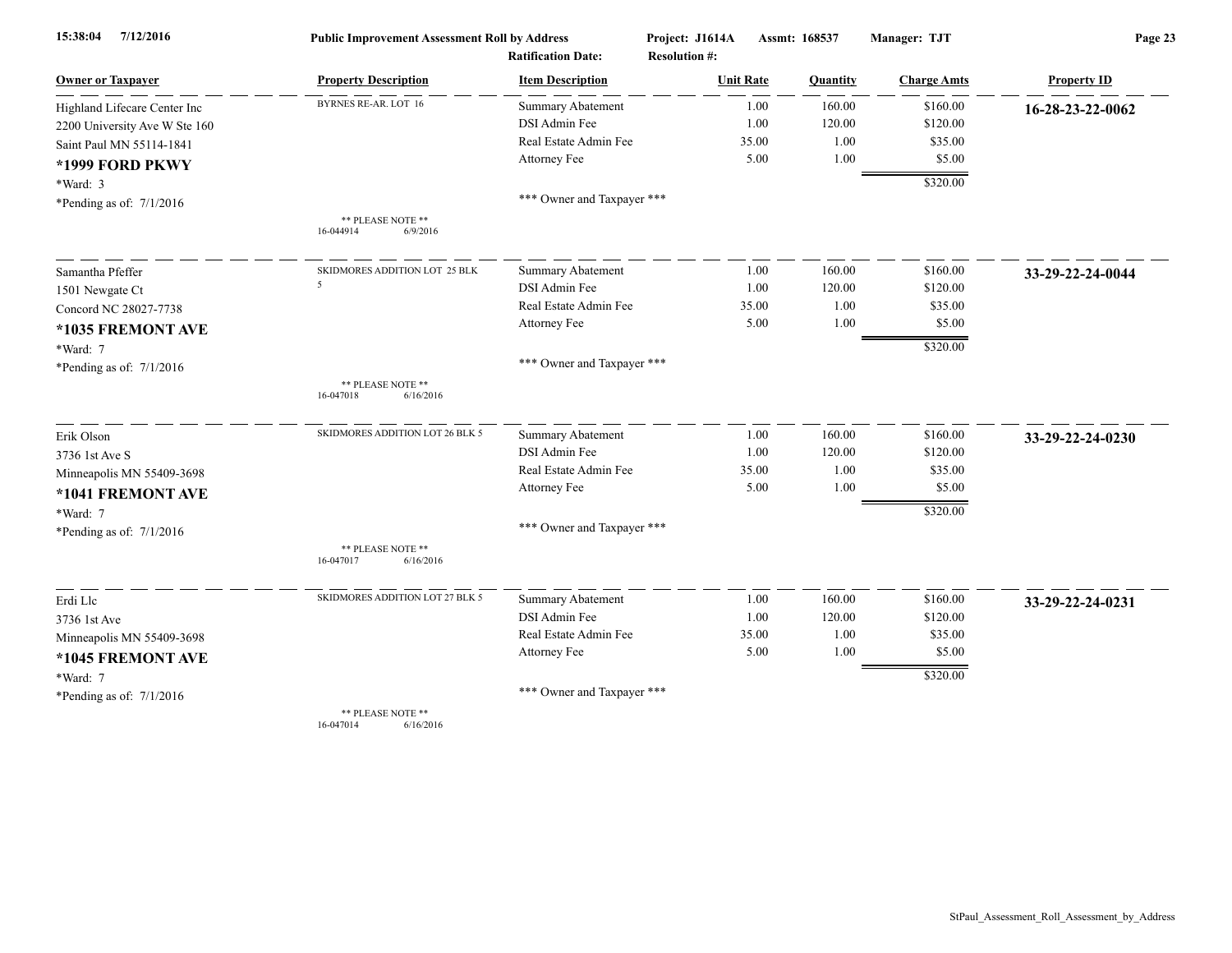Public Improvement Assessment Roll by Address

Project: J1614A  Assmt: 168537  Manager: TJT

Ratification Date:  Resolution #:

| Owner or Taxpayer | Property Description | Item Description | Unit Rate | Quantity | Charge Amts | Property ID |
|---|---|---|---|---|---|---|
| Highland Lifecare Center Inc | BYRNES RE-AR. LOT 16 | Summary Abatement | 1.00 | 160.00 | $160.00 | 16-28-23-22-0062 |
| 2200 University Ave W Ste 160 | | DSI Admin Fee | 1.00 | 120.00 | $120.00 | |
| Saint Paul MN 55114-1841 | | Real Estate Admin Fee | 35.00 | 1.00 | $35.00 | |
| **\*1999 FORD PKWY** | | Attorney Fee | 5.00 | 1.00 | $5.00 | |
| \*Ward: 3 | | | | | $320.00 | |
| \*Pending as of: 7/1/2016 | | \*\*\* Owner and Taxpayer \*\*\* | | | | |
| | \*\* PLEASE NOTE \*\* 16-044914 6/9/2016 | | | | | |
| Samantha Pfeffer | SKIDMORES ADDITION LOT 25 BLK 5 | Summary Abatement | 1.00 | 160.00 | $160.00 | 33-29-22-24-0044 |
| 1501 Newgate Ct | | DSI Admin Fee | 1.00 | 120.00 | $120.00 | |
| Concord NC 28027-7738 | | Real Estate Admin Fee | 35.00 | 1.00 | $35.00 | |
| **\*1035 FREMONT AVE** | | Attorney Fee | 5.00 | 1.00 | $5.00 | |
| \*Ward: 7 | | | | | $320.00 | |
| \*Pending as of: 7/1/2016 | | \*\*\* Owner and Taxpayer \*\*\* | | | | |
| | \*\* PLEASE NOTE \*\* 16-047018 6/16/2016 | | | | | |
| Erik Olson | SKIDMORES ADDITION LOT 26 BLK 5 | Summary Abatement | 1.00 | 160.00 | $160.00 | 33-29-22-24-0230 |
| 3736 1st Ave S | | DSI Admin Fee | 1.00 | 120.00 | $120.00 | |
| Minneapolis MN 55409-3698 | | Real Estate Admin Fee | 35.00 | 1.00 | $35.00 | |
| **\*1041 FREMONT AVE** | | Attorney Fee | 5.00 | 1.00 | $5.00 | |
| \*Ward: 7 | | | | | $320.00 | |
| \*Pending as of: 7/1/2016 | | \*\*\* Owner and Taxpayer \*\*\* | | | | |
| | \*\* PLEASE NOTE \*\* 16-047017 6/16/2016 | | | | | |
| Erdi Llc | SKIDMORES ADDITION LOT 27 BLK 5 | Summary Abatement | 1.00 | 160.00 | $160.00 | 33-29-22-24-0231 |
| 3736 1st Ave | | DSI Admin Fee | 1.00 | 120.00 | $120.00 | |
| Minneapolis MN 55409-3698 | | Real Estate Admin Fee | 35.00 | 1.00 | $35.00 | |
| **\*1045 FREMONT AVE** | | Attorney Fee | 5.00 | 1.00 | $5.00 | |
| \*Ward: 7 | | | | | $320.00 | |
| \*Pending as of: 7/1/2016 | | \*\*\* Owner and Taxpayer \*\*\* | | | | |
| | \*\* PLEASE NOTE \*\* 16-047014 6/16/2016 | | | | | |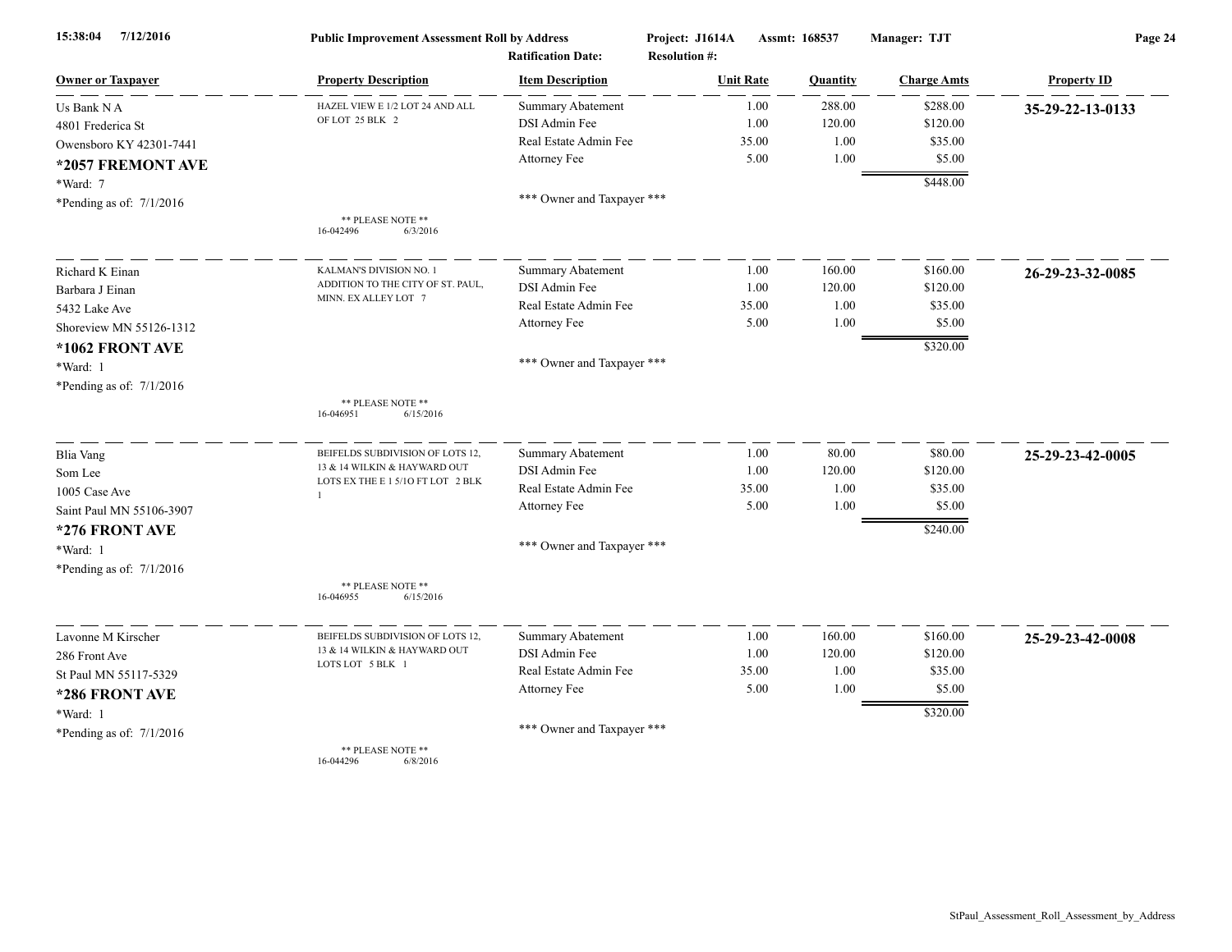| Owner or Taxpayer | Property Description | Item Description | Unit Rate | Quantity | Charge Amts | Property ID |
|---|---|---|---|---|---|---|
| Us Bank N A<br>4801 Frederica St<br>Owensboro KY 42301-7441<br>**\*2057 FREMONT AVE**<br>\*Ward: 7<br>\*Pending as of: 7/1/2016 | HAZEL VIEW E 1/2 LOT 24 AND ALL OF LOT 25 BLK 2<br><br>\*\* PLEASE NOTE \*\*<br>16-042496 6/3/2016 | Summary Abatement | 1.00 | 288.00 | $288.00 | **35-29-22-13-0133** |
| | | DSI Admin Fee | 1.00 | 120.00 | $120.00 | |
| | | Real Estate Admin Fee | 35.00 | 1.00 | $35.00 | |
| | | Attorney Fee | 5.00 | 1.00 | $5.00 | |
| | | | | | $448.00 | |
| | | \*\*\* Owner and Taxpayer \*\*\* | | | | |
| Richard K Einan<br>Barbara J Einan<br>5432 Lake Ave<br>Shoreview MN 55126-1312<br>**\*1062 FRONT AVE**<br>\*Ward: 1<br>\*Pending as of: 7/1/2016 | KALMAN'S DIVISION NO. 1 ADDITION TO THE CITY OF ST. PAUL, MINN. EX ALLEY LOT 7<br><br>\*\* PLEASE NOTE \*\*<br>16-046951 6/15/2016 | Summary Abatement | 1.00 | 160.00 | $160.00 | **26-29-23-32-0085** |
| | | DSI Admin Fee | 1.00 | 120.00 | $120.00 | |
| | | Real Estate Admin Fee | 35.00 | 1.00 | $35.00 | |
| | | Attorney Fee | 5.00 | 1.00 | $5.00 | |
| | | | | | $320.00 | |
| | | \*\*\* Owner and Taxpayer \*\*\* | | | | |
| Blia Vang<br>Som Lee<br>1005 Case Ave<br>Saint Paul MN 55106-3907<br>**\*276 FRONT AVE**<br>\*Ward: 1<br>\*Pending as of: 7/1/2016 | BEIFELDS SUBDIVISION OF LOTS 12, 13 & 14 WILKIN & HAYWARD OUT LOTS EX THE E 1 5/1O FT LOT 2 BLK 1<br><br>\*\* PLEASE NOTE \*\*<br>16-046955 6/15/2016 | Summary Abatement | 1.00 | 80.00 | $80.00 | **25-29-23-42-0005** |
| | | DSI Admin Fee | 1.00 | 120.00 | $120.00 | |
| | | Real Estate Admin Fee | 35.00 | 1.00 | $35.00 | |
| | | Attorney Fee | 5.00 | 1.00 | $5.00 | |
| | | | | | $240.00 | |
| | | \*\*\* Owner and Taxpayer \*\*\* | | | | |
| Lavonne M Kirscher<br>286 Front Ave<br>St Paul MN 55117-5329<br>**\*286 FRONT AVE**<br>\*Ward: 1<br>\*Pending as of: 7/1/2016 | BEIFELDS SUBDIVISION OF LOTS 12, 13 & 14 WILKIN & HAYWARD OUT LOTS LOT 5 BLK 1<br><br>\*\* PLEASE NOTE \*\*<br>16-044296 6/8/2016 | Summary Abatement | 1.00 | 160.00 | $160.00 | **25-29-23-42-0008** |
| | | DSI Admin Fee | 1.00 | 120.00 | $120.00 | |
| | | Real Estate Admin Fee | 35.00 | 1.00 | $35.00 | |
| | | Attorney Fee | 5.00 | 1.00 | $5.00 | |
| | | | | | $320.00 | |
| | | \*\*\* Owner and Taxpayer \*\*\* | | | | |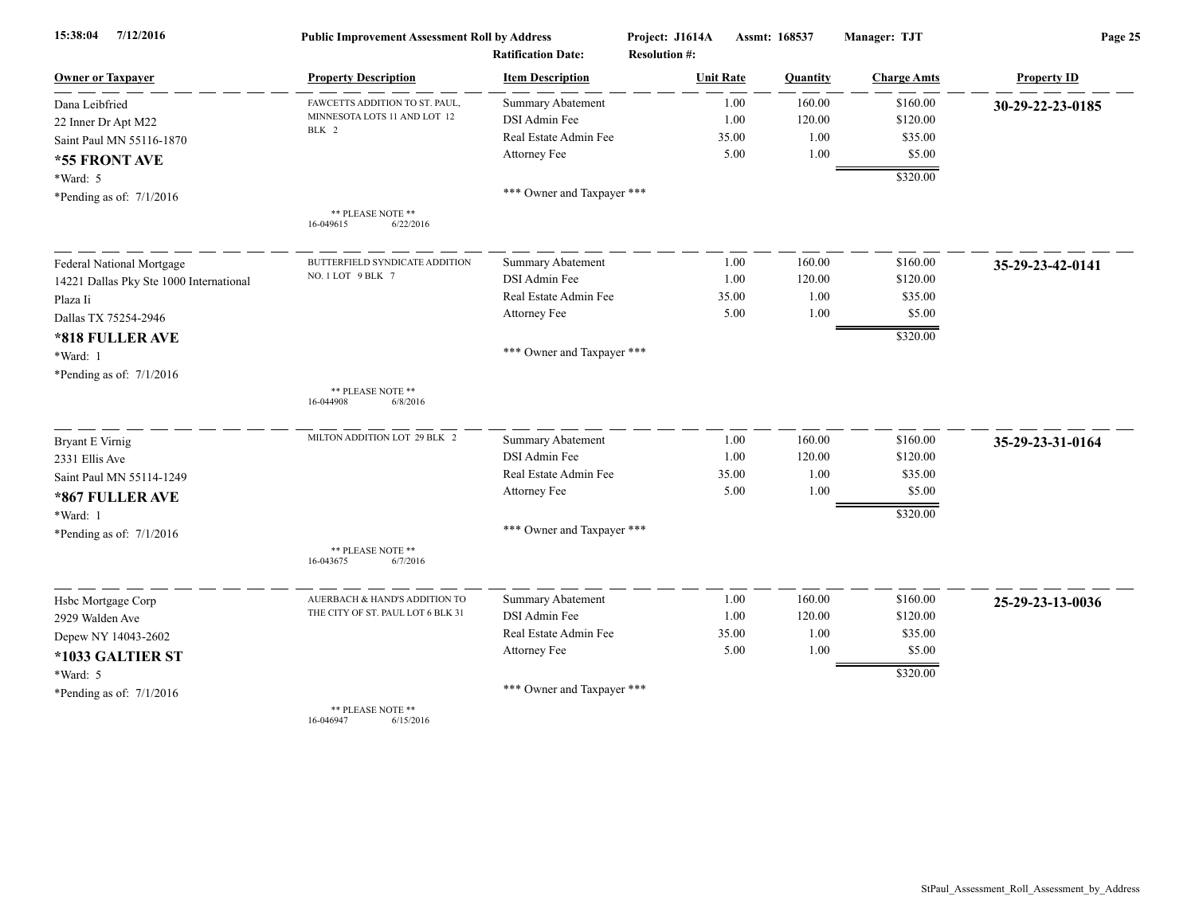**Public Improvement Assessment Roll by Address**

Project: J1614A Assmt: 168537 Manager: TJT

Ratification Date: Resolution #:

| Owner or Taxpayer | Property Description | Item Description | Unit Rate | Quantity | Charge Amts | Property ID |
|---|---|---|---|---|---|---|
| Dana Leibfried<br>22 Inner Dr Apt M22<br>Saint Paul MN 55116-1870<br>**\*55 FRONT AVE**<br>\*Ward: 5<br>\*Pending as of: 7/1/2016 | FAWCETTS ADDITION TO ST. PAUL, MINNESOTA LOTS 11 AND LOT 12 BLK 2<br>** PLEASE NOTE **<br>16-049615 6/22/2016 | Summary Abatement<br>DSI Admin Fee<br>Real Estate Admin Fee<br>Attorney Fee<br>*** Owner and Taxpayer *** | 1.00<br>1.00<br>35.00<br>5.00 | 160.00<br>120.00<br>1.00<br>1.00 | $160.00<br>$120.00<br>$35.00<br>$5.00<br>$320.00 | **30-29-22-23-0185** |
| Federal National Mortgage<br>14221 Dallas Pky Ste 1000 International Plaza Ii<br>Dallas TX 75254-2946<br>**\*818 FULLER AVE**<br>\*Ward: 1<br>\*Pending as of: 7/1/2016 | BUTTERFIELD SYNDICATE ADDITION NO. 1 LOT 9 BLK 7<br>** PLEASE NOTE **<br>16-044908 6/8/2016 | Summary Abatement<br>DSI Admin Fee<br>Real Estate Admin Fee<br>Attorney Fee<br>*** Owner and Taxpayer *** | 1.00<br>1.00<br>35.00<br>5.00 | 160.00<br>120.00<br>1.00<br>1.00 | $160.00<br>$120.00<br>$35.00<br>$5.00<br>$320.00 | **35-29-23-42-0141** |
| Bryant E Virnig<br>2331 Ellis Ave<br>Saint Paul MN 55114-1249<br>**\*867 FULLER AVE**<br>\*Ward: 1<br>\*Pending as of: 7/1/2016 | MILTON ADDITION LOT 29 BLK 2<br>** PLEASE NOTE **<br>16-043675 6/7/2016 | Summary Abatement<br>DSI Admin Fee<br>Real Estate Admin Fee<br>Attorney Fee<br>*** Owner and Taxpayer *** | 1.00<br>1.00<br>35.00<br>5.00 | 160.00<br>120.00<br>1.00<br>1.00 | $160.00<br>$120.00<br>$35.00<br>$5.00<br>$320.00 | **35-29-23-31-0164** |
| Hsbc Mortgage Corp<br>2929 Walden Ave<br>Depew NY 14043-2602<br>**\*1033 GALTIER ST**<br>\*Ward: 5<br>\*Pending as of: 7/1/2016 | AUERBACH & HAND'S ADDITION TO THE CITY OF ST. PAUL LOT 6 BLK 31<br>** PLEASE NOTE **<br>16-046947 6/15/2016 | Summary Abatement<br>DSI Admin Fee<br>Real Estate Admin Fee<br>Attorney Fee<br>*** Owner and Taxpayer *** | 1.00<br>1.00<br>35.00<br>5.00 | 160.00<br>120.00<br>1.00<br>1.00 | $160.00<br>$120.00<br>$35.00<br>$5.00<br>$320.00 | **25-29-23-13-0036** |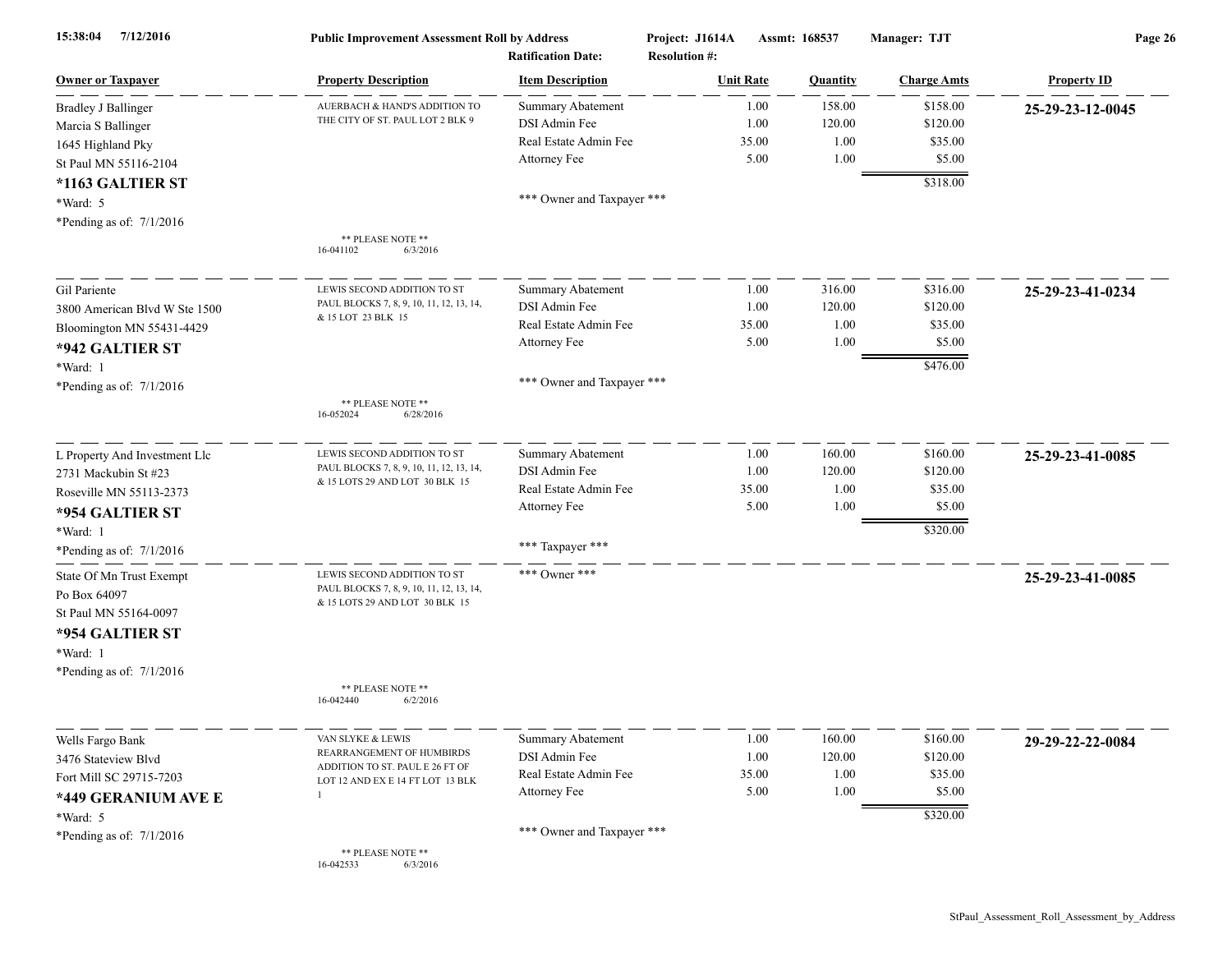**Public Improvement Assessment Roll by Address** — Project: J1614A — Assmt: 168537 — Manager: TJT

15:38:04 7/12/2016

Ratification Date: Resolution #:

| Owner or Taxpayer | Property Description | Item Description | Unit Rate | Quantity | Charge Amts | Property ID |
|---|---|---|---|---|---|---|
| Bradley J Ballinger<br>Marcia S Ballinger<br>1645 Highland Pky<br>St Paul MN 55116-2104<br>**\*1163 GALTIER ST**<br>\*Ward: 5<br>\*Pending as of: 7/1/2016 | AUERBACH & HAND'S ADDITION TO THE CITY OF ST. PAUL LOT 2 BLK 9<br><br>\*\* PLEASE NOTE \*\*<br>16-041102 6/3/2016 | Summary Abatement<br>DSI Admin Fee<br>Real Estate Admin Fee<br>Attorney Fee<br><br>\*\*\* Owner and Taxpayer \*\*\* | 1.00<br>1.00<br>35.00<br>5.00 | 158.00<br>120.00<br>1.00<br>1.00 | $158.00<br>$120.00<br>$35.00<br>$5.00<br>**$318.00** | **25-29-23-12-0045** |
| Gil Pariente<br>3800 American Blvd W Ste 1500<br>Bloomington MN 55431-4429<br>**\*942 GALTIER ST**<br>\*Ward: 1<br>\*Pending as of: 7/1/2016 | LEWIS SECOND ADDITION TO ST PAUL BLOCKS 7, 8, 9, 10, 11, 12, 13, 14, & 15 LOT 23 BLK 15<br><br>\*\* PLEASE NOTE \*\*<br>16-052024 6/28/2016 | Summary Abatement<br>DSI Admin Fee<br>Real Estate Admin Fee<br>Attorney Fee<br><br>\*\*\* Owner and Taxpayer \*\*\* | 1.00<br>1.00<br>35.00<br>5.00 | 316.00<br>120.00<br>1.00<br>1.00 | $316.00<br>$120.00<br>$35.00<br>$5.00<br>**$476.00** | **25-29-23-41-0234** |
| L Property And Investment Llc<br>2731 Mackubin St #23<br>Roseville MN 55113-2373<br>**\*954 GALTIER ST**<br>\*Ward: 1<br>\*Pending as of: 7/1/2016 | LEWIS SECOND ADDITION TO ST PAUL BLOCKS 7, 8, 9, 10, 11, 12, 13, 14, & 15 LOTS 29 AND LOT 30 BLK 15 | Summary Abatement<br>DSI Admin Fee<br>Real Estate Admin Fee<br>Attorney Fee<br><br>\*\*\* Taxpayer \*\*\* | 1.00<br>1.00<br>35.00<br>5.00 | 160.00<br>120.00<br>1.00<br>1.00 | $160.00<br>$120.00<br>$35.00<br>$5.00<br>**$320.00** | **25-29-23-41-0085** |
| State Of Mn Trust Exempt<br>Po Box 64097<br>St Paul MN 55164-0097<br>**\*954 GALTIER ST**<br>\*Ward: 1<br>\*Pending as of: 7/1/2016 | LEWIS SECOND ADDITION TO ST PAUL BLOCKS 7, 8, 9, 10, 11, 12, 13, 14, & 15 LOTS 29 AND LOT 30 BLK 15<br><br>\*\* PLEASE NOTE \*\*<br>16-042440 6/2/2016 | \*\*\* Owner \*\*\* | | | | **25-29-23-41-0085** |
| Wells Fargo Bank<br>3476 Stateview Blvd<br>Fort Mill SC 29715-7203<br>**\*449 GERANIUM AVE E**<br>\*Ward: 5<br>\*Pending as of: 7/1/2016 | VAN SLYKE & LEWIS REARRANGEMENT OF HUMBIRDS ADDITION TO ST. PAUL E 26 FT OF LOT 12 AND EX E 14 FT LOT 13 BLK 1<br><br>\*\* PLEASE NOTE \*\*<br>16-042533 6/3/2016 | Summary Abatement<br>DSI Admin Fee<br>Real Estate Admin Fee<br>Attorney Fee<br><br>\*\*\* Owner and Taxpayer \*\*\* | 1.00<br>1.00<br>35.00<br>5.00 | 160.00<br>120.00<br>1.00<br>1.00 | $160.00<br>$120.00<br>$35.00<br>$5.00<br>**$320.00** | **29-29-22-22-0084** |

StPaul_Assessment_Roll_Assessment_by_Address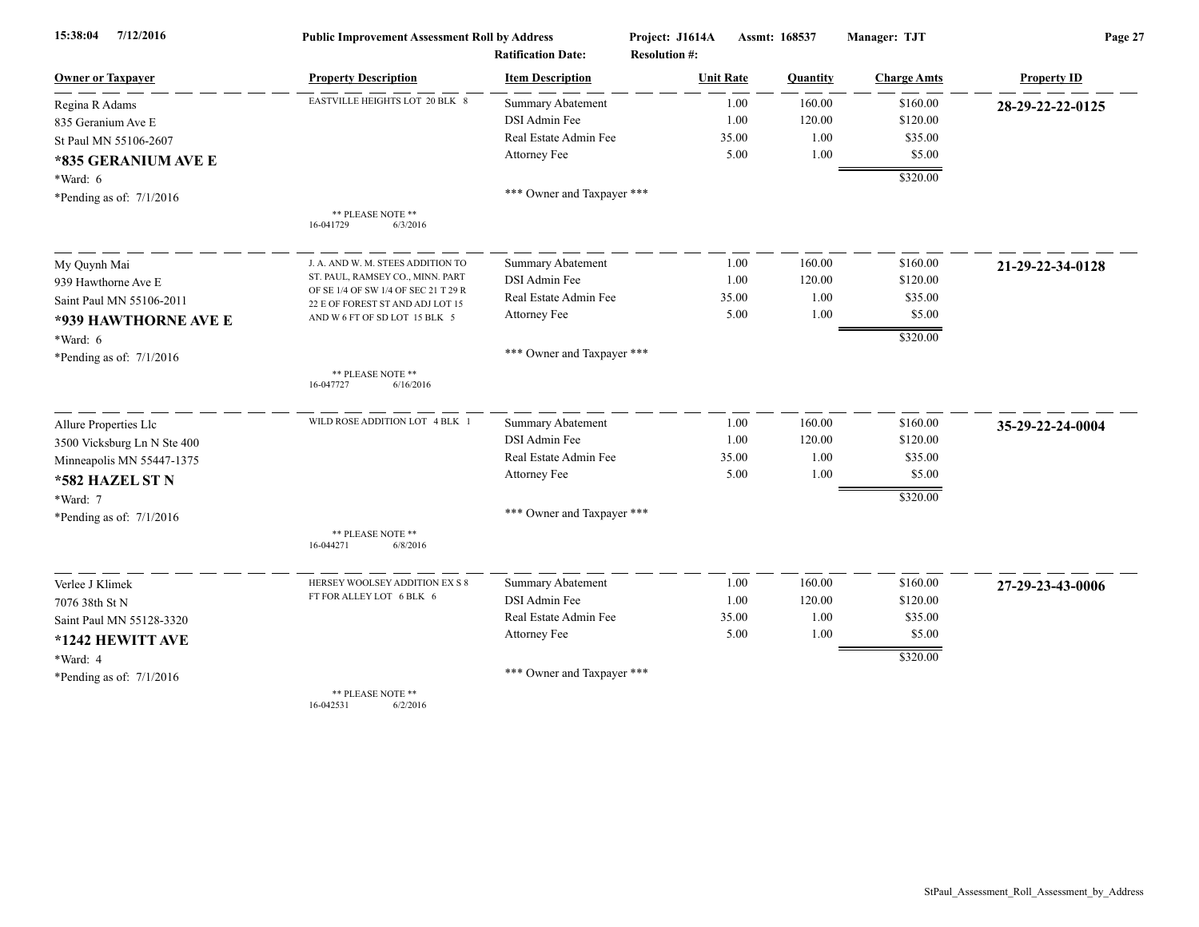**Public Improvement Assessment Roll by Address**
**Project: J1614A** **Assmt: 168537** **Manager: TJT**
**Ratification Date:** **Resolution #:**

| Owner or Taxpayer | Property Description | Item Description | Unit Rate | Quantity | Charge Amts | Property ID |
|---|---|---|---|---|---|---|
| Regina R Adams | EASTVILLE HEIGHTS LOT 20 BLK 8 | Summary Abatement | 1.00 | 160.00 | $160.00 | **28-29-22-22-0125** |
| 835 Geranium Ave E | | DSI Admin Fee | 1.00 | 120.00 | $120.00 | |
| St Paul MN 55106-2607 | | Real Estate Admin Fee | 35.00 | 1.00 | $35.00 | |
| **\*835 GERANIUM AVE E** | | Attorney Fee | 5.00 | 1.00 | $5.00 | |
| \*Ward: 6 | | | | | $320.00 | |
| \*Pending as of: 7/1/2016 | ** PLEASE NOTE ** 16-041729 6/3/2016 | *** Owner and Taxpayer *** | | | | |
| My Quynh Mai | J. A. AND W. M. STEES ADDITION TO ST. PAUL, RAMSEY CO., MINN. PART OF SE 1/4 OF SW 1/4 OF SEC 21 T 29 R 22 E OF FOREST ST AND ADJ LOT 15 AND W 6 FT OF SD LOT 15 BLK 5 | Summary Abatement | 1.00 | 160.00 | $160.00 | **21-29-22-34-0128** |
| 939 Hawthorne Ave E | | DSI Admin Fee | 1.00 | 120.00 | $120.00 | |
| Saint Paul MN 55106-2011 | | Real Estate Admin Fee | 35.00 | 1.00 | $35.00 | |
| **\*939 HAWTHORNE AVE E** | | Attorney Fee | 5.00 | 1.00 | $5.00 | |
| \*Ward: 6 | | | | | $320.00 | |
| \*Pending as of: 7/1/2016 | ** PLEASE NOTE ** 16-047727 6/16/2016 | *** Owner and Taxpayer *** | | | | |
| Allure Properties Llc | WILD ROSE ADDITION LOT 4 BLK 1 | Summary Abatement | 1.00 | 160.00 | $160.00 | **35-29-22-24-0004** |
| 3500 Vicksburg Ln N Ste 400 | | DSI Admin Fee | 1.00 | 120.00 | $120.00 | |
| Minneapolis MN 55447-1375 | | Real Estate Admin Fee | 35.00 | 1.00 | $35.00 | |
| **\*582 HAZEL ST N** | | Attorney Fee | 5.00 | 1.00 | $5.00 | |
| \*Ward: 7 | | | | | $320.00 | |
| \*Pending as of: 7/1/2016 | ** PLEASE NOTE ** 16-044271 6/8/2016 | *** Owner and Taxpayer *** | | | | |
| Verlee J Klimek | HERSEY WOOLSEY ADDITION EX S 8 FT FOR ALLEY LOT 6 BLK 6 | Summary Abatement | 1.00 | 160.00 | $160.00 | **27-29-23-43-0006** |
| 7076 38th St N | | DSI Admin Fee | 1.00 | 120.00 | $120.00 | |
| Saint Paul MN 55128-3320 | | Real Estate Admin Fee | 35.00 | 1.00 | $35.00 | |
| **\*1242 HEWITT AVE** | | Attorney Fee | 5.00 | 1.00 | $5.00 | |
| \*Ward: 4 | | | | | $320.00 | |
| \*Pending as of: 7/1/2016 | ** PLEASE NOTE ** 16-042531 6/2/2016 | *** Owner and Taxpayer *** | | | | |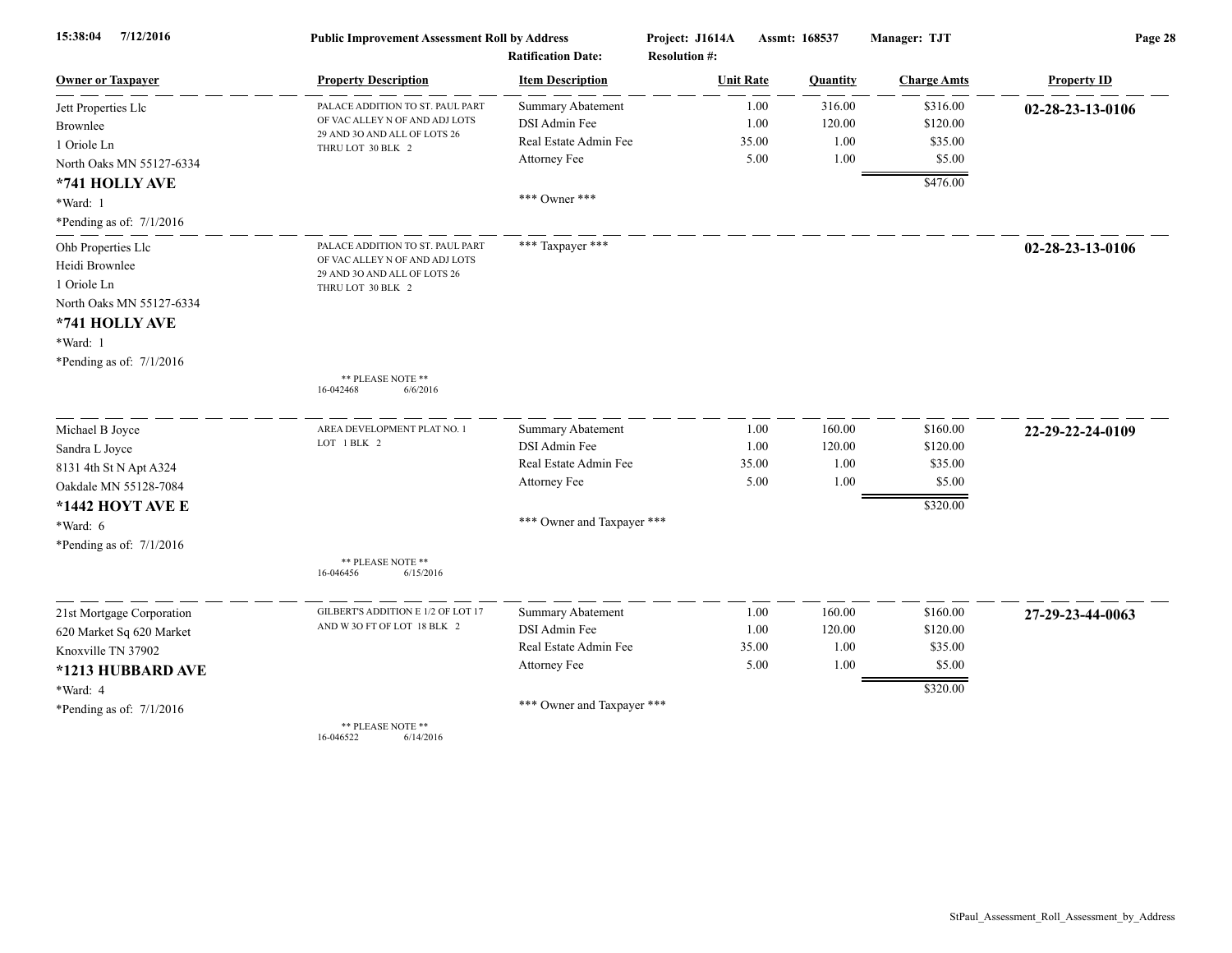**Public Improvement Assessment Roll by Address**

Project: J1614A | Assmt: 168537 | Manager: TJT

Ratification Date: | Resolution #:

| Owner or Taxpayer | Property Description | Item Description | Unit Rate | Quantity | Charge Amts | Property ID |
|---|---|---|---|---|---|---|
| Jett Properties Llc<br>Brownlee<br>1 Oriole Ln<br>North Oaks MN 55127-6334<br>**\*741 HOLLY AVE**<br>\*Ward: 1<br>\*Pending as of: 7/1/2016 | PALACE ADDITION TO ST. PAUL PART OF VAC ALLEY N OF AND ADJ LOTS 29 AND 3O AND ALL OF LOTS 26 THRU LOT 30 BLK 2 | Summary Abatement | 1.00 | 316.00 | $316.00 | **02-28-23-13-0106** |
| | | DSI Admin Fee | 1.00 | 120.00 | $120.00 | |
| | | Real Estate Admin Fee | 35.00 | 1.00 | $35.00 | |
| | | Attorney Fee | 5.00 | 1.00 | $5.00 | |
| | | | | | $476.00 | |
| | | \*\*\* Owner \*\*\* | | | | |
| Ohb Properties Llc<br>Heidi Brownlee<br>1 Oriole Ln<br>North Oaks MN 55127-6334<br>**\*741 HOLLY AVE**<br>\*Ward: 1<br>\*Pending as of: 7/1/2016 | PALACE ADDITION TO ST. PAUL PART OF VAC ALLEY N OF AND ADJ LOTS 29 AND 3O AND ALL OF LOTS 26 THRU LOT 30 BLK 2<br><br>\*\* PLEASE NOTE \*\*<br>16-042468 6/6/2016 | \*\*\* Taxpayer \*\*\* | | | | **02-28-23-13-0106** |
| Michael B Joyce<br>Sandra L Joyce<br>8131 4th St N Apt A324<br>Oakdale MN 55128-7084<br>**\*1442 HOYT AVE E**<br>\*Ward: 6<br>\*Pending as of: 7/1/2016 | AREA DEVELOPMENT PLAT NO. 1 LOT 1 BLK 2<br><br>\*\* PLEASE NOTE \*\*<br>16-046456 6/15/2016 | Summary Abatement | 1.00 | 160.00 | $160.00 | **22-29-22-24-0109** |
| | | DSI Admin Fee | 1.00 | 120.00 | $120.00 | |
| | | Real Estate Admin Fee | 35.00 | 1.00 | $35.00 | |
| | | Attorney Fee | 5.00 | 1.00 | $5.00 | |
| | | | | | $320.00 | |
| | | \*\*\* Owner and Taxpayer \*\*\* | | | | |
| 21st Mortgage Corporation<br>620 Market Sq 620 Market<br>Knoxville TN 37902<br>**\*1213 HUBBARD AVE**<br>\*Ward: 4<br>\*Pending as of: 7/1/2016 | GILBERT'S ADDITION E 1/2 OF LOT 17 AND W 3O FT OF LOT 18 BLK 2<br><br>\*\* PLEASE NOTE \*\*<br>16-046522 6/14/2016 | Summary Abatement | 1.00 | 160.00 | $160.00 | **27-29-23-44-0063** |
| | | DSI Admin Fee | 1.00 | 120.00 | $120.00 | |
| | | Real Estate Admin Fee | 35.00 | 1.00 | $35.00 | |
| | | Attorney Fee | 5.00 | 1.00 | $5.00 | |
| | | | | | $320.00 | |
| | | \*\*\* Owner and Taxpayer \*\*\* | | | | |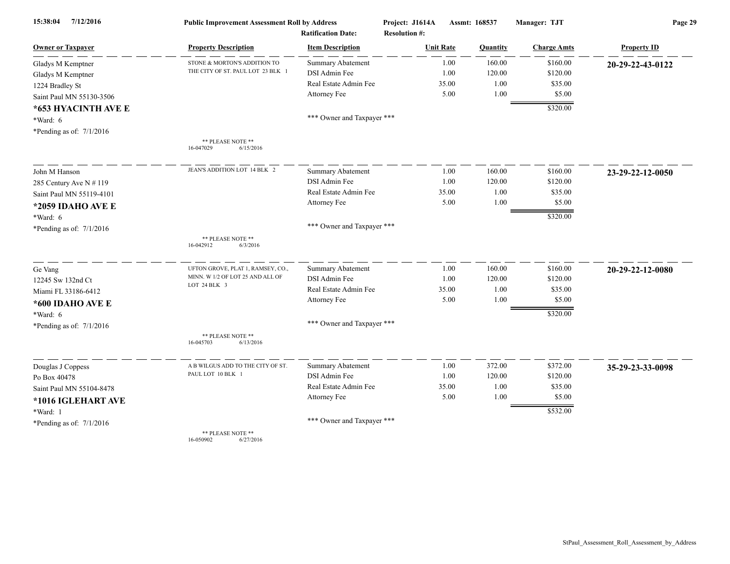**Public Improvement Assessment Roll by Address**

Project: J1614A Assmt: 168537 Manager: TJT

Ratification Date: Resolution #:

| Owner or Taxpayer | Property Description | Item Description | Unit Rate | Quantity | Charge Amts | Property ID |
|---|---|---|---|---|---|---|
| Gladys M Kemptner | STONE & MORTON'S ADDITION TO THE CITY OF ST. PAUL LOT 23 BLK 1 | Summary Abatement | 1.00 | 160.00 | $160.00 | **20-29-22-43-0122** |
| Gladys M Kemptner | | DSI Admin Fee | 1.00 | 120.00 | $120.00 | |
| 1224 Bradley St | | Real Estate Admin Fee | 35.00 | 1.00 | $35.00 | |
| Saint Paul MN 55130-3506 | | Attorney Fee | 5.00 | 1.00 | $5.00 | |
| **\*653 HYACINTH AVE E** | | | | | $320.00 | |
| \*Ward: 6 | | \*\*\* Owner and Taxpayer \*\*\* | | | | |
| \*Pending as of: 7/1/2016 | \*\* PLEASE NOTE \*\* 16-047029 6/15/2016 | | | | | |
| John M Hanson | JEAN'S ADDITION LOT 14 BLK 2 | Summary Abatement | 1.00 | 160.00 | $160.00 | **23-29-22-12-0050** |
| 285 Century Ave N # 119 | | DSI Admin Fee | 1.00 | 120.00 | $120.00 | |
| Saint Paul MN 55119-4101 | | Real Estate Admin Fee | 35.00 | 1.00 | $35.00 | |
| **\*2059 IDAHO AVE E** | | Attorney Fee | 5.00 | 1.00 | $5.00 | |
| \*Ward: 6 | | | | | $320.00 | |
| \*Pending as of: 7/1/2016 | \*\* PLEASE NOTE \*\* 16-042912 6/3/2016 | \*\*\* Owner and Taxpayer \*\*\* | | | | |
| Ge Vang | UFTON GROVE, PLAT 1, RAMSEY, CO., MINN. W 1/2 OF LOT 25 AND ALL OF LOT 24 BLK 3 | Summary Abatement | 1.00 | 160.00 | $160.00 | **20-29-22-12-0080** |
| 12245 Sw 132nd Ct | | DSI Admin Fee | 1.00 | 120.00 | $120.00 | |
| Miami FL 33186-6412 | | Real Estate Admin Fee | 35.00 | 1.00 | $35.00 | |
| **\*600 IDAHO AVE E** | | Attorney Fee | 5.00 | 1.00 | $5.00 | |
| \*Ward: 6 | | | | | $320.00 | |
| \*Pending as of: 7/1/2016 | \*\* PLEASE NOTE \*\* 16-045703 6/13/2016 | \*\*\* Owner and Taxpayer \*\*\* | | | | |
| Douglas J Coppess | A B WILGUS ADD TO THE CITY OF ST. PAUL LOT 10 BLK 1 | Summary Abatement | 1.00 | 372.00 | $372.00 | **35-29-23-33-0098** |
| Po Box 40478 | | DSI Admin Fee | 1.00 | 120.00 | $120.00 | |
| Saint Paul MN 55104-8478 | | Real Estate Admin Fee | 35.00 | 1.00 | $35.00 | |
| **\*1016 IGLEHART AVE** | | Attorney Fee | 5.00 | 1.00 | $5.00 | |
| \*Ward: 1 | | | | | $532.00 | |
| \*Pending as of: 7/1/2016 | \*\* PLEASE NOTE \*\* 16-050902 6/27/2016 | \*\*\* Owner and Taxpayer \*\*\* | | | | |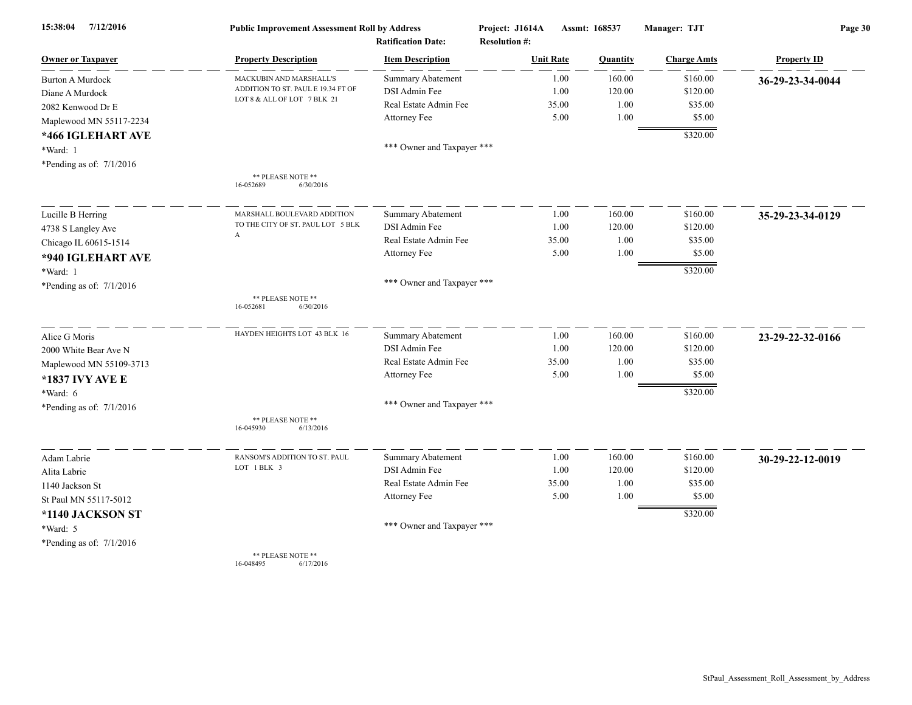| Owner or Taxpayer | Property Description | Item Description | Unit Rate | Quantity | Charge Amts | Property ID |
|---|---|---|---|---|---|---|
| Burton A Murdock<br>Diane A Murdock<br>2082 Kenwood Dr E<br>Maplewood MN 55117-2234<br>**\*466 IGLEHART AVE**<br>\*Ward: 1<br>\*Pending as of: 7/1/2016 | MACKUBIN AND MARSHALL'S ADDITION TO ST. PAUL E 19.34 FT OF LOT 8 & ALL OF LOT 7 BLK 21<br><br>** PLEASE NOTE **<br>16-052689 6/30/2016 | Summary Abatement | 1.00 | 160.00 | $160.00 | **36-29-23-34-0044** |
| | | DSI Admin Fee | 1.00 | 120.00 | $120.00 | |
| | | Real Estate Admin Fee | 35.00 | 1.00 | $35.00 | |
| | | Attorney Fee | 5.00 | 1.00 | $5.00 | |
| | | | | | $320.00 | |
| | | \*\*\* Owner and Taxpayer \*\*\* | | | | |
| Lucille B Herring<br>4738 S Langley Ave<br>Chicago IL 60615-1514<br>**\*940 IGLEHART AVE**<br>\*Ward: 1<br>\*Pending as of: 7/1/2016 | MARSHALL BOULEVARD ADDITION TO THE CITY OF ST. PAUL LOT 5 BLK A<br><br>** PLEASE NOTE **<br>16-052681 6/30/2016 | Summary Abatement | 1.00 | 160.00 | $160.00 | **35-29-23-34-0129** |
| | | DSI Admin Fee | 1.00 | 120.00 | $120.00 | |
| | | Real Estate Admin Fee | 35.00 | 1.00 | $35.00 | |
| | | Attorney Fee | 5.00 | 1.00 | $5.00 | |
| | | | | | $320.00 | |
| | | \*\*\* Owner and Taxpayer \*\*\* | | | | |
| Alice G Moris<br>2000 White Bear Ave N<br>Maplewood MN 55109-3713<br>**\*1837 IVY AVE E**<br>\*Ward: 6<br>\*Pending as of: 7/1/2016 | HAYDEN HEIGHTS LOT 43 BLK 16<br><br>** PLEASE NOTE **<br>16-045930 6/13/2016 | Summary Abatement | 1.00 | 160.00 | $160.00 | **23-29-22-32-0166** |
| | | DSI Admin Fee | 1.00 | 120.00 | $120.00 | |
| | | Real Estate Admin Fee | 35.00 | 1.00 | $35.00 | |
| | | Attorney Fee | 5.00 | 1.00 | $5.00 | |
| | | | | | $320.00 | |
| | | \*\*\* Owner and Taxpayer \*\*\* | | | | |
| Adam Labrie<br>Alita Labrie<br>1140 Jackson St<br>St Paul MN 55117-5012<br>**\*1140 JACKSON ST**<br>\*Ward: 5<br>\*Pending as of: 7/1/2016 | RANSOM'S ADDITION TO ST. PAUL LOT 1 BLK 3<br><br>** PLEASE NOTE **<br>16-048495 6/17/2016 | Summary Abatement | 1.00 | 160.00 | $160.00 | **30-29-22-12-0019** |
| | | DSI Admin Fee | 1.00 | 120.00 | $120.00 | |
| | | Real Estate Admin Fee | 35.00 | 1.00 | $35.00 | |
| | | Attorney Fee | 5.00 | 1.00 | $5.00 | |
| | | | | | $320.00 | |
| | | \*\*\* Owner and Taxpayer \*\*\* | | | | |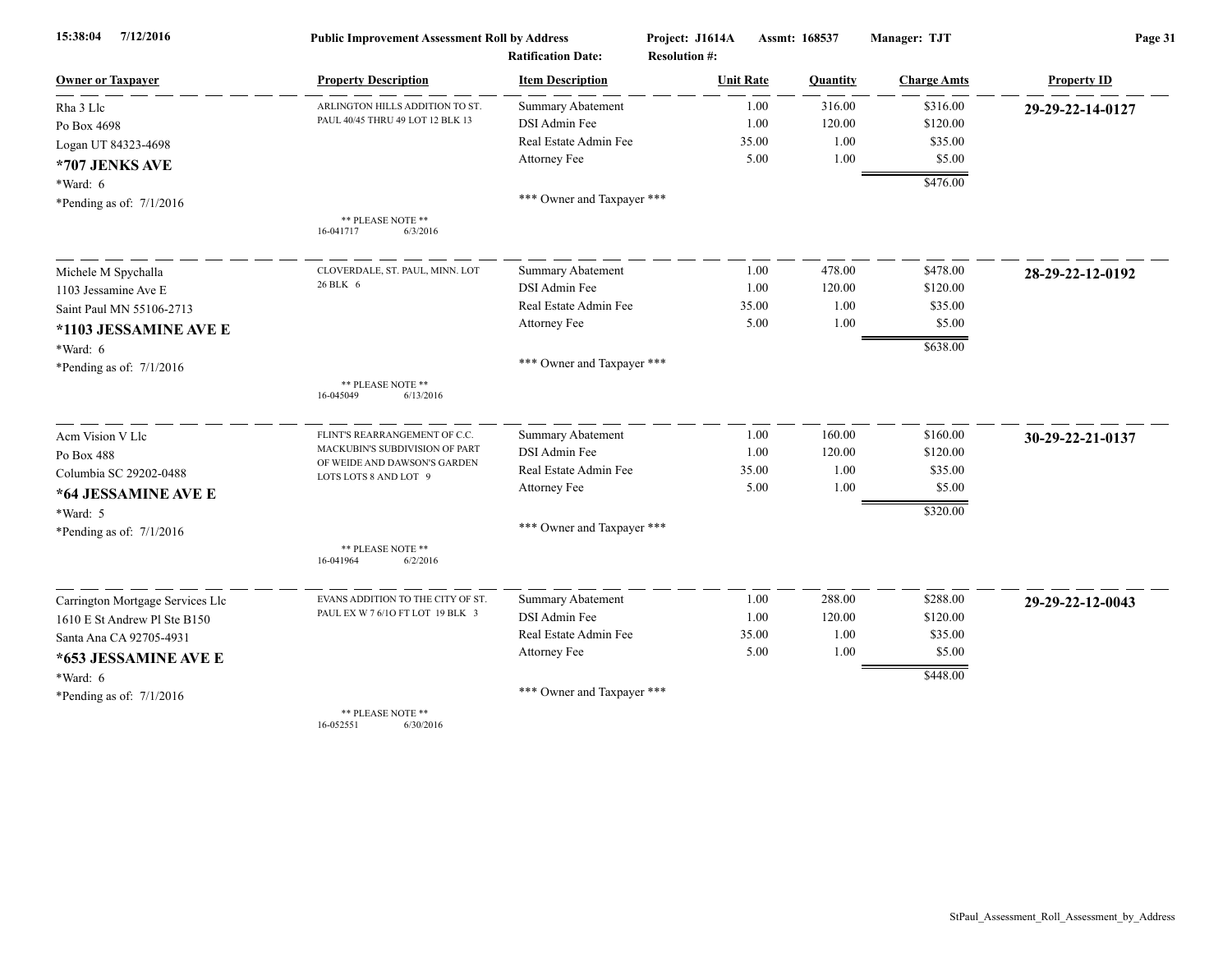15:38:04 7/12/2016 **Public Improvement Assessment Roll by Address** Project: J1614A Assmt: 168537 Manager: TJT

Ratification Date: Resolution #:

| Owner or Taxpayer | Property Description | Item Description | Unit Rate | Quantity | Charge Amts | Property ID |
|---|---|---|---|---|---|---|
| Rha 3 Llc | ARLINGTON HILLS ADDITION TO ST. PAUL 40/45 THRU 49 LOT 12 BLK 13 | Summary Abatement | 1.00 | 316.00 | $316.00 | **29-29-22-14-0127** |
| Po Box 4698 | | DSI Admin Fee | 1.00 | 120.00 | $120.00 | |
| Logan UT 84323-4698 | | Real Estate Admin Fee | 35.00 | 1.00 | $35.00 | |
| **\*707 JENKS AVE** | | Attorney Fee | 5.00 | 1.00 | $5.00 | |
| \*Ward: 6 | | | | | $476.00 | |
| \*Pending as of: 7/1/2016 | ** PLEASE NOTE ** 16-041717 6/3/2016 | *** Owner and Taxpayer *** | | | | |
| Michele M Spychalla | CLOVERDALE, ST. PAUL, MINN. LOT 26 BLK 6 | Summary Abatement | 1.00 | 478.00 | $478.00 | **28-29-22-12-0192** |
| 1103 Jessamine Ave E | | DSI Admin Fee | 1.00 | 120.00 | $120.00 | |
| Saint Paul MN 55106-2713 | | Real Estate Admin Fee | 35.00 | 1.00 | $35.00 | |
| **\*1103 JESSAMINE AVE E** | | Attorney Fee | 5.00 | 1.00 | $5.00 | |
| \*Ward: 6 | | | | | $638.00 | |
| \*Pending as of: 7/1/2016 | ** PLEASE NOTE ** 16-045049 6/13/2016 | *** Owner and Taxpayer *** | | | | |
| Acm Vision V Llc | FLINT'S REARRANGEMENT OF C.C. MACKUBIN'S SUBDIVISION OF PART OF WEIDE AND DAWSON'S GARDEN LOTS LOTS 8 AND LOT 9 | Summary Abatement | 1.00 | 160.00 | $160.00 | **30-29-22-21-0137** |
| Po Box 488 | | DSI Admin Fee | 1.00 | 120.00 | $120.00 | |
| Columbia SC 29202-0488 | | Real Estate Admin Fee | 35.00 | 1.00 | $35.00 | |
| **\*64 JESSAMINE AVE E** | | Attorney Fee | 5.00 | 1.00 | $5.00 | |
| \*Ward: 5 | | | | | $320.00 | |
| \*Pending as of: 7/1/2016 | ** PLEASE NOTE ** 16-041964 6/2/2016 | *** Owner and Taxpayer *** | | | | |
| Carrington Mortgage Services Llc | EVANS ADDITION TO THE CITY OF ST. PAUL EX W 7 6/1O FT LOT 19 BLK 3 | Summary Abatement | 1.00 | 288.00 | $288.00 | **29-29-22-12-0043** |
| 1610 E St Andrew Pl Ste B150 | | DSI Admin Fee | 1.00 | 120.00 | $120.00 | |
| Santa Ana CA 92705-4931 | | Real Estate Admin Fee | 35.00 | 1.00 | $35.00 | |
| **\*653 JESSAMINE AVE E** | | Attorney Fee | 5.00 | 1.00 | $5.00 | |
| \*Ward: 6 | | | | | $448.00 | |
| \*Pending as of: 7/1/2016 | ** PLEASE NOTE ** 16-052551 6/30/2016 | *** Owner and Taxpayer *** | | | | |

StPaul_Assessment_Roll_Assessment_by_Address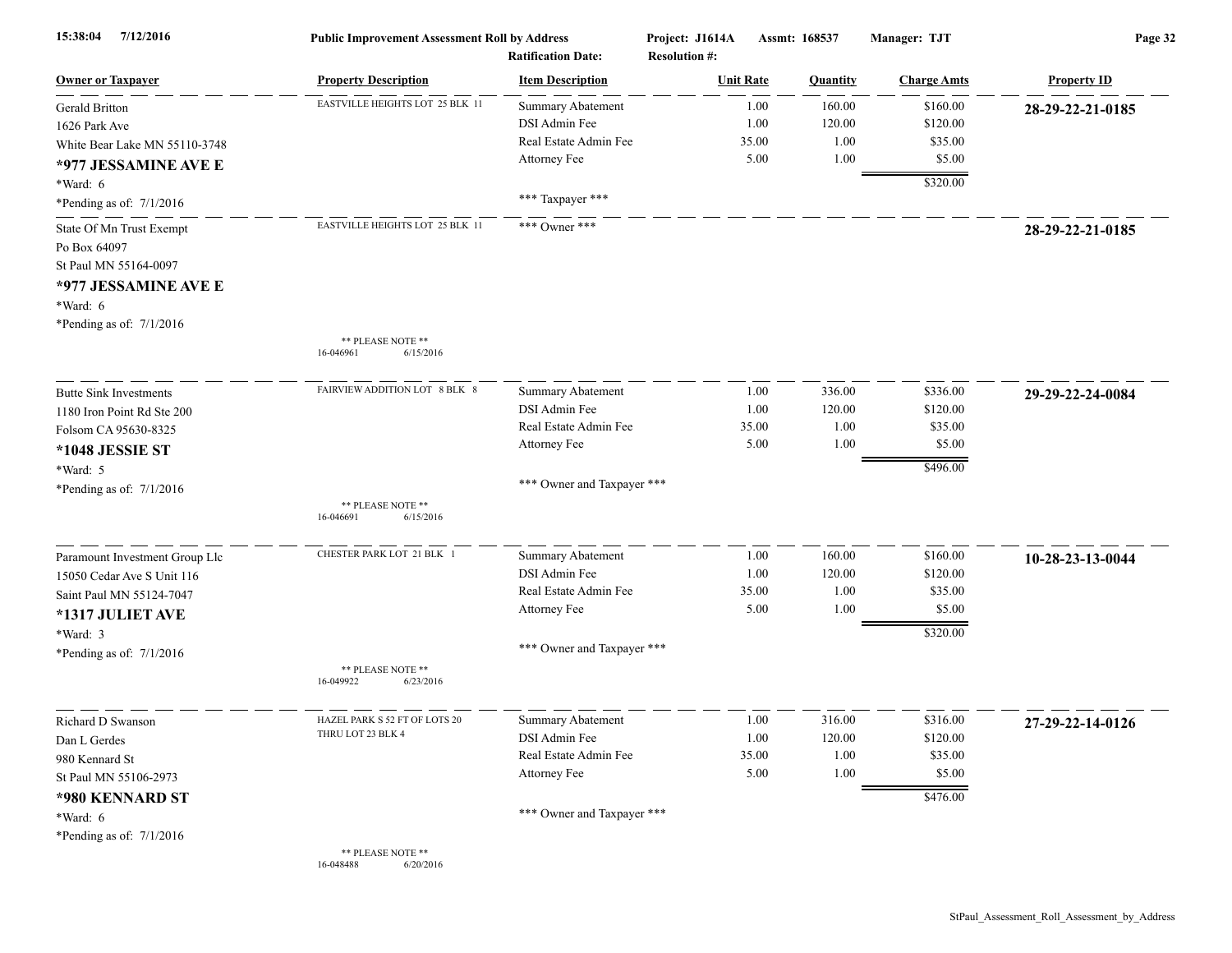| Owner or Taxpayer | Property Description | Item Description | Unit Rate | Quantity | Charge Amts | Property ID |
|---|---|---|---|---|---|---|
| Gerald Britton | EASTVILLE HEIGHTS LOT 25 BLK 11 | Summary Abatement | 1.00 | 160.00 | $160.00 | **28-29-22-21-0185** |
| 1626 Park Ave | | DSI Admin Fee | 1.00 | 120.00 | $120.00 | |
| White Bear Lake MN 55110-3748 | | Real Estate Admin Fee | 35.00 | 1.00 | $35.00 | |
| **\*977 JESSAMINE AVE E** | | Attorney Fee | 5.00 | 1.00 | $5.00 | |
| \*Ward: 6 | | | | | $320.00 | |
| \*Pending as of: 7/1/2016 | | \*\*\* Taxpayer \*\*\* | | | | |
| State Of Mn Trust Exempt | EASTVILLE HEIGHTS LOT 25 BLK 11 | \*\*\* Owner \*\*\* | | | | **28-29-22-21-0185** |
| Po Box 64097 | | | | | | |
| St Paul MN 55164-0097 | | | | | | |
| **\*977 JESSAMINE AVE E** | | | | | | |
| \*Ward: 6 | | | | | | |
| \*Pending as of: 7/1/2016 | \*\* PLEASE NOTE \*\* 16-046961 6/15/2016 | | | | | |
| Butte Sink Investments | FAIRVIEW ADDITION LOT 8 BLK 8 | Summary Abatement | 1.00 | 336.00 | $336.00 | **29-29-22-24-0084** |
| 1180 Iron Point Rd Ste 200 | | DSI Admin Fee | 1.00 | 120.00 | $120.00 | |
| Folsom CA 95630-8325 | | Real Estate Admin Fee | 35.00 | 1.00 | $35.00 | |
| **\*1048 JESSIE ST** | | Attorney Fee | 5.00 | 1.00 | $5.00 | |
| \*Ward: 5 | | | | | $496.00 | |
| \*Pending as of: 7/1/2016 | \*\* PLEASE NOTE \*\* 16-046691 6/15/2016 | \*\*\* Owner and Taxpayer \*\*\* | | | | |
| Paramount Investment Group Llc | CHESTER PARK LOT 21 BLK 1 | Summary Abatement | 1.00 | 160.00 | $160.00 | **10-28-23-13-0044** |
| 15050 Cedar Ave S Unit 116 | | DSI Admin Fee | 1.00 | 120.00 | $120.00 | |
| Saint Paul MN 55124-7047 | | Real Estate Admin Fee | 35.00 | 1.00 | $35.00 | |
| **\*1317 JULIET AVE** | | Attorney Fee | 5.00 | 1.00 | $5.00 | |
| \*Ward: 3 | | | | | $320.00 | |
| \*Pending as of: 7/1/2016 | \*\* PLEASE NOTE \*\* 16-049922 6/23/2016 | \*\*\* Owner and Taxpayer \*\*\* | | | | |
| Richard D Swanson | HAZEL PARK S 52 FT OF LOTS 20 THRU LOT 23 BLK 4 | Summary Abatement | 1.00 | 316.00 | $316.00 | **27-29-22-14-0126** |
| Dan L Gerdes | | DSI Admin Fee | 1.00 | 120.00 | $120.00 | |
| 980 Kennard St | | Real Estate Admin Fee | 35.00 | 1.00 | $35.00 | |
| St Paul MN 55106-2973 | | Attorney Fee | 5.00 | 1.00 | $5.00 | |
| **\*980 KENNARD ST** | | | | | $476.00 | |
| \*Ward: 6 | | \*\*\* Owner and Taxpayer \*\*\* | | | | |
| \*Pending as of: 7/1/2016 | \*\* PLEASE NOTE \*\* 16-048488 6/20/2016 | | | | | |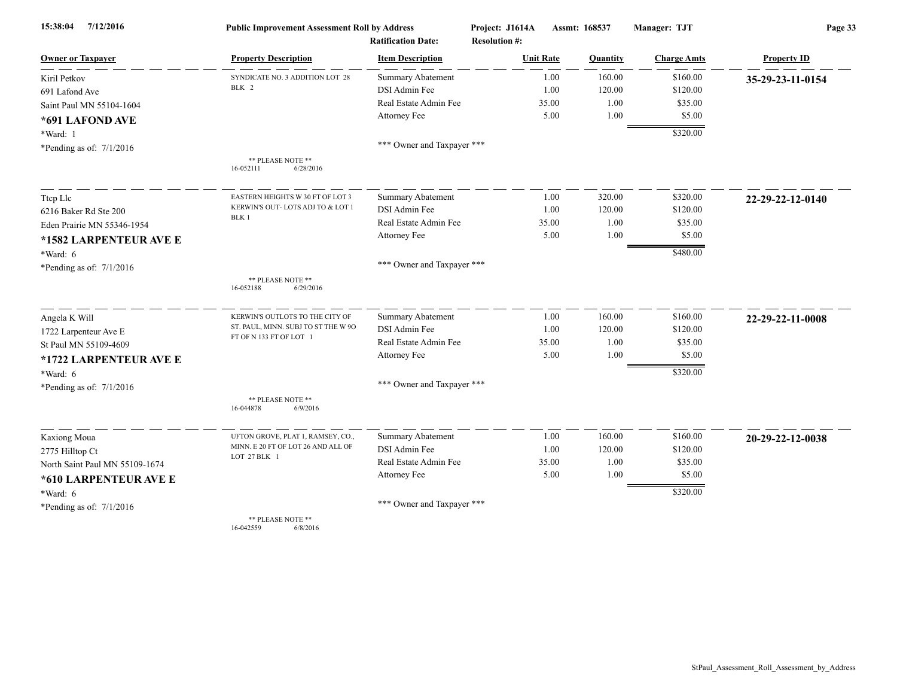**Public Improvement Assessment Roll by Address**

Project: J1614A Assmt: 168537 Manager: TJT

Ratification Date: Resolution #:

| Owner or Taxpayer | Property Description | Item Description | Unit Rate | Quantity | Charge Amts | Property ID |
|---|---|---|---|---|---|---|
| Kiril Petkov<br>691 Lafond Ave<br>Saint Paul MN 55104-1604<br>**\*691 LAFOND AVE**<br>\*Ward: 1<br>\*Pending as of: 7/1/2016 | SYNDICATE NO. 3 ADDITION LOT 28 BLK 2<br><br>\*\* PLEASE NOTE \*\*<br>16-052111 6/28/2016 | Summary Abatement<br>DSI Admin Fee<br>Real Estate Admin Fee<br>Attorney Fee<br><br>\*\*\* Owner and Taxpayer \*\*\* | 1.00<br>1.00<br>35.00<br>5.00 | 160.00<br>120.00<br>1.00<br>1.00 | \$160.00<br>\$120.00<br>\$35.00<br>\$5.00<br>\$320.00 | **35-29-23-11-0154** |
| Ttcp Llc<br>6216 Baker Rd Ste 200<br>Eden Prairie MN 55346-1954<br>**\*1582 LARPENTEUR AVE E**<br>\*Ward: 6<br>\*Pending as of: 7/1/2016 | EASTERN HEIGHTS W 30 FT OF LOT 3 KERWIN'S OUT- LOTS ADJ TO & LOT 1 BLK 1<br><br>\*\* PLEASE NOTE \*\*<br>16-052188 6/29/2016 | Summary Abatement<br>DSI Admin Fee<br>Real Estate Admin Fee<br>Attorney Fee<br><br>\*\*\* Owner and Taxpayer \*\*\* | 1.00<br>1.00<br>35.00<br>5.00 | 320.00<br>120.00<br>1.00<br>1.00 | \$320.00<br>\$120.00<br>\$35.00<br>\$5.00<br>\$480.00 | **22-29-22-12-0140** |
| Angela K Will<br>1722 Larpenteur Ave E<br>St Paul MN 55109-4609<br>**\*1722 LARPENTEUR AVE E**<br>\*Ward: 6<br>\*Pending as of: 7/1/2016 | KERWIN'S OUTLOTS TO THE CITY OF ST. PAUL, MINN. SUBJ TO ST THE W 9O FT OF N 133 FT OF LOT 1<br><br>\*\* PLEASE NOTE \*\*<br>16-044878 6/9/2016 | Summary Abatement<br>DSI Admin Fee<br>Real Estate Admin Fee<br>Attorney Fee<br><br>\*\*\* Owner and Taxpayer \*\*\* | 1.00<br>1.00<br>35.00<br>5.00 | 160.00<br>120.00<br>1.00<br>1.00 | \$160.00<br>\$120.00<br>\$35.00<br>\$5.00<br>\$320.00 | **22-29-22-11-0008** |
| Kaxiong Moua<br>2775 Hilltop Ct<br>North Saint Paul MN 55109-1674<br>**\*610 LARPENTEUR AVE E**<br>\*Ward: 6<br>\*Pending as of: 7/1/2016 | UFTON GROVE, PLAT 1, RAMSEY, CO., MINN. E 20 FT OF LOT 26 AND ALL OF LOT 27 BLK 1<br><br>\*\* PLEASE NOTE \*\*<br>16-042559 6/8/2016 | Summary Abatement<br>DSI Admin Fee<br>Real Estate Admin Fee<br>Attorney Fee<br><br>\*\*\* Owner and Taxpayer \*\*\* | 1.00<br>1.00<br>35.00<br>5.00 | 160.00<br>120.00<br>1.00<br>1.00 | \$160.00<br>\$120.00<br>\$35.00<br>\$5.00<br>\$320.00 | **20-29-22-12-0038** |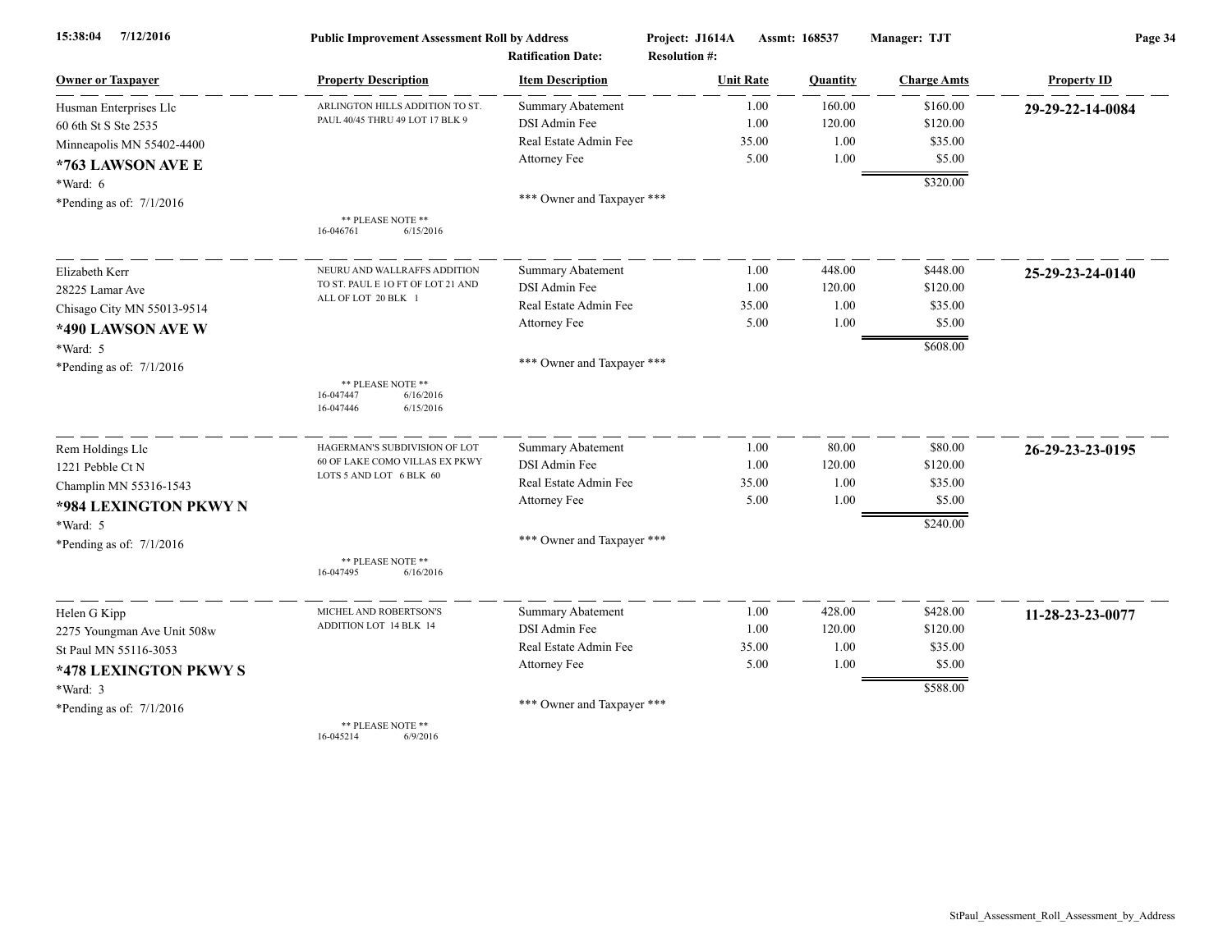15:38:04 7/12/2016 **Public Improvement Assessment Roll by Address** Project: J1614A Assmt: 168537 Manager: TJT

Ratification Date: Resolution #:

| Owner or Taxpayer | Property Description | Item Description | Unit Rate | Quantity | Charge Amts | Property ID |
|---|---|---|---|---|---|---|
| Husman Enterprises Llc<br>60 6th St S Ste 2535<br>Minneapolis MN 55402-4400<br>**\*763 LAWSON AVE E**<br>\*Ward: 6<br>\*Pending as of: 7/1/2016 | ARLINGTON HILLS ADDITION TO ST. PAUL 40/45 THRU 49 LOT 17 BLK 9<br><br>\*\* PLEASE NOTE \*\*<br>16-046761 6/15/2016 | Summary Abatement<br>DSI Admin Fee<br>Real Estate Admin Fee<br>Attorney Fee<br><br>\*\*\* Owner and Taxpayer \*\*\* | 1.00<br>1.00<br>35.00<br>5.00 | 160.00<br>120.00<br>1.00<br>1.00 | $160.00<br>$120.00<br>$35.00<br>$5.00<br>$320.00 | **29-29-22-14-0084** |
| Elizabeth Kerr<br>28225 Lamar Ave<br>Chisago City MN 55013-9514<br>**\*490 LAWSON AVE W**<br>\*Ward: 5<br>\*Pending as of: 7/1/2016 | NEURU AND WALLRAFFS ADDITION TO ST. PAUL E 1O FT OF LOT 21 AND ALL OF LOT 20 BLK 1<br><br>\*\* PLEASE NOTE \*\*<br>16-047447 6/16/2016<br>16-047446 6/15/2016 | Summary Abatement<br>DSI Admin Fee<br>Real Estate Admin Fee<br>Attorney Fee<br><br>\*\*\* Owner and Taxpayer \*\*\* | 1.00<br>1.00<br>35.00<br>5.00 | 448.00<br>120.00<br>1.00<br>1.00 | $448.00<br>$120.00<br>$35.00<br>$5.00<br>$608.00 | **25-29-23-24-0140** |
| Rem Holdings Llc<br>1221 Pebble Ct N<br>Champlin MN 55316-1543<br>**\*984 LEXINGTON PKWY N**<br>\*Ward: 5<br>\*Pending as of: 7/1/2016 | HAGERMAN'S SUBDIVISION OF LOT 60 OF LAKE COMO VILLAS EX PKWY LOTS 5 AND LOT 6 BLK 60<br><br>\*\* PLEASE NOTE \*\*<br>16-047495 6/16/2016 | Summary Abatement<br>DSI Admin Fee<br>Real Estate Admin Fee<br>Attorney Fee<br><br>\*\*\* Owner and Taxpayer \*\*\* | 1.00<br>1.00<br>35.00<br>5.00 | 80.00<br>120.00<br>1.00<br>1.00 | $80.00<br>$120.00<br>$35.00<br>$5.00<br>$240.00 | **26-29-23-23-0195** |
| Helen G Kipp<br>2275 Youngman Ave Unit 508w<br>St Paul MN 55116-3053<br>**\*478 LEXINGTON PKWY S**<br>\*Ward: 3<br>\*Pending as of: 7/1/2016 | MICHEL AND ROBERTSON'S ADDITION LOT 14 BLK 14<br><br>\*\* PLEASE NOTE \*\*<br>16-045214 6/9/2016 | Summary Abatement<br>DSI Admin Fee<br>Real Estate Admin Fee<br>Attorney Fee<br><br>\*\*\* Owner and Taxpayer \*\*\* | 1.00<br>1.00<br>35.00<br>5.00 | 428.00<br>120.00<br>1.00<br>1.00 | $428.00<br>$120.00<br>$35.00<br>$5.00<br>$588.00 | **11-28-23-23-0077** |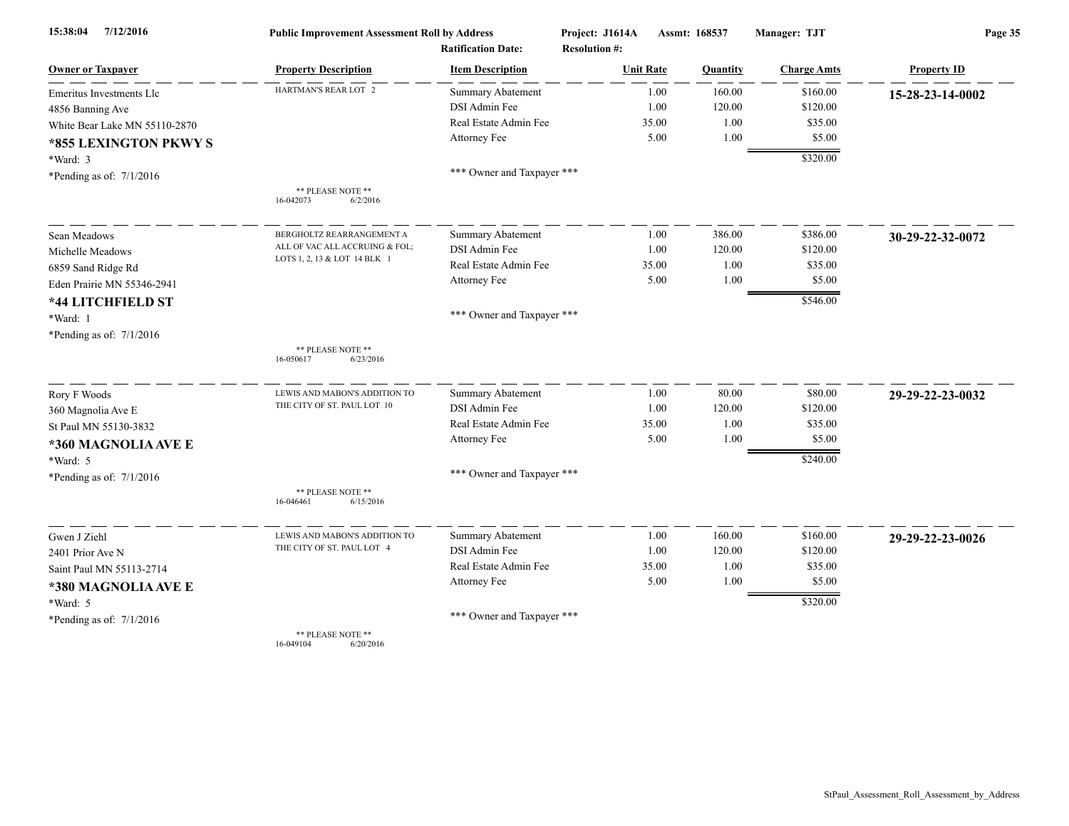| Owner or Taxpayer | Property Description | Item Description | Unit Rate | Quantity | Charge Amts | Property ID |
|---|---|---|---|---|---|---|
| Emeritus Investments Llc | HARTMAN'S REAR LOT 2 | Summary Abatement | 1.00 | 160.00 | $160.00 | **15-28-23-14-0002** |
| 4856 Banning Ave | | DSI Admin Fee | 1.00 | 120.00 | $120.00 | |
| White Bear Lake MN 55110-2870 | | Real Estate Admin Fee | 35.00 | 1.00 | $35.00 | |
| **\*855 LEXINGTON PKWY S** | | Attorney Fee | 5.00 | 1.00 | $5.00 | |
| \*Ward: 3 | | | | | $320.00 | |
| \*Pending as of: 7/1/2016 | | \*\*\* Owner and Taxpayer \*\*\* | | | | |
| | \*\* PLEASE NOTE \*\* 16-042073 6/2/2016 | | | | | |
| Sean Meadows | BERGHOLTZ REARRANGEMENT A ALL OF VAC ALL ACCRUING & FOL; LOTS 1, 2, 13 & LOT 14 BLK 1 | Summary Abatement | 1.00 | 386.00 | $386.00 | **30-29-22-32-0072** |
| Michelle Meadows | | DSI Admin Fee | 1.00 | 120.00 | $120.00 | |
| 6859 Sand Ridge Rd | | Real Estate Admin Fee | 35.00 | 1.00 | $35.00 | |
| Eden Prairie MN 55346-2941 | | Attorney Fee | 5.00 | 1.00 | $5.00 | |
| **\*44 LITCHFIELD ST** | | | | | $546.00 | |
| \*Ward: 1 | | \*\*\* Owner and Taxpayer \*\*\* | | | | |
| \*Pending as of: 7/1/2016 | | | | | | |
| | \*\* PLEASE NOTE \*\* 16-050617 6/23/2016 | | | | | |
| Rory F Woods | LEWIS AND MABON'S ADDITION TO THE CITY OF ST. PAUL LOT 10 | Summary Abatement | 1.00 | 80.00 | $80.00 | **29-29-22-23-0032** |
| 360 Magnolia Ave E | | DSI Admin Fee | 1.00 | 120.00 | $120.00 | |
| St Paul MN 55130-3832 | | Real Estate Admin Fee | 35.00 | 1.00 | $35.00 | |
| **\*360 MAGNOLIA AVE E** | | Attorney Fee | 5.00 | 1.00 | $5.00 | |
| \*Ward: 5 | | | | | $240.00 | |
| \*Pending as of: 7/1/2016 | | \*\*\* Owner and Taxpayer \*\*\* | | | | |
| | \*\* PLEASE NOTE \*\* 16-046461 6/15/2016 | | | | | |
| Gwen J Ziehl | LEWIS AND MABON'S ADDITION TO THE CITY OF ST. PAUL LOT 4 | Summary Abatement | 1.00 | 160.00 | $160.00 | **29-29-22-23-0026** |
| 2401 Prior Ave N | | DSI Admin Fee | 1.00 | 120.00 | $120.00 | |
| Saint Paul MN 55113-2714 | | Real Estate Admin Fee | 35.00 | 1.00 | $35.00 | |
| **\*380 MAGNOLIA AVE E** | | Attorney Fee | 5.00 | 1.00 | $5.00 | |
| \*Ward: 5 | | | | | $320.00 | |
| \*Pending as of: 7/1/2016 | | \*\*\* Owner and Taxpayer \*\*\* | | | | |
| | \*\* PLEASE NOTE \*\* 16-049104 6/20/2016 | | | | | |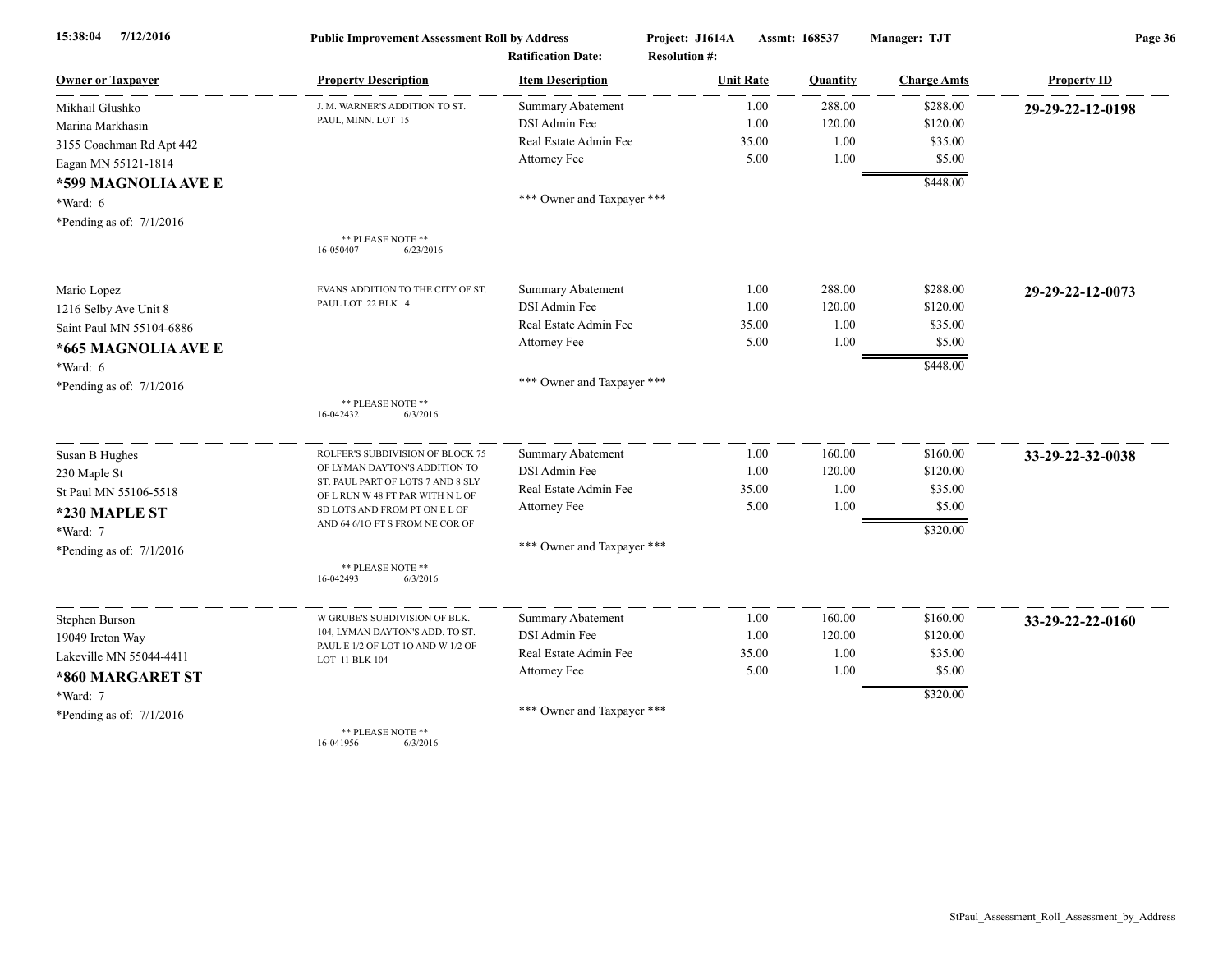Public Improvement Assessment Roll by Address

Project: J1614A  Assmt: 168537  Manager: TJT

Ratification Date:  Resolution #:

| Owner or Taxpayer | Property Description | Item Description | Unit Rate | Quantity | Charge Amts | Property ID |
|---|---|---|---|---|---|---|
| Mikhail Glushko<br>Marina Markhasin<br>3155 Coachman Rd Apt 442<br>Eagan MN 55121-1814<br>**\*599 MAGNOLIA AVE E**<br>\*Ward: 6<br>\*Pending as of: 7/1/2016 | J. M. WARNER'S ADDITION TO ST. PAUL, MINN. LOT 15<br><br>** PLEASE NOTE **<br>16-050407 6/23/2016 | Summary Abatement<br>DSI Admin Fee<br>Real Estate Admin Fee<br>Attorney Fee<br><br>\*\*\* Owner and Taxpayer \*\*\* | 1.00<br>1.00<br>35.00<br>5.00 | 288.00<br>120.00<br>1.00<br>1.00 | $288.00<br>$120.00<br>$35.00<br>$5.00<br>$448.00 | 29-29-22-12-0198 |
| Mario Lopez<br>1216 Selby Ave Unit 8<br>Saint Paul MN 55104-6886<br>**\*665 MAGNOLIA AVE E**<br>\*Ward: 6<br>\*Pending as of: 7/1/2016 | EVANS ADDITION TO THE CITY OF ST. PAUL LOT 22 BLK 4<br><br>** PLEASE NOTE **<br>16-042432 6/3/2016 | Summary Abatement<br>DSI Admin Fee<br>Real Estate Admin Fee<br>Attorney Fee<br><br>\*\*\* Owner and Taxpayer \*\*\* | 1.00<br>1.00<br>35.00<br>5.00 | 288.00<br>120.00<br>1.00<br>1.00 | $288.00<br>$120.00<br>$35.00<br>$5.00<br>$448.00 | 29-29-22-12-0073 |
| Susan B Hughes<br>230 Maple St<br>St Paul MN 55106-5518<br>**\*230 MAPLE ST**<br>\*Ward: 7<br>\*Pending as of: 7/1/2016 | ROLFER'S SUBDIVISION OF BLOCK 75 OF LYMAN DAYTON'S ADDITION TO ST. PAUL PART OF LOTS 7 AND 8 SLY OF L RUN W 48 FT PAR WITH N L OF SD LOTS AND FROM PT ON E L OF AND 64 6/1O FT S FROM NE COR OF<br><br>** PLEASE NOTE **<br>16-042493 6/3/2016 | Summary Abatement<br>DSI Admin Fee<br>Real Estate Admin Fee<br>Attorney Fee<br><br>\*\*\* Owner and Taxpayer \*\*\* | 1.00<br>1.00<br>35.00<br>5.00 | 160.00<br>120.00<br>1.00<br>1.00 | $160.00<br>$120.00<br>$35.00<br>$5.00<br>$320.00 | 33-29-22-32-0038 |
| Stephen Burson<br>19049 Ireton Way<br>Lakeville MN 55044-4411<br>**\*860 MARGARET ST**<br>\*Ward: 7<br>\*Pending as of: 7/1/2016 | W GRUBE'S SUBDIVISION OF BLK. 104, LYMAN DAYTON'S ADD. TO ST. PAUL E 1/2 OF LOT 1O AND W 1/2 OF LOT 11 BLK 104<br><br>** PLEASE NOTE **<br>16-041956 6/3/2016 | Summary Abatement<br>DSI Admin Fee<br>Real Estate Admin Fee<br>Attorney Fee<br><br>\*\*\* Owner and Taxpayer \*\*\* | 1.00<br>1.00<br>35.00<br>5.00 | 160.00<br>120.00<br>1.00<br>1.00 | $160.00<br>$120.00<br>$35.00<br>$5.00<br>$320.00 | 33-29-22-22-0160 |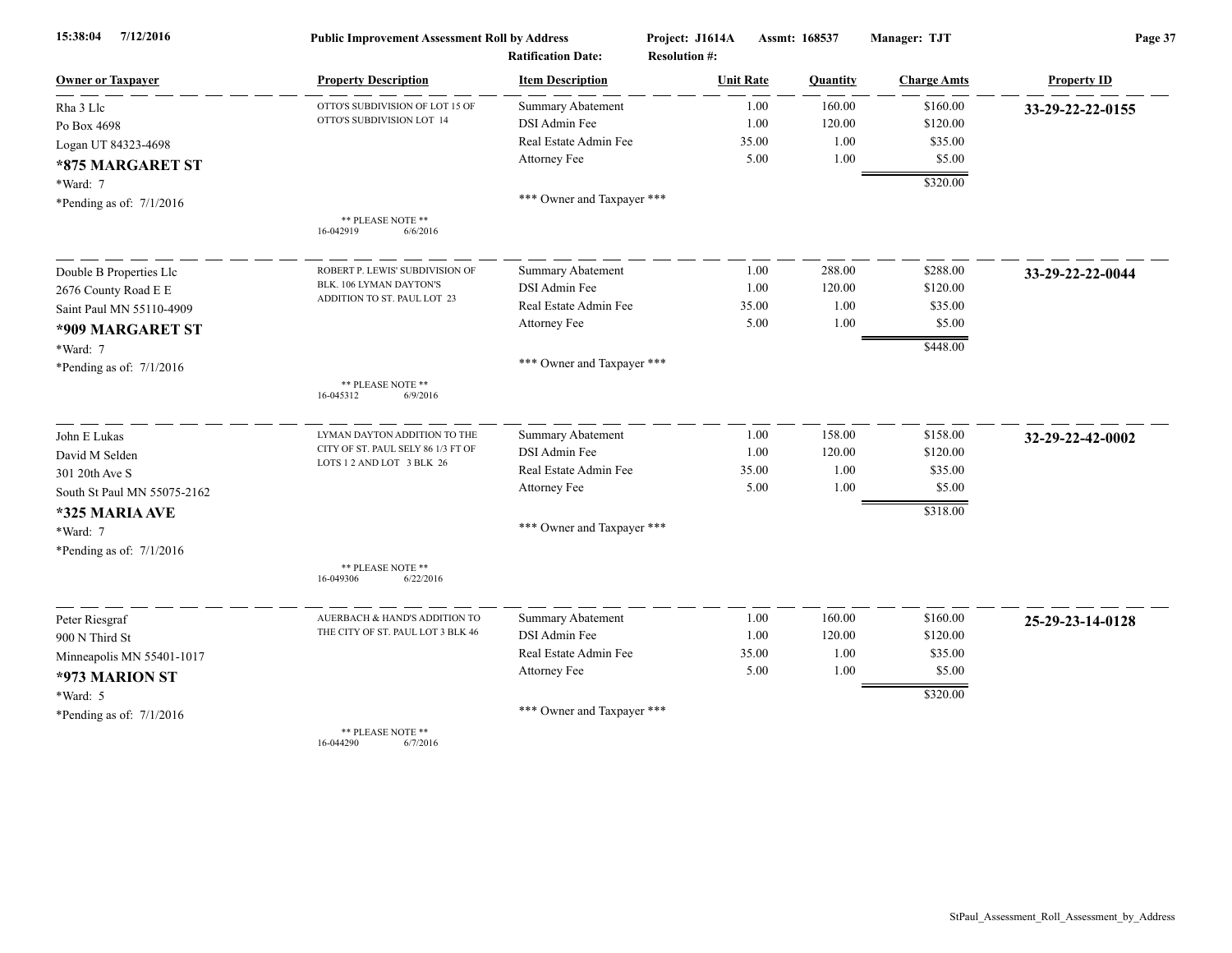**Public Improvement Assessment Roll by Address**

Project: J1614A Assmt: 168537 Manager: TJT

Ratification Date: Resolution #:

| Owner or Taxpayer | Property Description | Item Description | Unit Rate | Quantity | Charge Amts | Property ID |
|---|---|---|---|---|---|---|
| Rha 3 Llc<br>Po Box 4698<br>Logan UT 84323-4698<br>**\*875 MARGARET ST**<br>\*Ward: 7<br>\*Pending as of: 7/1/2016 | OTTO'S SUBDIVISION OF LOT 15 OF OTTO'S SUBDIVISION LOT 14<br>** PLEASE NOTE **<br>16-042919 6/6/2016 | Summary Abatement<br>DSI Admin Fee<br>Real Estate Admin Fee<br>Attorney Fee<br>*** Owner and Taxpayer *** | 1.00<br>1.00<br>35.00<br>5.00 | 160.00<br>120.00<br>1.00<br>1.00 | $160.00<br>$120.00<br>$35.00<br>$5.00<br>**$320.00** | **33-29-22-22-0155** |
| Double B Properties Llc<br>2676 County Road E E<br>Saint Paul MN 55110-4909<br>**\*909 MARGARET ST**<br>\*Ward: 7<br>\*Pending as of: 7/1/2016 | ROBERT P. LEWIS' SUBDIVISION OF BLK. 106 LYMAN DAYTON'S ADDITION TO ST. PAUL LOT 23<br>** PLEASE NOTE **<br>16-045312 6/9/2016 | Summary Abatement<br>DSI Admin Fee<br>Real Estate Admin Fee<br>Attorney Fee<br>*** Owner and Taxpayer *** | 1.00<br>1.00<br>35.00<br>5.00 | 288.00<br>120.00<br>1.00<br>1.00 | $288.00<br>$120.00<br>$35.00<br>$5.00<br>**$448.00** | **33-29-22-22-0044** |
| John E Lukas<br>David M Selden<br>301 20th Ave S<br>South St Paul MN 55075-2162<br>**\*325 MARIA AVE**<br>\*Ward: 7<br>\*Pending as of: 7/1/2016 | LYMAN DAYTON ADDITION TO THE CITY OF ST. PAUL SELY 86 1/3 FT OF LOTS 1 2 AND LOT 3 BLK 26<br>** PLEASE NOTE **<br>16-049306 6/22/2016 | Summary Abatement<br>DSI Admin Fee<br>Real Estate Admin Fee<br>Attorney Fee<br>*** Owner and Taxpayer *** | 1.00<br>1.00<br>35.00<br>5.00 | 158.00<br>120.00<br>1.00<br>1.00 | $158.00<br>$120.00<br>$35.00<br>$5.00<br>**$318.00** | **32-29-22-42-0002** |
| Peter Riesgraf<br>900 N Third St<br>Minneapolis MN 55401-1017<br>**\*973 MARION ST**<br>\*Ward: 5<br>\*Pending as of: 7/1/2016 | AUERBACH & HAND'S ADDITION TO THE CITY OF ST. PAUL LOT 3 BLK 46<br>** PLEASE NOTE **<br>16-044290 6/7/2016 | Summary Abatement<br>DSI Admin Fee<br>Real Estate Admin Fee<br>Attorney Fee<br>*** Owner and Taxpayer *** | 1.00<br>1.00<br>35.00<br>5.00 | 160.00<br>120.00<br>1.00<br>1.00 | $160.00<br>$120.00<br>$35.00<br>$5.00<br>**$320.00** | **25-29-23-14-0128** |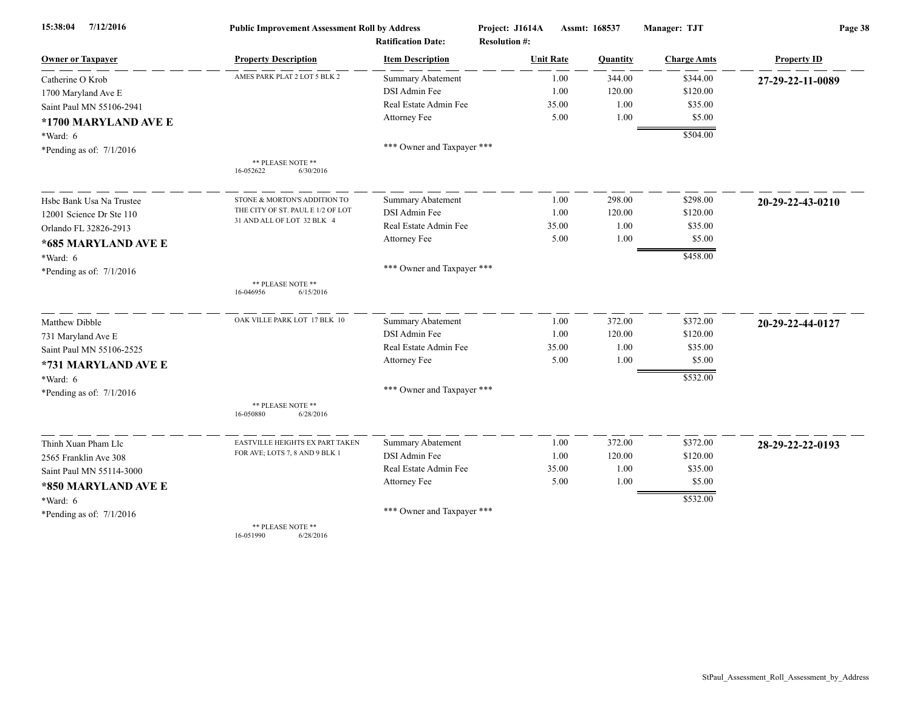**Public Improvement Assessment Roll by Address**

15:38:04 7/12/2016 | Project: J1614A | Assmt: 168537 | Manager: TJT

Ratification Date: | Resolution #:

| Owner or Taxpayer | Property Description | Item Description | Unit Rate | Quantity | Charge Amts | Property ID |
|---|---|---|---|---|---|---|
| Catherine O Krob<br>1700 Maryland Ave E<br>Saint Paul MN 55106-2941<br>**\*1700 MARYLAND AVE E**<br>\*Ward: 6<br>\*Pending as of: 7/1/2016 | AMES PARK PLAT 2 LOT 5 BLK 2<br><br>\*\* PLEASE NOTE \*\*<br>16-052622 6/30/2016 | Summary Abatement | 1.00 | 344.00 | $344.00 | **27-29-22-11-0089** |
| | | DSI Admin Fee | 1.00 | 120.00 | $120.00 | |
| | | Real Estate Admin Fee | 35.00 | 1.00 | $35.00 | |
| | | Attorney Fee | 5.00 | 1.00 | $5.00 | |
| | | | | | $504.00 | |
| | | \*\*\* Owner and Taxpayer \*\*\* | | | | |
| Hsbc Bank Usa Na Trustee<br>12001 Science Dr Ste 110<br>Orlando FL 32826-2913<br>**\*685 MARYLAND AVE E**<br>\*Ward: 6<br>\*Pending as of: 7/1/2016 | STONE & MORTON'S ADDITION TO THE CITY OF ST. PAUL E 1/2 OF LOT 31 AND ALL OF LOT 32 BLK 4<br><br>\*\* PLEASE NOTE \*\*<br>16-046956 6/15/2016 | Summary Abatement | 1.00 | 298.00 | $298.00 | **20-29-22-43-0210** |
| | | DSI Admin Fee | 1.00 | 120.00 | $120.00 | |
| | | Real Estate Admin Fee | 35.00 | 1.00 | $35.00 | |
| | | Attorney Fee | 5.00 | 1.00 | $5.00 | |
| | | | | | $458.00 | |
| | | \*\*\* Owner and Taxpayer \*\*\* | | | | |
| Matthew Dibble<br>731 Maryland Ave E<br>Saint Paul MN 55106-2525<br>**\*731 MARYLAND AVE E**<br>\*Ward: 6<br>\*Pending as of: 7/1/2016 | OAK VILLE PARK LOT 17 BLK 10<br><br>\*\* PLEASE NOTE \*\*<br>16-050880 6/28/2016 | Summary Abatement | 1.00 | 372.00 | $372.00 | **20-29-22-44-0127** |
| | | DSI Admin Fee | 1.00 | 120.00 | $120.00 | |
| | | Real Estate Admin Fee | 35.00 | 1.00 | $35.00 | |
| | | Attorney Fee | 5.00 | 1.00 | $5.00 | |
| | | | | | $532.00 | |
| | | \*\*\* Owner and Taxpayer \*\*\* | | | | |
| Thinh Xuan Pham Llc<br>2565 Franklin Ave 308<br>Saint Paul MN 55114-3000<br>**\*850 MARYLAND AVE E**<br>\*Ward: 6<br>\*Pending as of: 7/1/2016 | EASTVILLE HEIGHTS EX PART TAKEN FOR AVE; LOTS 7, 8 AND 9 BLK 1<br><br>\*\* PLEASE NOTE \*\*<br>16-051990 6/28/2016 | Summary Abatement | 1.00 | 372.00 | $372.00 | **28-29-22-22-0193** |
| | | DSI Admin Fee | 1.00 | 120.00 | $120.00 | |
| | | Real Estate Admin Fee | 35.00 | 1.00 | $35.00 | |
| | | Attorney Fee | 5.00 | 1.00 | $5.00 | |
| | | | | | $532.00 | |
| | | \*\*\* Owner and Taxpayer \*\*\* | | | | |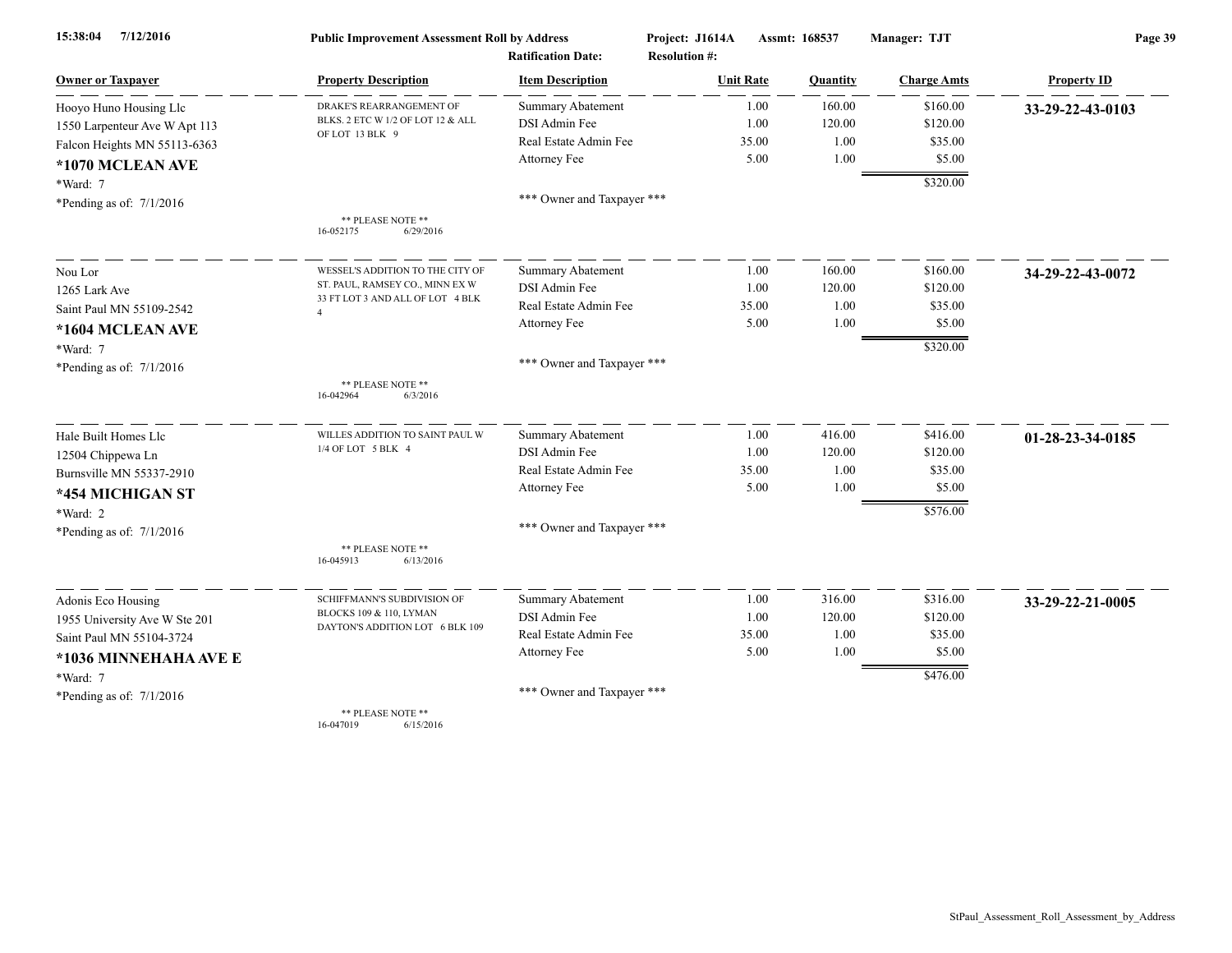**Public Improvement Assessment Roll by Address**

Project: J1614A  Assmt: 168537  Manager: TJT

Ratification Date:  Resolution #:

| Owner or Taxpayer | Property Description | Item Description | Unit Rate | Quantity | Charge Amts | Property ID |
|---|---|---|---|---|---|---|
| Hooyo Huno Housing Llc<br>1550 Larpenteur Ave W Apt 113<br>Falcon Heights MN 55113-6363<br>**\*1070 MCLEAN AVE**<br>\*Ward: 7<br>\*Pending as of: 7/1/2016 | DRAKE'S REARRANGEMENT OF BLKS. 2 ETC W 1/2 OF LOT 12 & ALL OF LOT 13 BLK 9<br><br>\*\* PLEASE NOTE \*\*<br>16-052175 6/29/2016 | Summary Abatement<br>DSI Admin Fee<br>Real Estate Admin Fee<br>Attorney Fee<br><br>\*\*\* Owner and Taxpayer \*\*\* | 1.00<br>1.00<br>35.00<br>5.00 | 160.00<br>120.00<br>1.00<br>1.00 | $160.00<br>$120.00<br>$35.00<br>$5.00<br>$320.00 | **33-29-22-43-0103** |
| Nou Lor<br>1265 Lark Ave<br>Saint Paul MN 55109-2542<br>**\*1604 MCLEAN AVE**<br>\*Ward: 7<br>\*Pending as of: 7/1/2016 | WESSEL'S ADDITION TO THE CITY OF ST. PAUL, RAMSEY CO., MINN EX W 33 FT LOT 3 AND ALL OF LOT 4 BLK 4<br><br>\*\* PLEASE NOTE \*\*<br>16-042964 6/3/2016 | Summary Abatement<br>DSI Admin Fee<br>Real Estate Admin Fee<br>Attorney Fee<br><br>\*\*\* Owner and Taxpayer \*\*\* | 1.00<br>1.00<br>35.00<br>5.00 | 160.00<br>120.00<br>1.00<br>1.00 | $160.00<br>$120.00<br>$35.00<br>$5.00<br>$320.00 | **34-29-22-43-0072** |
| Hale Built Homes Llc<br>12504 Chippewa Ln<br>Burnsville MN 55337-2910<br>**\*454 MICHIGAN ST**<br>\*Ward: 2<br>\*Pending as of: 7/1/2016 | WILLES ADDITION TO SAINT PAUL W 1/4 OF LOT 5 BLK 4<br><br>\*\* PLEASE NOTE \*\*<br>16-045913 6/13/2016 | Summary Abatement<br>DSI Admin Fee<br>Real Estate Admin Fee<br>Attorney Fee<br><br>\*\*\* Owner and Taxpayer \*\*\* | 1.00<br>1.00<br>35.00<br>5.00 | 416.00<br>120.00<br>1.00<br>1.00 | $416.00<br>$120.00<br>$35.00<br>$5.00<br>$576.00 | **01-28-23-34-0185** |
| Adonis Eco Housing<br>1955 University Ave W Ste 201<br>Saint Paul MN 55104-3724<br>**\*1036 MINNEHAHA AVE E**<br>\*Ward: 7<br>\*Pending as of: 7/1/2016 | SCHIFFMANN'S SUBDIVISION OF BLOCKS 109 & 110, LYMAN DAYTON'S ADDITION LOT 6 BLK 109<br><br>\*\* PLEASE NOTE \*\*<br>16-047019 6/15/2016 | Summary Abatement<br>DSI Admin Fee<br>Real Estate Admin Fee<br>Attorney Fee<br><br>\*\*\* Owner and Taxpayer \*\*\* | 1.00<br>1.00<br>35.00<br>5.00 | 316.00<br>120.00<br>1.00<br>1.00 | $316.00<br>$120.00<br>$35.00<br>$5.00<br>$476.00 | **33-29-22-21-0005** |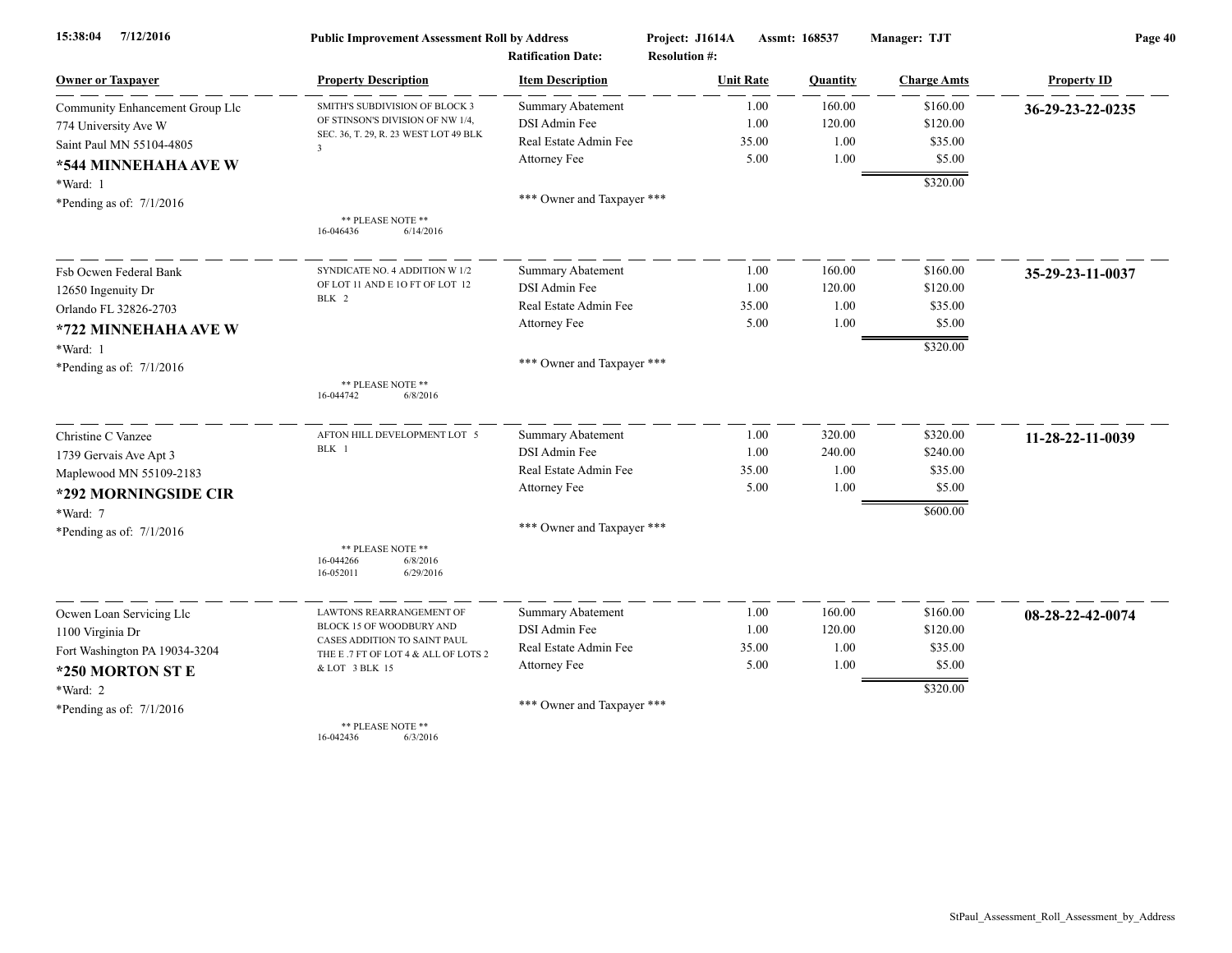**Public Improvement Assessment Roll by Address** — Project: J1614A — Assmt: 168537 — Manager: TJT

Ratification Date: Resolution #:

| Owner or Taxpayer | Property Description | Item Description | Unit Rate | Quantity | Charge Amts | Property ID |
|---|---|---|---|---|---|---|
| Community Enhancement Group Llc<br>774 University Ave W<br>Saint Paul MN 55104-4805<br>**\*544 MINNEHAHA AVE W**<br>\*Ward: 1<br>\*Pending as of: 7/1/2016 | SMITH'S SUBDIVISION OF BLOCK 3 OF STINSON'S DIVISION OF NW 1/4, SEC. 36, T. 29, R. 23 WEST LOT 49 BLK 3<br>** PLEASE NOTE **<br>16-046436 6/14/2016 | Summary Abatement<br>DSI Admin Fee<br>Real Estate Admin Fee<br>Attorney Fee<br>*** Owner and Taxpayer *** | 1.00<br>1.00<br>35.00<br>5.00 | 160.00<br>120.00<br>1.00<br>1.00 | $160.00<br>$120.00<br>$35.00<br>$5.00<br>$320.00 | **36-29-23-22-0235** |
| Fsb Ocwen Federal Bank<br>12650 Ingenuity Dr<br>Orlando FL 32826-2703<br>**\*722 MINNEHAHA AVE W**<br>\*Ward: 1<br>\*Pending as of: 7/1/2016 | SYNDICATE NO. 4 ADDITION W 1/2 OF LOT 11 AND E 1O FT OF LOT 12 BLK 2<br>** PLEASE NOTE **<br>16-044742 6/8/2016 | Summary Abatement<br>DSI Admin Fee<br>Real Estate Admin Fee<br>Attorney Fee<br>*** Owner and Taxpayer *** | 1.00<br>1.00<br>35.00<br>5.00 | 160.00<br>120.00<br>1.00<br>1.00 | $160.00<br>$120.00<br>$35.00<br>$5.00<br>$320.00 | **35-29-23-11-0037** |
| Christine C Vanzee<br>1739 Gervais Ave Apt 3<br>Maplewood MN 55109-2183<br>**\*292 MORNINGSIDE CIR**<br>\*Ward: 7<br>\*Pending as of: 7/1/2016 | AFTON HILL DEVELOPMENT LOT 5 BLK 1<br>** PLEASE NOTE **<br>16-044266 6/8/2016<br>16-052011 6/29/2016 | Summary Abatement<br>DSI Admin Fee<br>Real Estate Admin Fee<br>Attorney Fee<br>*** Owner and Taxpayer *** | 1.00<br>1.00<br>35.00<br>5.00 | 320.00<br>240.00<br>1.00<br>1.00 | $320.00<br>$240.00<br>$35.00<br>$5.00<br>$600.00 | **11-28-22-11-0039** |
| Ocwen Loan Servicing Llc<br>1100 Virginia Dr<br>Fort Washington PA 19034-3204<br>**\*250 MORTON ST E**<br>\*Ward: 2<br>\*Pending as of: 7/1/2016 | LAWTONS REARRANGEMENT OF BLOCK 15 OF WOODBURY AND CASES ADDITION TO SAINT PAUL THE E .7 FT OF LOT 4 & ALL OF LOTS 2 & LOT 3 BLK 15<br>** PLEASE NOTE **<br>16-042436 6/3/2016 | Summary Abatement<br>DSI Admin Fee<br>Real Estate Admin Fee<br>Attorney Fee<br>*** Owner and Taxpayer *** | 1.00<br>1.00<br>35.00<br>5.00 | 160.00<br>120.00<br>1.00<br>1.00 | $160.00<br>$120.00<br>$35.00<br>$5.00<br>$320.00 | **08-28-22-42-0074** |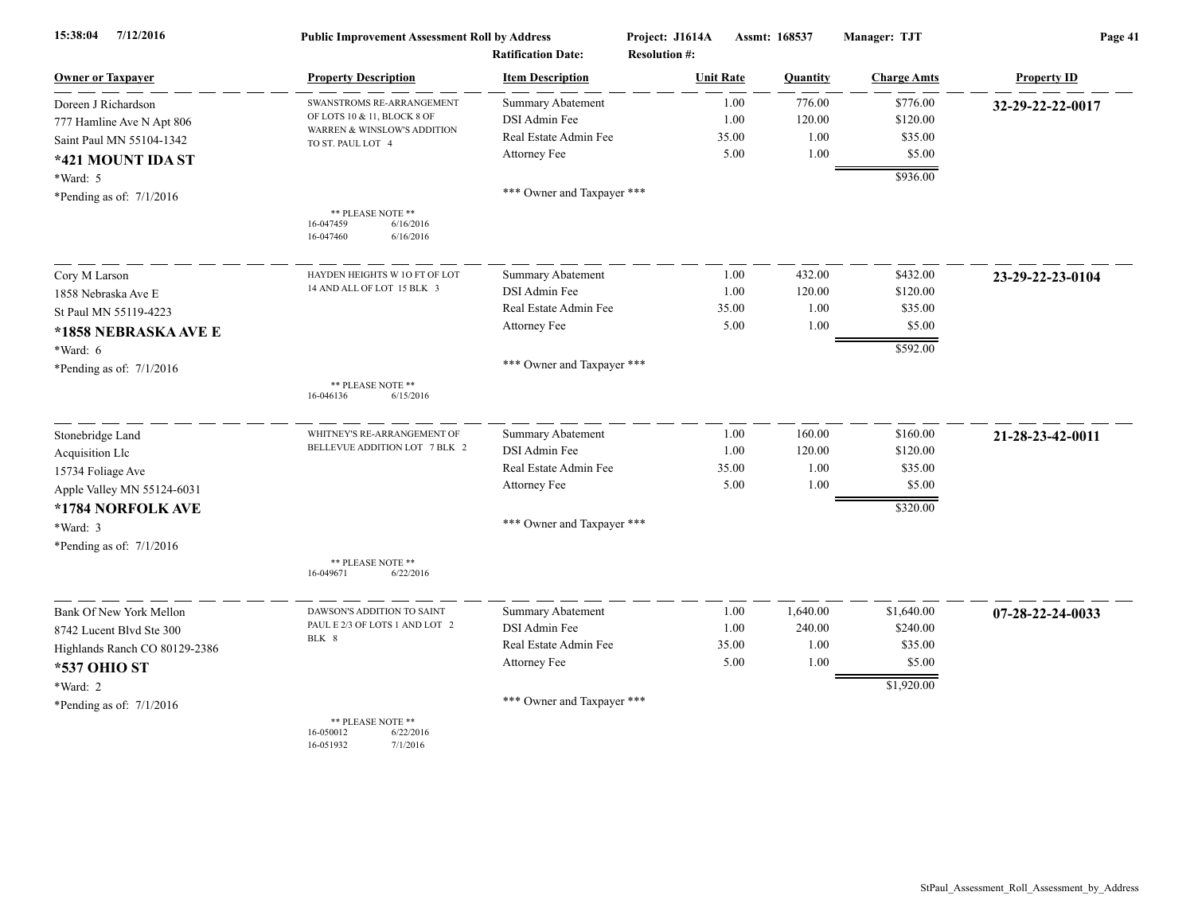**Public Improvement Assessment Roll by Address** — Project: J1614A — Assmt: 168537 — Manager: TJT

Ratification Date: — Resolution #:

| Owner or Taxpayer | Property Description | Item Description | Unit Rate | Quantity | Charge Amts | Property ID |
|---|---|---|---|---|---|---|
| Doreen J Richardson<br>777 Hamline Ave N Apt 806<br>Saint Paul MN 55104-1342<br>**\*421 MOUNT IDA ST**<br>\*Ward: 5<br>\*Pending as of: 7/1/2016 | SWANSTROMS RE-ARRANGEMENT OF LOTS 10 & 11, BLOCK 8 OF WARREN & WINSLOW'S ADDITION TO ST. PAUL LOT 4<br><br>\*\* PLEASE NOTE \*\*<br>16-047459 6/16/2016<br>16-047460 6/16/2016 | Summary Abatement<br>DSI Admin Fee<br>Real Estate Admin Fee<br>Attorney Fee<br><br>\*\*\* Owner and Taxpayer \*\*\* | 1.00<br>1.00<br>35.00<br>5.00 | 776.00<br>120.00<br>1.00<br>1.00 | $776.00<br>$120.00<br>$35.00<br>$5.00<br>**$936.00** | **32-29-22-22-0017** |
| Cory M Larson<br>1858 Nebraska Ave E<br>St Paul MN 55119-4223<br>**\*1858 NEBRASKA AVE E**<br>\*Ward: 6<br>\*Pending as of: 7/1/2016 | HAYDEN HEIGHTS W 1O FT OF LOT 14 AND ALL OF LOT 15 BLK 3<br><br>\*\* PLEASE NOTE \*\*<br>16-046136 6/15/2016 | Summary Abatement<br>DSI Admin Fee<br>Real Estate Admin Fee<br>Attorney Fee<br><br>\*\*\* Owner and Taxpayer \*\*\* | 1.00<br>1.00<br>35.00<br>5.00 | 432.00<br>120.00<br>1.00<br>1.00 | $432.00<br>$120.00<br>$35.00<br>$5.00<br>**$592.00** | **23-29-22-23-0104** |
| Stonebridge Land<br>Acquisition Llc<br>15734 Foliage Ave<br>Apple Valley MN 55124-6031<br>**\*1784 NORFOLK AVE**<br>\*Ward: 3<br>\*Pending as of: 7/1/2016 | WHITNEY'S RE-ARRANGEMENT OF BELLEVUE ADDITION LOT 7 BLK 2<br><br>\*\* PLEASE NOTE \*\*<br>16-049671 6/22/2016 | Summary Abatement<br>DSI Admin Fee<br>Real Estate Admin Fee<br>Attorney Fee<br><br>\*\*\* Owner and Taxpayer \*\*\* | 1.00<br>1.00<br>35.00<br>5.00 | 160.00<br>120.00<br>1.00<br>1.00 | $160.00<br>$120.00<br>$35.00<br>$5.00<br>**$320.00** | **21-28-23-42-0011** |
| Bank Of New York Mellon<br>8742 Lucent Blvd Ste 300<br>Highlands Ranch CO 80129-2386<br>**\*537 OHIO ST**<br>\*Ward: 2<br>\*Pending as of: 7/1/2016 | DAWSON'S ADDITION TO SAINT PAUL E 2/3 OF LOTS 1 AND LOT 2 BLK 8<br><br>\*\* PLEASE NOTE \*\*<br>16-050012 6/22/2016<br>16-051932 7/1/2016 | Summary Abatement<br>DSI Admin Fee<br>Real Estate Admin Fee<br>Attorney Fee<br><br>\*\*\* Owner and Taxpayer \*\*\* | 1.00<br>1.00<br>35.00<br>5.00 | 1,640.00<br>240.00<br>1.00<br>1.00 | $1,640.00<br>$240.00<br>$35.00<br>$5.00<br>**$1,920.00** | **07-28-22-24-0033** |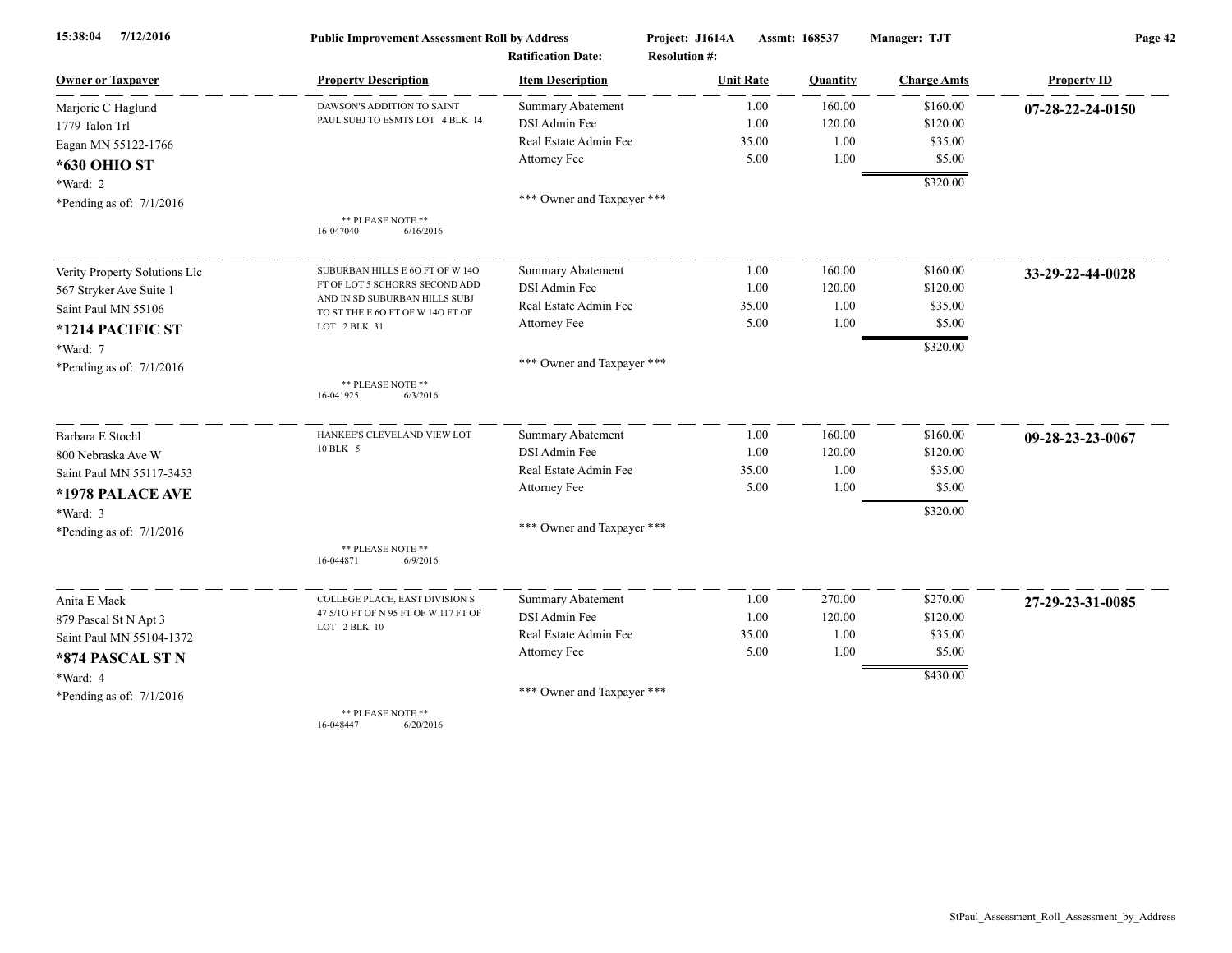15:38:04 7/12/2016 **Public Improvement Assessment Roll by Address** Project: J1614A Assmt: 168537 Manager: TJT

Ratification Date: Resolution #:

| Owner or Taxpayer | Property Description | Item Description | Unit Rate | Quantity | Charge Amts | Property ID |
|---|---|---|---|---|---|---|
| Marjorie C Haglund<br>1779 Talon Trl<br>Eagan MN 55122-1766<br>**\*630 OHIO ST**<br>\*Ward: 2<br>\*Pending as of: 7/1/2016 | DAWSON'S ADDITION TO SAINT PAUL SUBJ TO ESMTS LOT 4 BLK 14<br><br>** PLEASE NOTE **<br>16-047040 6/16/2016 | Summary Abatement<br>DSI Admin Fee<br>Real Estate Admin Fee<br>Attorney Fee<br><br>*** Owner and Taxpayer *** | 1.00<br>1.00<br>35.00<br>5.00 | 160.00<br>120.00<br>1.00<br>1.00 | $160.00<br>$120.00<br>$35.00<br>$5.00<br>$320.00 | **07-28-22-24-0150** |
| Verity Property Solutions Llc<br>567 Stryker Ave Suite 1<br>Saint Paul MN 55106<br>**\*1214 PACIFIC ST**<br>\*Ward: 7<br>\*Pending as of: 7/1/2016 | SUBURBAN HILLS E 6O FT OF W 14O FT OF LOT 5 SCHORRS SECOND ADD AND IN SD SUBURBAN HILLS SUBJ TO ST THE E 6O FT OF W 14O FT OF LOT 2 BLK 31<br><br>** PLEASE NOTE **<br>16-041925 6/3/2016 | Summary Abatement<br>DSI Admin Fee<br>Real Estate Admin Fee<br>Attorney Fee<br><br>*** Owner and Taxpayer *** | 1.00<br>1.00<br>35.00<br>5.00 | 160.00<br>120.00<br>1.00<br>1.00 | $160.00<br>$120.00<br>$35.00<br>$5.00<br>$320.00 | **33-29-22-44-0028** |
| Barbara E Stochl<br>800 Nebraska Ave W<br>Saint Paul MN 55117-3453<br>**\*1978 PALACE AVE**<br>\*Ward: 3<br>\*Pending as of: 7/1/2016 | HANKEE'S CLEVELAND VIEW LOT 10 BLK 5<br><br>** PLEASE NOTE **<br>16-044871 6/9/2016 | Summary Abatement<br>DSI Admin Fee<br>Real Estate Admin Fee<br>Attorney Fee<br><br>*** Owner and Taxpayer *** | 1.00<br>1.00<br>35.00<br>5.00 | 160.00<br>120.00<br>1.00<br>1.00 | $160.00<br>$120.00<br>$35.00<br>$5.00<br>$320.00 | **09-28-23-23-0067** |
| Anita E Mack<br>879 Pascal St N Apt 3<br>Saint Paul MN 55104-1372<br>**\*874 PASCAL ST N**<br>\*Ward: 4<br>\*Pending as of: 7/1/2016 | COLLEGE PLACE, EAST DIVISION S 47 5/1O FT OF N 95 FT OF W 117 FT OF LOT 2 BLK 10<br><br>** PLEASE NOTE **<br>16-048447 6/20/2016 | Summary Abatement<br>DSI Admin Fee<br>Real Estate Admin Fee<br>Attorney Fee<br><br>*** Owner and Taxpayer *** | 1.00<br>1.00<br>35.00<br>5.00 | 270.00<br>120.00<br>1.00<br>1.00 | $270.00<br>$120.00<br>$35.00<br>$5.00<br>$430.00 | **27-29-23-31-0085** |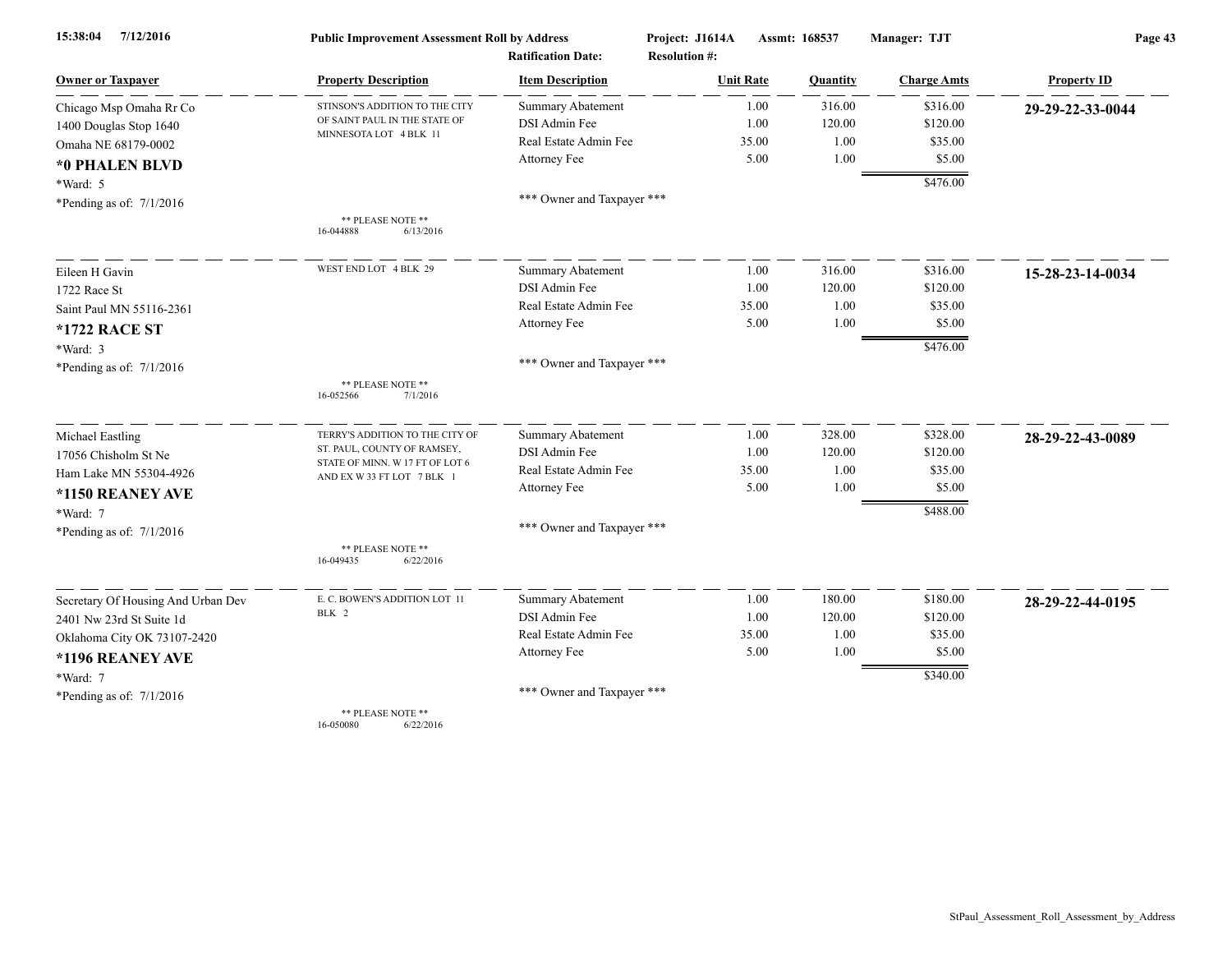15:38:04 7/12/2016 **Public Improvement Assessment Roll by Address** Project: J1614A Assmt: 168537 Manager: TJT

Ratification Date: Resolution #:

| Owner or Taxpayer | Property Description | Item Description | Unit Rate | Quantity | Charge Amts | Property ID |
|---|---|---|---|---|---|---|
| Chicago Msp Omaha Rr Co | STINSON'S ADDITION TO THE CITY OF SAINT PAUL IN THE STATE OF MINNESOTA LOT 4 BLK 11 | Summary Abatement | 1.00 | 316.00 | $316.00 | **29-29-22-33-0044** |
| 1400 Douglas Stop 1640 | | DSI Admin Fee | 1.00 | 120.00 | $120.00 | |
| Omaha NE 68179-0002 | | Real Estate Admin Fee | 35.00 | 1.00 | $35.00 | |
| **\*0 PHALEN BLVD** | | Attorney Fee | 5.00 | 1.00 | $5.00 | |
| \*Ward: 5 | | | | | $476.00 | |
| \*Pending as of: 7/1/2016 | ** PLEASE NOTE ** 16-044888 6/13/2016 | *** Owner and Taxpayer *** | | | | |
| Eileen H Gavin | WEST END LOT 4 BLK 29 | Summary Abatement | 1.00 | 316.00 | $316.00 | **15-28-23-14-0034** |
| 1722 Race St | | DSI Admin Fee | 1.00 | 120.00 | $120.00 | |
| Saint Paul MN 55116-2361 | | Real Estate Admin Fee | 35.00 | 1.00 | $35.00 | |
| **\*1722 RACE ST** | | Attorney Fee | 5.00 | 1.00 | $5.00 | |
| \*Ward: 3 | | | | | $476.00 | |
| \*Pending as of: 7/1/2016 | ** PLEASE NOTE ** 16-052566 7/1/2016 | *** Owner and Taxpayer *** | | | | |
| Michael Eastling | TERRY'S ADDITION TO THE CITY OF ST. PAUL, COUNTY OF RAMSEY, STATE OF MINN. W 17 FT OF LOT 6 AND EX W 33 FT LOT 7 BLK 1 | Summary Abatement | 1.00 | 328.00 | $328.00 | **28-29-22-43-0089** |
| 17056 Chisholm St Ne | | DSI Admin Fee | 1.00 | 120.00 | $120.00 | |
| Ham Lake MN 55304-4926 | | Real Estate Admin Fee | 35.00 | 1.00 | $35.00 | |
| **\*1150 REANEY AVE** | | Attorney Fee | 5.00 | 1.00 | $5.00 | |
| \*Ward: 7 | | | | | $488.00 | |
| \*Pending as of: 7/1/2016 | ** PLEASE NOTE ** 16-049435 6/22/2016 | *** Owner and Taxpayer *** | | | | |
| Secretary Of Housing And Urban Dev | E. C. BOWEN'S ADDITION LOT 11 BLK 2 | Summary Abatement | 1.00 | 180.00 | $180.00 | **28-29-22-44-0195** |
| 2401 Nw 23rd St Suite 1d | | DSI Admin Fee | 1.00 | 120.00 | $120.00 | |
| Oklahoma City OK 73107-2420 | | Real Estate Admin Fee | 35.00 | 1.00 | $35.00 | |
| **\*1196 REANEY AVE** | | Attorney Fee | 5.00 | 1.00 | $5.00 | |
| \*Ward: 7 | | | | | $340.00 | |
| \*Pending as of: 7/1/2016 | ** PLEASE NOTE ** 16-050080 6/22/2016 | *** Owner and Taxpayer *** | | | | |

StPaul_Assessment_Roll_Assessment_by_Address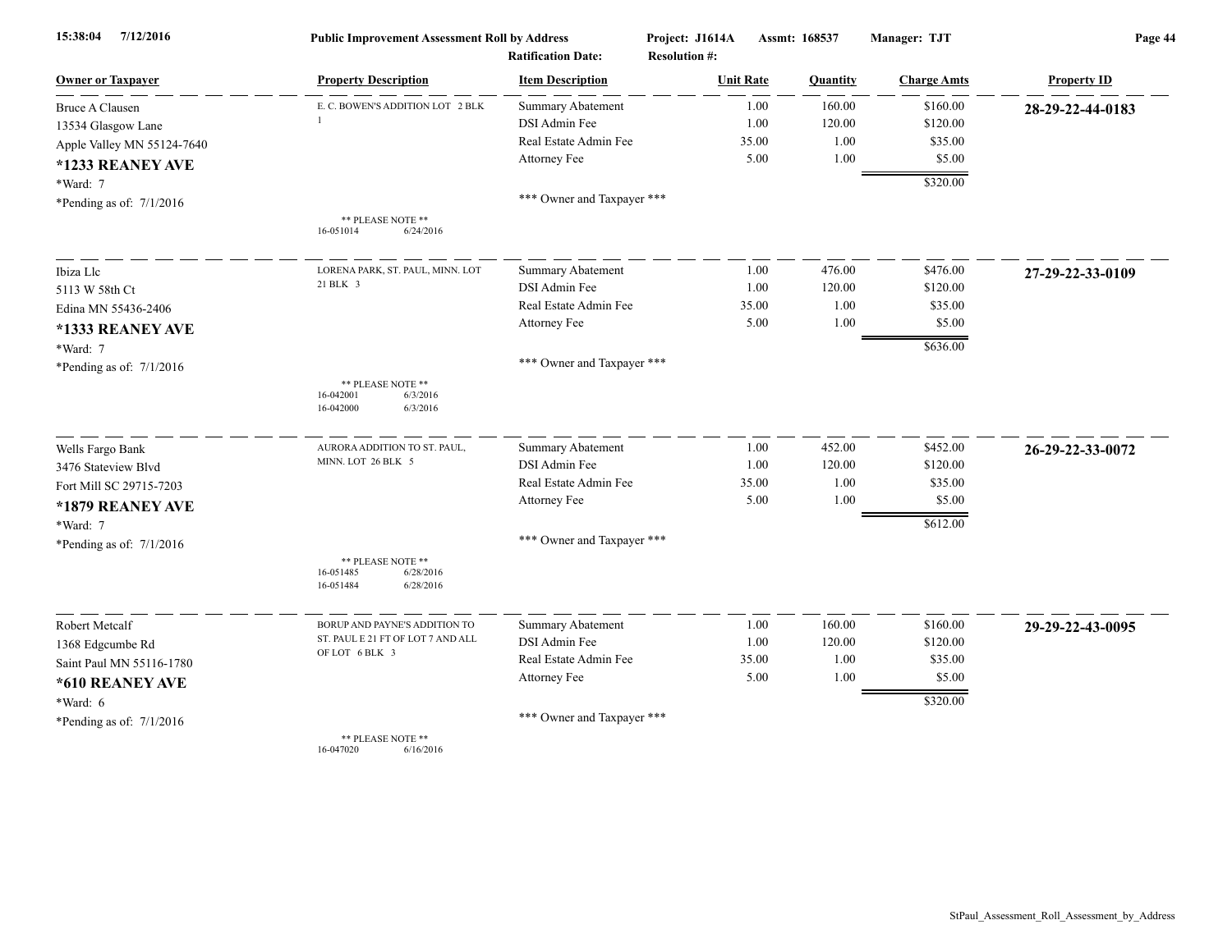**Public Improvement Assessment Roll by Address**

15:38:04 7/12/2016

Project: J1614A  Assmt: 168537  Manager: TJT

Ratification Date:  Resolution #:

| Owner or Taxpayer | Property Description | Item Description | Unit Rate | Quantity | Charge Amts | Property ID |
|---|---|---|---|---|---|---|
| Bruce A Clausen | E. C. BOWEN'S ADDITION LOT 2 BLK 1 | Summary Abatement | 1.00 | 160.00 | $160.00 | **28-29-22-44-0183** |
| 13534 Glasgow Lane | | DSI Admin Fee | 1.00 | 120.00 | $120.00 | |
| Apple Valley MN 55124-7640 | | Real Estate Admin Fee | 35.00 | 1.00 | $35.00 | |
| **\*1233 REANEY AVE** | | Attorney Fee | 5.00 | 1.00 | $5.00 | |
| \*Ward: 7 | | | | | $320.00 | |
| \*Pending as of: 7/1/2016 | ** PLEASE NOTE ** 16-051014 6/24/2016 | *** Owner and Taxpayer *** | | | | |
| Ibiza Llc | LORENA PARK, ST. PAUL, MINN. LOT 21 BLK 3 | Summary Abatement | 1.00 | 476.00 | $476.00 | **27-29-22-33-0109** |
| 5113 W 58th Ct | | DSI Admin Fee | 1.00 | 120.00 | $120.00 | |
| Edina MN 55436-2406 | | Real Estate Admin Fee | 35.00 | 1.00 | $35.00 | |
| **\*1333 REANEY AVE** | | Attorney Fee | 5.00 | 1.00 | $5.00 | |
| \*Ward: 7 | | | | | $636.00 | |
| \*Pending as of: 7/1/2016 | ** PLEASE NOTE ** 16-042001 6/3/2016 16-042000 6/3/2016 | *** Owner and Taxpayer *** | | | | |
| Wells Fargo Bank | AURORA ADDITION TO ST. PAUL, MINN. LOT 26 BLK 5 | Summary Abatement | 1.00 | 452.00 | $452.00 | **26-29-22-33-0072** |
| 3476 Stateview Blvd | | DSI Admin Fee | 1.00 | 120.00 | $120.00 | |
| Fort Mill SC 29715-7203 | | Real Estate Admin Fee | 35.00 | 1.00 | $35.00 | |
| **\*1879 REANEY AVE** | | Attorney Fee | 5.00 | 1.00 | $5.00 | |
| \*Ward: 7 | | | | | $612.00 | |
| \*Pending as of: 7/1/2016 | ** PLEASE NOTE ** 16-051485 6/28/2016 16-051484 6/28/2016 | *** Owner and Taxpayer *** | | | | |
| Robert Metcalf | BORUP AND PAYNE'S ADDITION TO ST. PAUL E 21 FT OF LOT 7 AND ALL OF LOT 6 BLK 3 | Summary Abatement | 1.00 | 160.00 | $160.00 | **29-29-22-43-0095** |
| 1368 Edgcumbe Rd | | DSI Admin Fee | 1.00 | 120.00 | $120.00 | |
| Saint Paul MN 55116-1780 | | Real Estate Admin Fee | 35.00 | 1.00 | $35.00 | |
| **\*610 REANEY AVE** | | Attorney Fee | 5.00 | 1.00 | $5.00 | |
| \*Ward: 6 | | | | | $320.00 | |
| \*Pending as of: 7/1/2016 | ** PLEASE NOTE ** 16-047020 6/16/2016 | *** Owner and Taxpayer *** | | | | |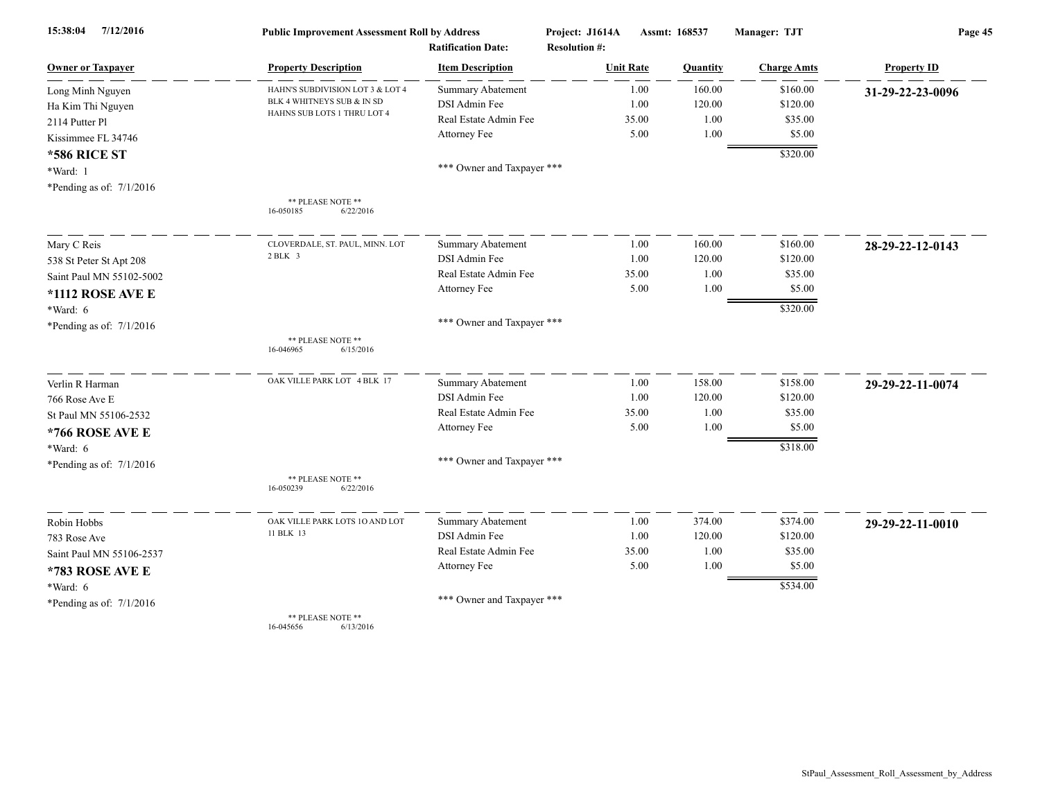**Public Improvement Assessment Roll by Address** | Project: J1614A | Assmt: 168537 | Manager: TJT

Ratification Date: | Resolution #:

| Owner or Taxpayer | Property Description | Item Description | Unit Rate | Quantity | Charge Amts | Property ID |
|---|---|---|---|---|---|---|
| Long Minh Nguyen | HAHN'S SUBDIVISION LOT 3 & LOT 4 | Summary Abatement | 1.00 | 160.00 | $160.00 | **31-29-22-23-0096** |
| Ha Kim Thi Nguyen | BLK 4 WHITNEYS SUB & IN SD | DSI Admin Fee | 1.00 | 120.00 | $120.00 | |
| 2114 Putter Pl | HAHNS SUB LOTS 1 THRU LOT 4 | Real Estate Admin Fee | 35.00 | 1.00 | $35.00 | |
| Kissimmee FL 34746 | | Attorney Fee | 5.00 | 1.00 | $5.00 | |
| **\*586 RICE ST** | | | | | $320.00 | |
| \*Ward: 1 | | \*\*\* Owner and Taxpayer \*\*\* | | | | |
| \*Pending as of: 7/1/2016 | \*\* PLEASE NOTE \*\* 16-050185 6/22/2016 | | | | | |
| Mary C Reis | CLOVERDALE, ST. PAUL, MINN. LOT 2 BLK 3 | Summary Abatement | 1.00 | 160.00 | $160.00 | **28-29-22-12-0143** |
| 538 St Peter St Apt 208 | | DSI Admin Fee | 1.00 | 120.00 | $120.00 | |
| Saint Paul MN 55102-5002 | | Real Estate Admin Fee | 35.00 | 1.00 | $35.00 | |
| **\*1112 ROSE AVE E** | | Attorney Fee | 5.00 | 1.00 | $5.00 | |
| \*Ward: 6 | | | | | $320.00 | |
| \*Pending as of: 7/1/2016 | \*\* PLEASE NOTE \*\* 16-046965 6/15/2016 | \*\*\* Owner and Taxpayer \*\*\* | | | | |
| Verlin R Harman | OAK VILLE PARK LOT 4 BLK 17 | Summary Abatement | 1.00 | 158.00 | $158.00 | **29-29-22-11-0074** |
| 766 Rose Ave E | | DSI Admin Fee | 1.00 | 120.00 | $120.00 | |
| St Paul MN 55106-2532 | | Real Estate Admin Fee | 35.00 | 1.00 | $35.00 | |
| **\*766 ROSE AVE E** | | Attorney Fee | 5.00 | 1.00 | $5.00 | |
| \*Ward: 6 | | | | | $318.00 | |
| \*Pending as of: 7/1/2016 | \*\* PLEASE NOTE \*\* 16-050239 6/22/2016 | \*\*\* Owner and Taxpayer \*\*\* | | | | |
| Robin Hobbs | OAK VILLE PARK LOTS 1O AND LOT 11 BLK 13 | Summary Abatement | 1.00 | 374.00 | $374.00 | **29-29-22-11-0010** |
| 783 Rose Ave | | DSI Admin Fee | 1.00 | 120.00 | $120.00 | |
| Saint Paul MN 55106-2537 | | Real Estate Admin Fee | 35.00 | 1.00 | $35.00 | |
| **\*783 ROSE AVE E** | | Attorney Fee | 5.00 | 1.00 | $5.00 | |
| \*Ward: 6 | | | | | $534.00 | |
| \*Pending as of: 7/1/2016 | \*\* PLEASE NOTE \*\* 16-045656 6/13/2016 | \*\*\* Owner and Taxpayer \*\*\* | | | | |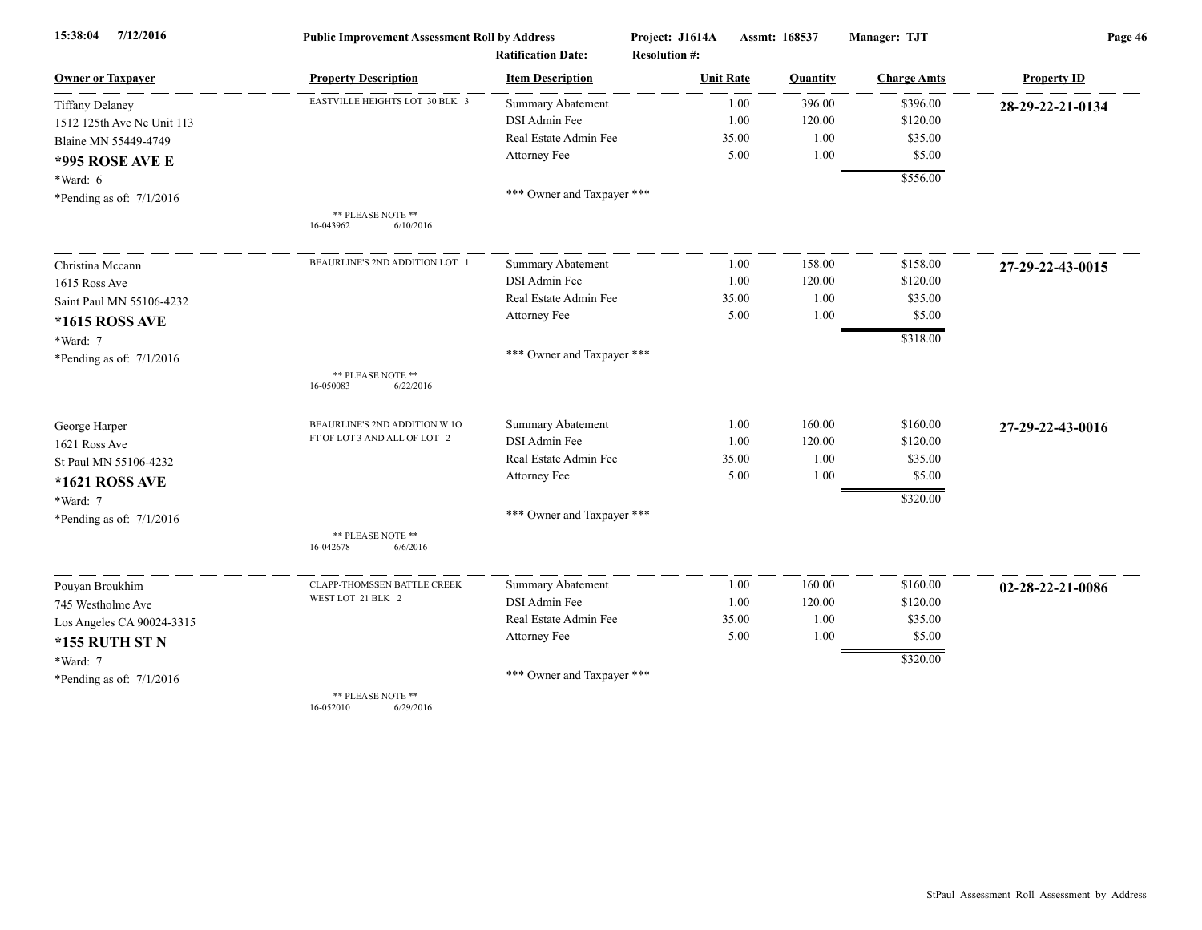**Public Improvement Assessment Roll by Address**

15:38:04 7/12/2016 | Project: J1614A | Assmt: 168537 | Manager: TJT

Ratification Date: | Resolution #:

| Owner or Taxpayer | Property Description | Item Description | Unit Rate | Quantity | Charge Amts | Property ID |
|---|---|---|---|---|---|---|
| Tiffany Delaney | EASTVILLE HEIGHTS LOT 30 BLK 3 | Summary Abatement | 1.00 | 396.00 | $396.00 | **28-29-22-21-0134** |
| 1512 125th Ave Ne Unit 113 | | DSI Admin Fee | 1.00 | 120.00 | $120.00 | |
| Blaine MN 55449-4749 | | Real Estate Admin Fee | 35.00 | 1.00 | $35.00 | |
| **\*995 ROSE AVE E** | | Attorney Fee | 5.00 | 1.00 | $5.00 | |
| \*Ward: 6 | | | | | $556.00 | |
| \*Pending as of: 7/1/2016 | ** PLEASE NOTE ** 16-043962 6/10/2016 | *** Owner and Taxpayer *** | | | | |
| Christina Mccann | BEAURLINE'S 2ND ADDITION LOT 1 | Summary Abatement | 1.00 | 158.00 | $158.00 | **27-29-22-43-0015** |
| 1615 Ross Ave | | DSI Admin Fee | 1.00 | 120.00 | $120.00 | |
| Saint Paul MN 55106-4232 | | Real Estate Admin Fee | 35.00 | 1.00 | $35.00 | |
| **\*1615 ROSS AVE** | | Attorney Fee | 5.00 | 1.00 | $5.00 | |
| \*Ward: 7 | | | | | $318.00 | |
| \*Pending as of: 7/1/2016 | ** PLEASE NOTE ** 16-050083 6/22/2016 | *** Owner and Taxpayer *** | | | | |
| George Harper | BEAURLINE'S 2ND ADDITION W 1O FT OF LOT 3 AND ALL OF LOT 2 | Summary Abatement | 1.00 | 160.00 | $160.00 | **27-29-22-43-0016** |
| 1621 Ross Ave | | DSI Admin Fee | 1.00 | 120.00 | $120.00 | |
| St Paul MN 55106-4232 | | Real Estate Admin Fee | 35.00 | 1.00 | $35.00 | |
| **\*1621 ROSS AVE** | | Attorney Fee | 5.00 | 1.00 | $5.00 | |
| \*Ward: 7 | | | | | $320.00 | |
| \*Pending as of: 7/1/2016 | ** PLEASE NOTE ** 16-042678 6/6/2016 | *** Owner and Taxpayer *** | | | | |
| Pouyan Broukhim | CLAPP-THOMSSEN BATTLE CREEK WEST LOT 21 BLK 2 | Summary Abatement | 1.00 | 160.00 | $160.00 | **02-28-22-21-0086** |
| 745 Westholme Ave | | DSI Admin Fee | 1.00 | 120.00 | $120.00 | |
| Los Angeles CA 90024-3315 | | Real Estate Admin Fee | 35.00 | 1.00 | $35.00 | |
| **\*155 RUTH ST N** | | Attorney Fee | 5.00 | 1.00 | $5.00 | |
| \*Ward: 7 | | | | | $320.00 | |
| \*Pending as of: 7/1/2016 | ** PLEASE NOTE ** 16-052010 6/29/2016 | *** Owner and Taxpayer *** | | | | |

StPaul_Assessment_Roll_Assessment_by_Address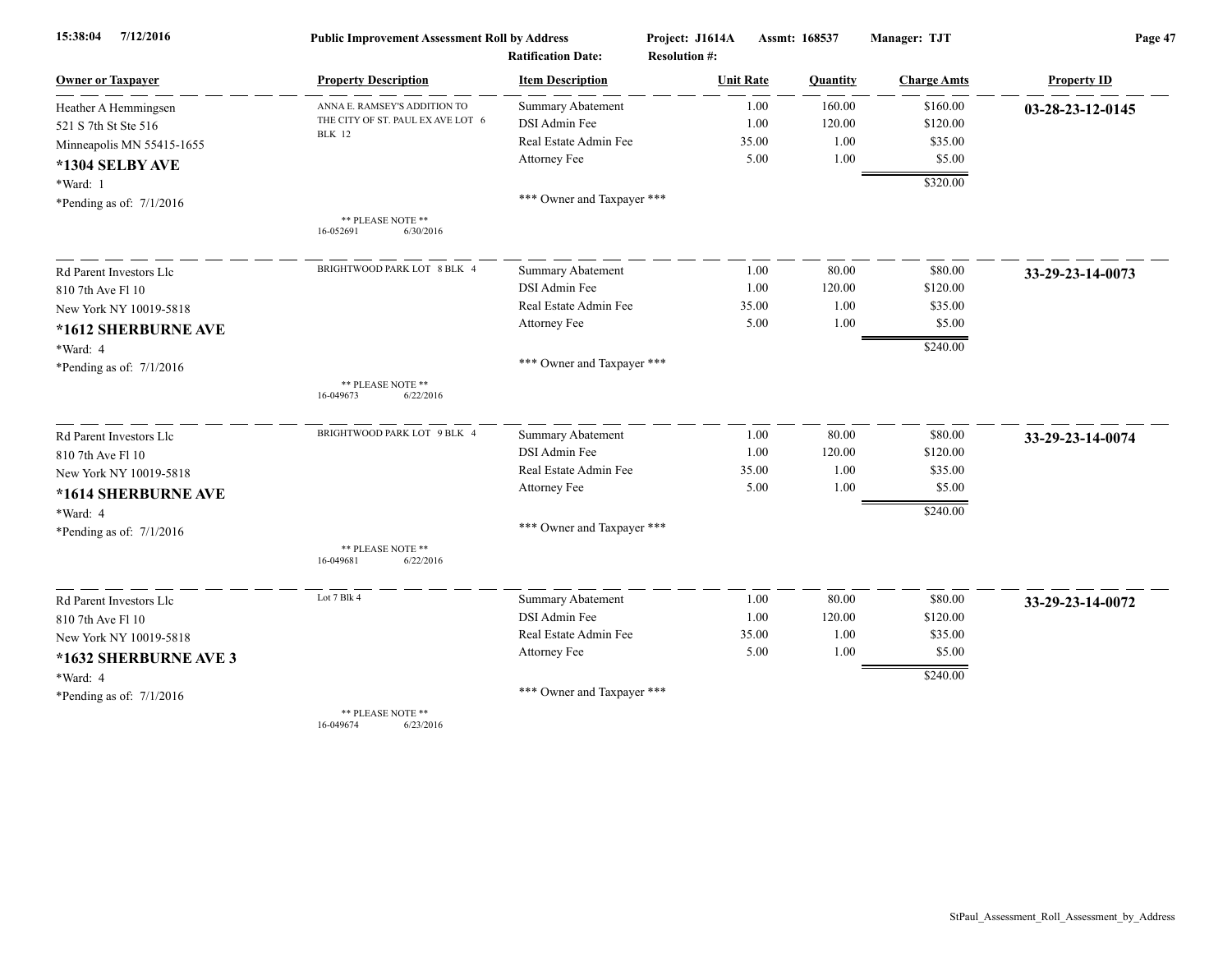**15:38:04 7/12/2016** **Public Improvement Assessment Roll by Address** **Project: J1614A** **Assmt: 168537** **Manager: TJT**

**Ratification Date:** **Resolution #:**

| Owner or Taxpayer | Property Description | Item Description | Unit Rate | Quantity | Charge Amts | Property ID |
|---|---|---|---|---|---|---|
| Heather A Hemmingsen<br>521 S 7th St Ste 516<br>Minneapolis MN 55415-1655<br>**\*1304 SELBY AVE**<br>\*Ward: 1<br>\*Pending as of: 7/1/2016 | ANNA E. RAMSEY'S ADDITION TO THE CITY OF ST. PAUL EX AVE LOT 6 BLK 12<br><br>** PLEASE NOTE **<br>16-052691 6/30/2016 | Summary Abatement | 1.00 | 160.00 | $160.00 | **03-28-23-12-0145** |
| | | DSI Admin Fee | 1.00 | 120.00 | $120.00 | |
| | | Real Estate Admin Fee | 35.00 | 1.00 | $35.00 | |
| | | Attorney Fee | 5.00 | 1.00 | $5.00 | |
| | | | | | $320.00 | |
| | | *** Owner and Taxpayer *** | | | | |
| Rd Parent Investors Llc<br>810 7th Ave Fl 10<br>New York NY 10019-5818<br>**\*1612 SHERBURNE AVE**<br>\*Ward: 4<br>\*Pending as of: 7/1/2016 | BRIGHTWOOD PARK LOT 8 BLK 4<br><br>** PLEASE NOTE **<br>16-049673 6/22/2016 | Summary Abatement | 1.00 | 80.00 | $80.00 | **33-29-23-14-0073** |
| | | DSI Admin Fee | 1.00 | 120.00 | $120.00 | |
| | | Real Estate Admin Fee | 35.00 | 1.00 | $35.00 | |
| | | Attorney Fee | 5.00 | 1.00 | $5.00 | |
| | | | | | $240.00 | |
| | | *** Owner and Taxpayer *** | | | | |
| Rd Parent Investors Llc<br>810 7th Ave Fl 10<br>New York NY 10019-5818<br>**\*1614 SHERBURNE AVE**<br>\*Ward: 4<br>\*Pending as of: 7/1/2016 | BRIGHTWOOD PARK LOT 9 BLK 4<br><br>** PLEASE NOTE **<br>16-049681 6/22/2016 | Summary Abatement | 1.00 | 80.00 | $80.00 | **33-29-23-14-0074** |
| | | DSI Admin Fee | 1.00 | 120.00 | $120.00 | |
| | | Real Estate Admin Fee | 35.00 | 1.00 | $35.00 | |
| | | Attorney Fee | 5.00 | 1.00 | $5.00 | |
| | | | | | $240.00 | |
| | | *** Owner and Taxpayer *** | | | | |
| Rd Parent Investors Llc<br>810 7th Ave Fl 10<br>New York NY 10019-5818<br>**\*1632 SHERBURNE AVE 3**<br>\*Ward: 4<br>\*Pending as of: 7/1/2016 | Lot 7 Blk 4<br><br>** PLEASE NOTE **<br>16-049674 6/23/2016 | Summary Abatement | 1.00 | 80.00 | $80.00 | **33-29-23-14-0072** |
| | | DSI Admin Fee | 1.00 | 120.00 | $120.00 | |
| | | Real Estate Admin Fee | 35.00 | 1.00 | $35.00 | |
| | | Attorney Fee | 5.00 | 1.00 | $5.00 | |
| | | | | | $240.00 | |
| | | *** Owner and Taxpayer *** | | | | |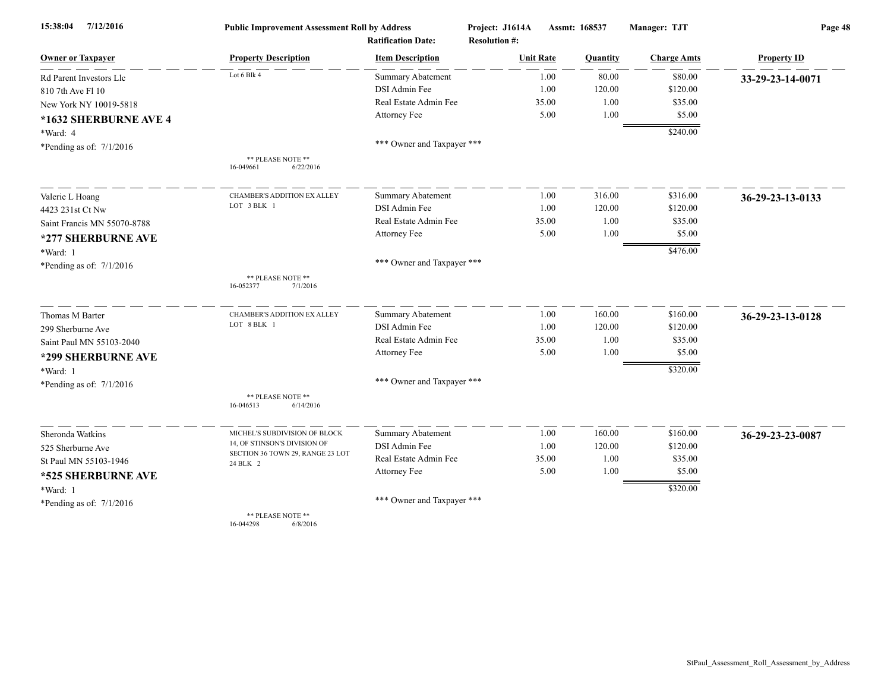| Owner or Taxpayer | Property Description | Item Description | Unit Rate | Quantity | Charge Amts | Property ID |
|---|---|---|---|---|---|---|
| Rd Parent Investors Llc | Lot 6 Blk 4 | Summary Abatement | 1.00 | 80.00 | $80.00 | **33-29-23-14-0071** |
| 810 7th Ave Fl 10 | | DSI Admin Fee | 1.00 | 120.00 | $120.00 | |
| New York NY 10019-5818 | | Real Estate Admin Fee | 35.00 | 1.00 | $35.00 | |
| **\*1632 SHERBURNE AVE 4** | | Attorney Fee | 5.00 | 1.00 | $5.00 | |
| \*Ward: 4 | | | | | $240.00 | |
| \*Pending as of: 7/1/2016 | | \*\*\* Owner and Taxpayer \*\*\* | | | | |
| | \*\* PLEASE NOTE \*\* 16-049661 6/22/2016 | | | | | |
| Valerie L Hoang | CHAMBER'S ADDITION EX ALLEY LOT 3 BLK 1 | Summary Abatement | 1.00 | 316.00 | $316.00 | **36-29-23-13-0133** |
| 4423 231st Ct Nw | | DSI Admin Fee | 1.00 | 120.00 | $120.00 | |
| Saint Francis MN 55070-8788 | | Real Estate Admin Fee | 35.00 | 1.00 | $35.00 | |
| **\*277 SHERBURNE AVE** | | Attorney Fee | 5.00 | 1.00 | $5.00 | |
| \*Ward: 1 | | | | | $476.00 | |
| \*Pending as of: 7/1/2016 | | \*\*\* Owner and Taxpayer \*\*\* | | | | |
| | \*\* PLEASE NOTE \*\* 16-052377 7/1/2016 | | | | | |
| Thomas M Barter | CHAMBER'S ADDITION EX ALLEY LOT 8 BLK 1 | Summary Abatement | 1.00 | 160.00 | $160.00 | **36-29-23-13-0128** |
| 299 Sherburne Ave | | DSI Admin Fee | 1.00 | 120.00 | $120.00 | |
| Saint Paul MN 55103-2040 | | Real Estate Admin Fee | 35.00 | 1.00 | $35.00 | |
| **\*299 SHERBURNE AVE** | | Attorney Fee | 5.00 | 1.00 | $5.00 | |
| \*Ward: 1 | | | | | $320.00 | |
| \*Pending as of: 7/1/2016 | | \*\*\* Owner and Taxpayer \*\*\* | | | | |
| | \*\* PLEASE NOTE \*\* 16-046513 6/14/2016 | | | | | |
| Sheronda Watkins | MICHEL'S SUBDIVISION OF BLOCK 14, OF STINSON'S DIVISION OF SECTION 36 TOWN 29, RANGE 23 LOT 24 BLK 2 | Summary Abatement | 1.00 | 160.00 | $160.00 | **36-29-23-23-0087** |
| 525 Sherburne Ave | | DSI Admin Fee | 1.00 | 120.00 | $120.00 | |
| St Paul MN 55103-1946 | | Real Estate Admin Fee | 35.00 | 1.00 | $35.00 | |
| **\*525 SHERBURNE AVE** | | Attorney Fee | 5.00 | 1.00 | $5.00 | |
| \*Ward: 1 | | | | | $320.00 | |
| \*Pending as of: 7/1/2016 | | \*\*\* Owner and Taxpayer \*\*\* | | | | |
| | \*\* PLEASE NOTE \*\* 16-044298 6/8/2016 | | | | | |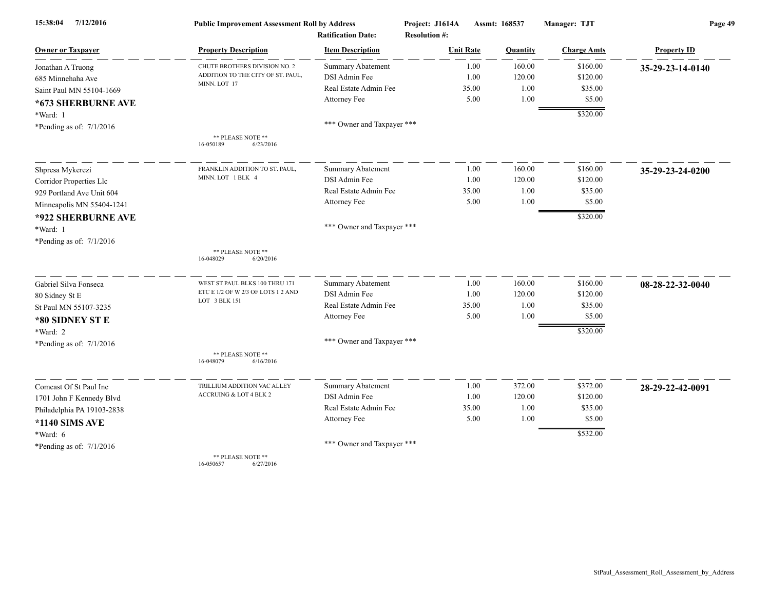15:38:04 7/12/2016 **Public Improvement Assessment Roll by Address** Project: J1614A Assmt: 168537 Manager: TJT

Ratification Date: Resolution #:

| Owner or Taxpayer | Property Description | Item Description | Unit Rate | Quantity | Charge Amts | Property ID |
|---|---|---|---|---|---|---|
| Jonathan A Truong<br>685 Minnehaha Ave<br>Saint Paul MN 55104-1669<br>**\*673 SHERBURNE AVE**<br>\*Ward: 1<br>\*Pending as of: 7/1/2016 | CHUTE BROTHERS DIVISION NO. 2 ADDITION TO THE CITY OF ST. PAUL, MINN. LOT 17<br><br>\*\* PLEASE NOTE \*\*<br>16-050189 6/23/2016 | Summary Abatement<br>DSI Admin Fee<br>Real Estate Admin Fee<br>Attorney Fee<br><br>\*\*\* Owner and Taxpayer \*\*\* | 1.00<br>1.00<br>35.00<br>5.00 | 160.00<br>120.00<br>1.00<br>1.00 | $160.00<br>$120.00<br>$35.00<br>$5.00<br>$320.00 | **35-29-23-14-0140** |
| Shpresa Mykerezi<br>Corridor Properties Llc<br>929 Portland Ave Unit 604<br>Minneapolis MN 55404-1241<br>**\*922 SHERBURNE AVE**<br>\*Ward: 1<br>\*Pending as of: 7/1/2016 | FRANKLIN ADDITION TO ST. PAUL, MINN. LOT 1 BLK 4<br><br>\*\* PLEASE NOTE \*\*<br>16-048029 6/20/2016 | Summary Abatement<br>DSI Admin Fee<br>Real Estate Admin Fee<br>Attorney Fee<br><br>\*\*\* Owner and Taxpayer \*\*\* | 1.00<br>1.00<br>35.00<br>5.00 | 160.00<br>120.00<br>1.00<br>1.00 | $160.00<br>$120.00<br>$35.00<br>$5.00<br>$320.00 | **35-29-23-24-0200** |
| Gabriel Silva Fonseca<br>80 Sidney St E<br>St Paul MN 55107-3235<br>**\*80 SIDNEY ST E**<br>\*Ward: 2<br>\*Pending as of: 7/1/2016 | WEST ST PAUL BLKS 100 THRU 171 ETC E 1/2 OF W 2/3 OF LOTS 1 2 AND LOT 3 BLK 151<br><br>\*\* PLEASE NOTE \*\*<br>16-048079 6/16/2016 | Summary Abatement<br>DSI Admin Fee<br>Real Estate Admin Fee<br>Attorney Fee<br><br>\*\*\* Owner and Taxpayer \*\*\* | 1.00<br>1.00<br>35.00<br>5.00 | 160.00<br>120.00<br>1.00<br>1.00 | $160.00<br>$120.00<br>$35.00<br>$5.00<br>$320.00 | **08-28-22-32-0040** |
| Comcast Of St Paul Inc<br>1701 John F Kennedy Blvd<br>Philadelphia PA 19103-2838<br>**\*1140 SIMS AVE**<br>\*Ward: 6<br>\*Pending as of: 7/1/2016 | TRILLIUM ADDITION VAC ALLEY ACCRUING & LOT 4 BLK 2<br><br>\*\* PLEASE NOTE \*\*<br>16-050657 6/27/2016 | Summary Abatement<br>DSI Admin Fee<br>Real Estate Admin Fee<br>Attorney Fee<br><br>\*\*\* Owner and Taxpayer \*\*\* | 1.00<br>1.00<br>35.00<br>5.00 | 372.00<br>120.00<br>1.00<br>1.00 | $372.00<br>$120.00<br>$35.00<br>$5.00<br>$532.00 | **28-29-22-42-0091** |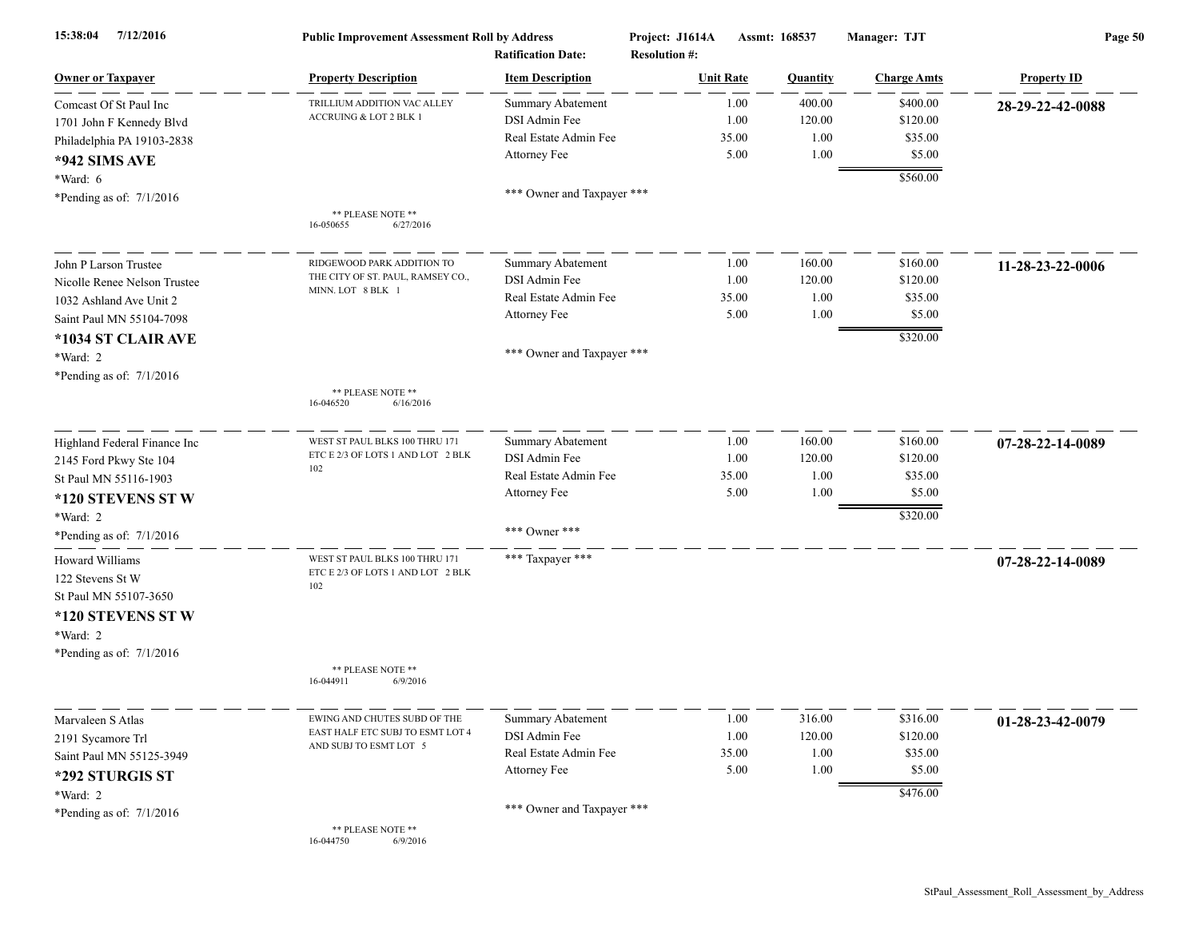**Public Improvement Assessment Roll by Address**

Project: J1614A | Assmt: 168537 | Manager: TJT

Ratification Date: | Resolution #:

| Owner or Taxpayer | Property Description | Item Description | Unit Rate | Quantity | Charge Amts | Property ID |
|---|---|---|---|---|---|---|
| Comcast Of St Paul Inc<br>1701 John F Kennedy Blvd<br>Philadelphia PA 19103-2838<br>**\*942 SIMS AVE**<br>\*Ward: 6<br>\*Pending as of: 7/1/2016 | TRILLIUM ADDITION VAC ALLEY ACCRUING & LOT 2 BLK 1<br>\*\* PLEASE NOTE \*\*<br>16-050655 6/27/2016 | Summary Abatement | 1.00 | 400.00 | $400.00 | **28-29-22-42-0088** |
| | | DSI Admin Fee | 1.00 | 120.00 | $120.00 | |
| | | Real Estate Admin Fee | 35.00 | 1.00 | $35.00 | |
| | | Attorney Fee | 5.00 | 1.00 | $5.00 | |
| | | | | | $560.00 | |
| | | \*\*\* Owner and Taxpayer \*\*\* | | | | |
| John P Larson Trustee<br>Nicolle Renee Nelson Trustee<br>1032 Ashland Ave Unit 2<br>Saint Paul MN 55104-7098<br>**\*1034 ST CLAIR AVE**<br>\*Ward: 2<br>\*Pending as of: 7/1/2016 | RIDGEWOOD PARK ADDITION TO THE CITY OF ST. PAUL, RAMSEY CO., MINN. LOT 8 BLK 1<br>\*\* PLEASE NOTE \*\*<br>16-046520 6/16/2016 | Summary Abatement | 1.00 | 160.00 | $160.00 | **11-28-23-22-0006** |
| | | DSI Admin Fee | 1.00 | 120.00 | $120.00 | |
| | | Real Estate Admin Fee | 35.00 | 1.00 | $35.00 | |
| | | Attorney Fee | 5.00 | 1.00 | $5.00 | |
| | | | | | $320.00 | |
| | | \*\*\* Owner and Taxpayer \*\*\* | | | | |
| Highland Federal Finance Inc<br>2145 Ford Pkwy Ste 104<br>St Paul MN 55116-1903<br>**\*120 STEVENS ST W**<br>\*Ward: 2<br>\*Pending as of: 7/1/2016 | WEST ST PAUL BLKS 100 THRU 171 ETC E 2/3 OF LOTS 1 AND LOT 2 BLK 102 | Summary Abatement | 1.00 | 160.00 | $160.00 | **07-28-22-14-0089** |
| | | DSI Admin Fee | 1.00 | 120.00 | $120.00 | |
| | | Real Estate Admin Fee | 35.00 | 1.00 | $35.00 | |
| | | Attorney Fee | 5.00 | 1.00 | $5.00 | |
| | | | | | $320.00 | |
| | | \*\*\* Owner \*\*\* | | | | |
| Howard Williams<br>122 Stevens St W<br>St Paul MN 55107-3650<br>**\*120 STEVENS ST W**<br>\*Ward: 2<br>\*Pending as of: 7/1/2016 | WEST ST PAUL BLKS 100 THRU 171 ETC E 2/3 OF LOTS 1 AND LOT 2 BLK 102<br>\*\* PLEASE NOTE \*\*<br>16-044911 6/9/2016 | \*\*\* Taxpayer \*\*\* | | | | **07-28-22-14-0089** |
| Marvaleen S Atlas<br>2191 Sycamore Trl<br>Saint Paul MN 55125-3949<br>**\*292 STURGIS ST**<br>\*Ward: 2<br>\*Pending as of: 7/1/2016 | EWING AND CHUTES SUBD OF THE EAST HALF ETC SUBJ TO ESMT LOT 4 AND SUBJ TO ESMT LOT 5<br>\*\* PLEASE NOTE \*\*<br>16-044750 6/9/2016 | Summary Abatement | 1.00 | 316.00 | $316.00 | **01-28-23-42-0079** |
| | | DSI Admin Fee | 1.00 | 120.00 | $120.00 | |
| | | Real Estate Admin Fee | 35.00 | 1.00 | $35.00 | |
| | | Attorney Fee | 5.00 | 1.00 | $5.00 | |
| | | | | | $476.00 | |
| | | \*\*\* Owner and Taxpayer \*\*\* | | | | |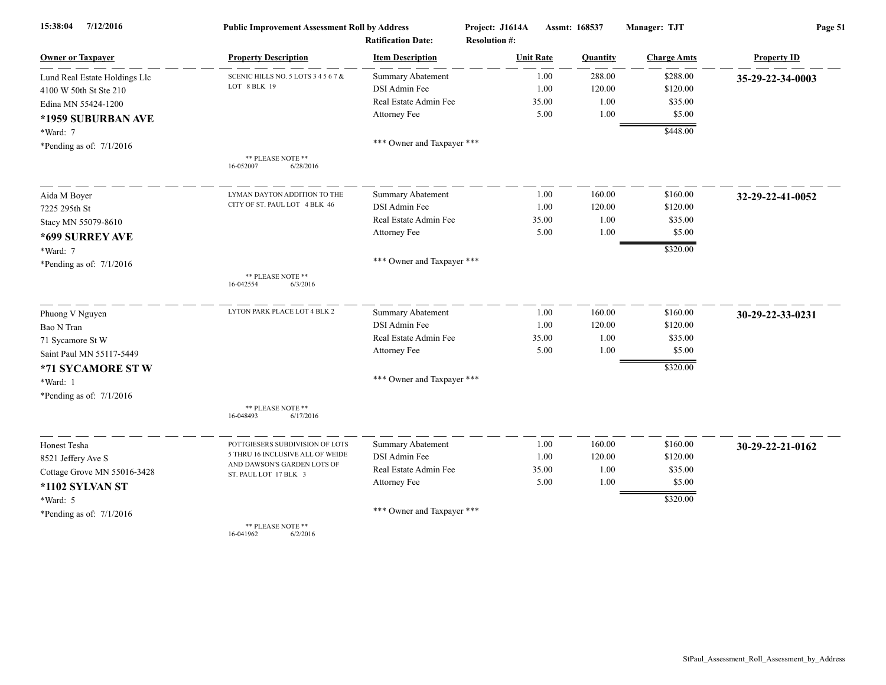**Public Improvement Assessment Roll by Address**

Project: J1614A Assmt: 168537 Manager: TJT

Ratification Date: Resolution #:

| Owner or Taxpayer | Property Description | Item Description | Unit Rate | Quantity | Charge Amts | Property ID |
|---|---|---|---|---|---|---|
| Lund Real Estate Holdings Llc<br>4100 W 50th St Ste 210<br>Edina MN 55424-1200<br>**\*1959 SUBURBAN AVE**<br>\*Ward: 7<br>\*Pending as of: 7/1/2016 | SCENIC HILLS NO. 5 LOTS 3 4 5 6 7 & LOT 8 BLK 19<br>** PLEASE NOTE **<br>16-052007 6/28/2016 | Summary Abatement<br>DSI Admin Fee<br>Real Estate Admin Fee<br>Attorney Fee<br>*** Owner and Taxpayer *** | 1.00<br>1.00<br>35.00<br>5.00 | 288.00<br>120.00<br>1.00<br>1.00 | $288.00<br>$120.00<br>$35.00<br>$5.00<br>**$448.00** | **35-29-22-34-0003** |
| Aida M Boyer<br>7225 295th St<br>Stacy MN 55079-8610<br>**\*699 SURREY AVE**<br>\*Ward: 7<br>\*Pending as of: 7/1/2016 | LYMAN DAYTON ADDITION TO THE CITY OF ST. PAUL LOT 4 BLK 46<br>** PLEASE NOTE **<br>16-042554 6/3/2016 | Summary Abatement<br>DSI Admin Fee<br>Real Estate Admin Fee<br>Attorney Fee<br>*** Owner and Taxpayer *** | 1.00<br>1.00<br>35.00<br>5.00 | 160.00<br>120.00<br>1.00<br>1.00 | $160.00<br>$120.00<br>$35.00<br>$5.00<br>**$320.00** | **32-29-22-41-0052** |
| Phuong V Nguyen<br>Bao N Tran<br>71 Sycamore St W<br>Saint Paul MN 55117-5449<br>**\*71 SYCAMORE ST W**<br>\*Ward: 1<br>\*Pending as of: 7/1/2016 | LYTON PARK PLACE LOT 4 BLK 2<br>** PLEASE NOTE **<br>16-048493 6/17/2016 | Summary Abatement<br>DSI Admin Fee<br>Real Estate Admin Fee<br>Attorney Fee<br>*** Owner and Taxpayer *** | 1.00<br>1.00<br>35.00<br>5.00 | 160.00<br>120.00<br>1.00<br>1.00 | $160.00<br>$120.00<br>$35.00<br>$5.00<br>**$320.00** | **30-29-22-33-0231** |
| Honest Tesha<br>8521 Jeffery Ave S<br>Cottage Grove MN 55016-3428<br>**\*1102 SYLVAN ST**<br>\*Ward: 5<br>\*Pending as of: 7/1/2016 | POTTGIESERS SUBDIVISION OF LOTS 5 THRU 16 INCLUSIVE ALL OF WEIDE AND DAWSON'S GARDEN LOTS OF ST. PAUL LOT 17 BLK 3<br>** PLEASE NOTE **<br>16-041962 6/2/2016 | Summary Abatement<br>DSI Admin Fee<br>Real Estate Admin Fee<br>Attorney Fee<br>*** Owner and Taxpayer *** | 1.00<br>1.00<br>35.00<br>5.00 | 160.00<br>120.00<br>1.00<br>1.00 | $160.00<br>$120.00<br>$35.00<br>$5.00<br>**$320.00** | **30-29-22-21-0162** |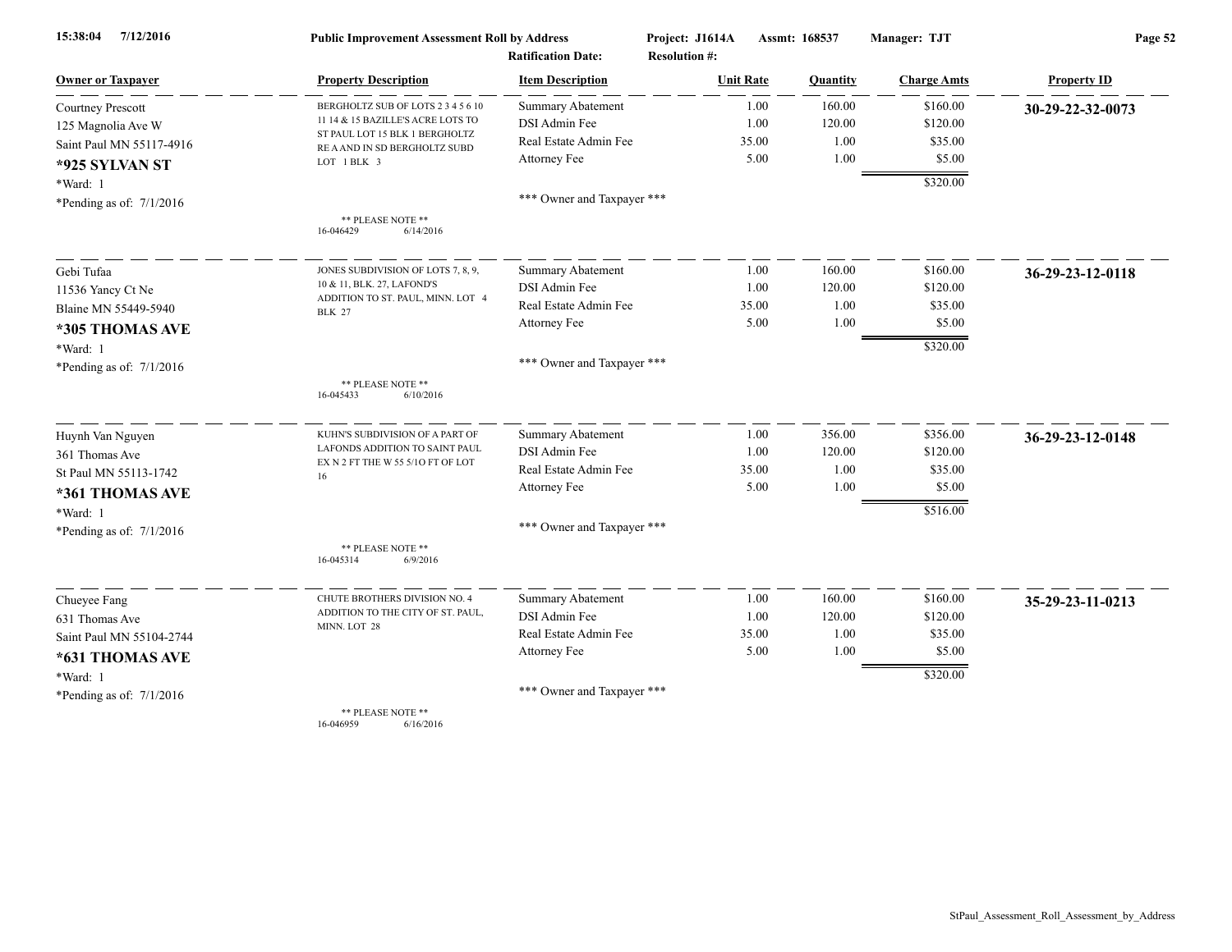**Public Improvement Assessment Roll by Address**

Project: J1614A Assmt: 168537 Manager: TJT

Ratification Date: Resolution #:

| Owner or Taxpayer | Property Description | Item Description | Unit Rate | Quantity | Charge Amts | Property ID |
|---|---|---|---|---|---|---|
| Courtney Prescott<br>125 Magnolia Ave W<br>Saint Paul MN 55117-4916<br>**\*925 SYLVAN ST**<br>\*Ward: 1<br>\*Pending as of: 7/1/2016 | BERGHOLTZ SUB OF LOTS 2 3 4 5 6 10 11 14 & 15 BAZILLE'S ACRE LOTS TO ST PAUL LOT 15 BLK 1 BERGHOLTZ RE A AND IN SD BERGHOLTZ SUBD LOT 1 BLK 3<br>\*\* PLEASE NOTE \*\*<br>16-046429 6/14/2016 | Summary Abatement<br>DSI Admin Fee<br>Real Estate Admin Fee<br>Attorney Fee<br>\*\*\* Owner and Taxpayer \*\*\* | 1.00<br>1.00<br>35.00<br>5.00 | 160.00<br>120.00<br>1.00<br>1.00 | $160.00<br>$120.00<br>$35.00<br>$5.00<br>$320.00 | **30-29-22-32-0073** |
| Gebi Tufaa<br>11536 Yancy Ct Ne<br>Blaine MN 55449-5940<br>**\*305 THOMAS AVE**<br>\*Ward: 1<br>\*Pending as of: 7/1/2016 | JONES SUBDIVISION OF LOTS 7, 8, 9, 10 & 11, BLK. 27, LAFOND'S ADDITION TO ST. PAUL, MINN. LOT 4 BLK 27<br>\*\* PLEASE NOTE \*\*<br>16-045433 6/10/2016 | Summary Abatement<br>DSI Admin Fee<br>Real Estate Admin Fee<br>Attorney Fee<br>\*\*\* Owner and Taxpayer \*\*\* | 1.00<br>1.00<br>35.00<br>5.00 | 160.00<br>120.00<br>1.00<br>1.00 | $160.00<br>$120.00<br>$35.00<br>$5.00<br>$320.00 | **36-29-23-12-0118** |
| Huynh Van Nguyen<br>361 Thomas Ave<br>St Paul MN 55113-1742<br>**\*361 THOMAS AVE**<br>\*Ward: 1<br>\*Pending as of: 7/1/2016 | KUHN'S SUBDIVISION OF A PART OF LAFONDS ADDITION TO SAINT PAUL EX N 2 FT THE W 55 5/1O FT OF LOT 16<br>\*\* PLEASE NOTE \*\*<br>16-045314 6/9/2016 | Summary Abatement<br>DSI Admin Fee<br>Real Estate Admin Fee<br>Attorney Fee<br>\*\*\* Owner and Taxpayer \*\*\* | 1.00<br>1.00<br>35.00<br>5.00 | 356.00<br>120.00<br>1.00<br>1.00 | $356.00<br>$120.00<br>$35.00<br>$5.00<br>$516.00 | **36-29-23-12-0148** |
| Chueyee Fang<br>631 Thomas Ave<br>Saint Paul MN 55104-2744<br>**\*631 THOMAS AVE**<br>\*Ward: 1<br>\*Pending as of: 7/1/2016 | CHUTE BROTHERS DIVISION NO. 4 ADDITION TO THE CITY OF ST. PAUL, MINN. LOT 28<br>\*\* PLEASE NOTE \*\*<br>16-046959 6/16/2016 | Summary Abatement<br>DSI Admin Fee<br>Real Estate Admin Fee<br>Attorney Fee<br>\*\*\* Owner and Taxpayer \*\*\* | 1.00<br>1.00<br>35.00<br>5.00 | 160.00<br>120.00<br>1.00<br>1.00 | $160.00<br>$120.00<br>$35.00<br>$5.00<br>$320.00 | **35-29-23-11-0213** |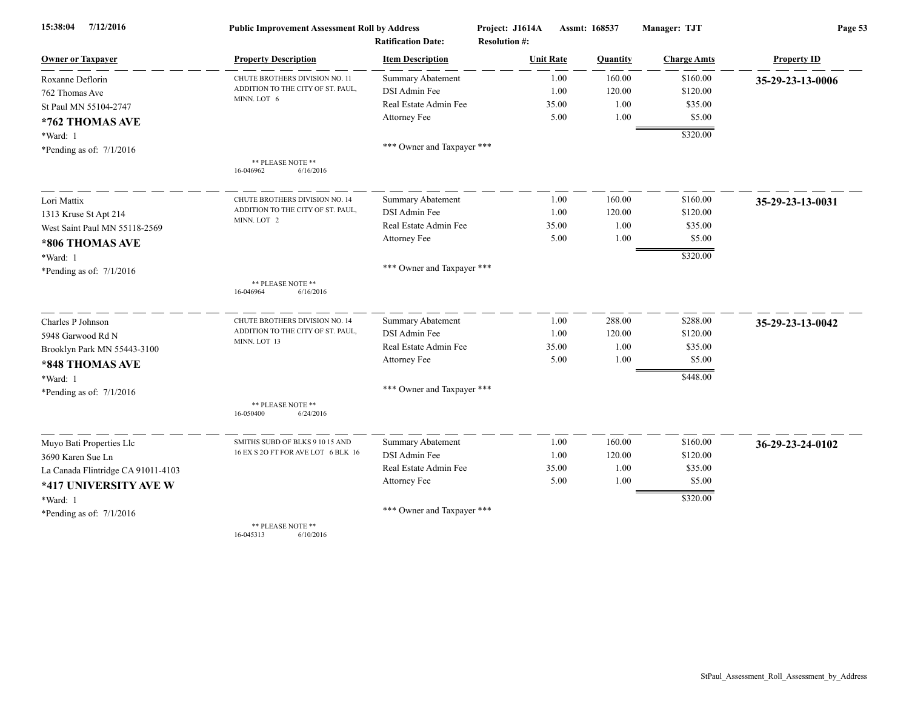**Public Improvement Assessment Roll by Address** | Project: J1614A | Assmt: 168537 | Manager: TJT

Ratification Date: | Resolution #:

| Owner or Taxpayer | Property Description | Item Description | Unit Rate | Quantity | Charge Amts | Property ID |
|---|---|---|---|---|---|---|
| Roxanne Deflorin | CHUTE BROTHERS DIVISION NO. 11 | Summary Abatement | 1.00 | 160.00 | $160.00 | **35-29-23-13-0006** |
| 762 Thomas Ave | ADDITION TO THE CITY OF ST. PAUL, | DSI Admin Fee | 1.00 | 120.00 | $120.00 | |
| St Paul MN 55104-2747 | MINN. LOT 6 | Real Estate Admin Fee | 35.00 | 1.00 | $35.00 | |
| **\*762 THOMAS AVE** | | Attorney Fee | 5.00 | 1.00 | $5.00 | |
| \*Ward: 1 | | | | | $320.00 | |
| \*Pending as of: 7/1/2016 | | \*\*\* Owner and Taxpayer \*\*\* | | | | |
| | \*\* PLEASE NOTE \*\* 16-046962 6/16/2016 | | | | | |
| Lori Mattix | CHUTE BROTHERS DIVISION NO. 14 | Summary Abatement | 1.00 | 160.00 | $160.00 | **35-29-23-13-0031** |
| 1313 Kruse St Apt 214 | ADDITION TO THE CITY OF ST. PAUL, | DSI Admin Fee | 1.00 | 120.00 | $120.00 | |
| West Saint Paul MN 55118-2569 | MINN. LOT 2 | Real Estate Admin Fee | 35.00 | 1.00 | $35.00 | |
| **\*806 THOMAS AVE** | | Attorney Fee | 5.00 | 1.00 | $5.00 | |
| \*Ward: 1 | | | | | $320.00 | |
| \*Pending as of: 7/1/2016 | | \*\*\* Owner and Taxpayer \*\*\* | | | | |
| | \*\* PLEASE NOTE \*\* 16-046964 6/16/2016 | | | | | |
| Charles P Johnson | CHUTE BROTHERS DIVISION NO. 14 | Summary Abatement | 1.00 | 288.00 | $288.00 | **35-29-23-13-0042** |
| 5948 Garwood Rd N | ADDITION TO THE CITY OF ST. PAUL, | DSI Admin Fee | 1.00 | 120.00 | $120.00 | |
| Brooklyn Park MN 55443-3100 | MINN. LOT 13 | Real Estate Admin Fee | 35.00 | 1.00 | $35.00 | |
| **\*848 THOMAS AVE** | | Attorney Fee | 5.00 | 1.00 | $5.00 | |
| \*Ward: 1 | | | | | $448.00 | |
| \*Pending as of: 7/1/2016 | | \*\*\* Owner and Taxpayer \*\*\* | | | | |
| | \*\* PLEASE NOTE \*\* 16-050400 6/24/2016 | | | | | |
| Muyo Bati Properties Llc | SMITHS SUBD OF BLKS 9 10 15 AND | Summary Abatement | 1.00 | 160.00 | $160.00 | **36-29-23-24-0102** |
| 3690 Karen Sue Ln | 16 EX S 2O FT FOR AVE LOT 6 BLK 16 | DSI Admin Fee | 1.00 | 120.00 | $120.00 | |
| La Canada Flintridge CA 91011-4103 | | Real Estate Admin Fee | 35.00 | 1.00 | $35.00 | |
| **\*417 UNIVERSITY AVE W** | | Attorney Fee | 5.00 | 1.00 | $5.00 | |
| \*Ward: 1 | | | | | $320.00 | |
| \*Pending as of: 7/1/2016 | | \*\*\* Owner and Taxpayer \*\*\* | | | | |
| | \*\* PLEASE NOTE \*\* 16-045313 6/10/2016 | | | | | |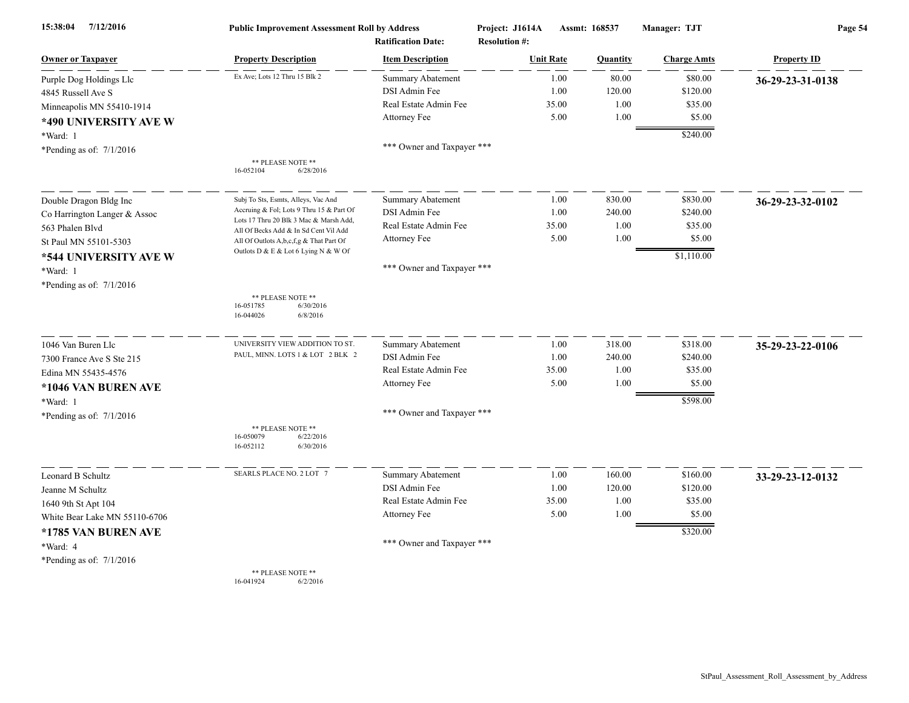| Owner or Taxpayer | Property Description | Item Description | Unit Rate | Quantity | Charge Amts | Property ID |
|---|---|---|---|---|---|---|
| Purple Dog Holdings Llc<br>4845 Russell Ave S<br>Minneapolis MN 55410-1914<br>**\*490 UNIVERSITY AVE W**<br>*Ward: 1<br>*Pending as of: 7/1/2016 | Ex Ave; Lots 12 Thru 15 Blk 2<br><br>** PLEASE NOTE **<br>16-052104 6/28/2016 | Summary Abatement | 1.00 | 80.00 | $80.00 | **36-29-23-31-0138** |
| | | DSI Admin Fee | 1.00 | 120.00 | $120.00 | |
| | | Real Estate Admin Fee | 35.00 | 1.00 | $35.00 | |
| | | Attorney Fee | 5.00 | 1.00 | $5.00 | |
| | | | | | $240.00 | |
| | | *** Owner and Taxpayer *** | | | | |
| Double Dragon Bldg Inc<br>Co Harrington Langer & Assoc<br>563 Phalen Blvd<br>St Paul MN 55101-5303<br>**\*544 UNIVERSITY AVE W**<br>*Ward: 1<br>*Pending as of: 7/1/2016 | Subj To Sts, Esmts, Alleys, Vac And Accruing & Fol; Lots 9 Thru 15 & Part Of Lots 17 Thru 20 Blk 3 Mac & Marsh Add, All Of Becks Add & In Sd Cent Vil Add All Of Outlots A,b,c,f,g & That Part Of Outlots D & E & Lot 6 Lying N & W Of<br><br>** PLEASE NOTE **<br>16-051785 6/30/2016<br>16-044026 6/8/2016 | Summary Abatement | 1.00 | 830.00 | $830.00 | **36-29-23-32-0102** |
| | | DSI Admin Fee | 1.00 | 240.00 | $240.00 | |
| | | Real Estate Admin Fee | 35.00 | 1.00 | $35.00 | |
| | | Attorney Fee | 5.00 | 1.00 | $5.00 | |
| | | | | | $1,110.00 | |
| | | *** Owner and Taxpayer *** | | | | |
| 1046 Van Buren Llc<br>7300 France Ave S Ste 215<br>Edina MN 55435-4576<br>**\*1046 VAN BUREN AVE**<br>*Ward: 1<br>*Pending as of: 7/1/2016 | UNIVERSITY VIEW ADDITION TO ST. PAUL, MINN. LOTS 1 & LOT 2 BLK 2<br><br>** PLEASE NOTE **<br>16-050079 6/22/2016<br>16-052112 6/30/2016 | Summary Abatement | 1.00 | 318.00 | $318.00 | **35-29-23-22-0106** |
| | | DSI Admin Fee | 1.00 | 240.00 | $240.00 | |
| | | Real Estate Admin Fee | 35.00 | 1.00 | $35.00 | |
| | | Attorney Fee | 5.00 | 1.00 | $5.00 | |
| | | | | | $598.00 | |
| | | *** Owner and Taxpayer *** | | | | |
| Leonard B Schultz<br>Jeanne M Schultz<br>1640 9th St Apt 104<br>White Bear Lake MN 55110-6706<br>**\*1785 VAN BUREN AVE**<br>*Ward: 4<br>*Pending as of: 7/1/2016 | SEARLS PLACE NO. 2 LOT 7<br><br>** PLEASE NOTE **<br>16-041924 6/2/2016 | Summary Abatement | 1.00 | 160.00 | $160.00 | **33-29-23-12-0132** |
| | | DSI Admin Fee | 1.00 | 120.00 | $120.00 | |
| | | Real Estate Admin Fee | 35.00 | 1.00 | $35.00 | |
| | | Attorney Fee | 5.00 | 1.00 | $5.00 | |
| | | | | | $320.00 | |
| | | *** Owner and Taxpayer *** | | | | |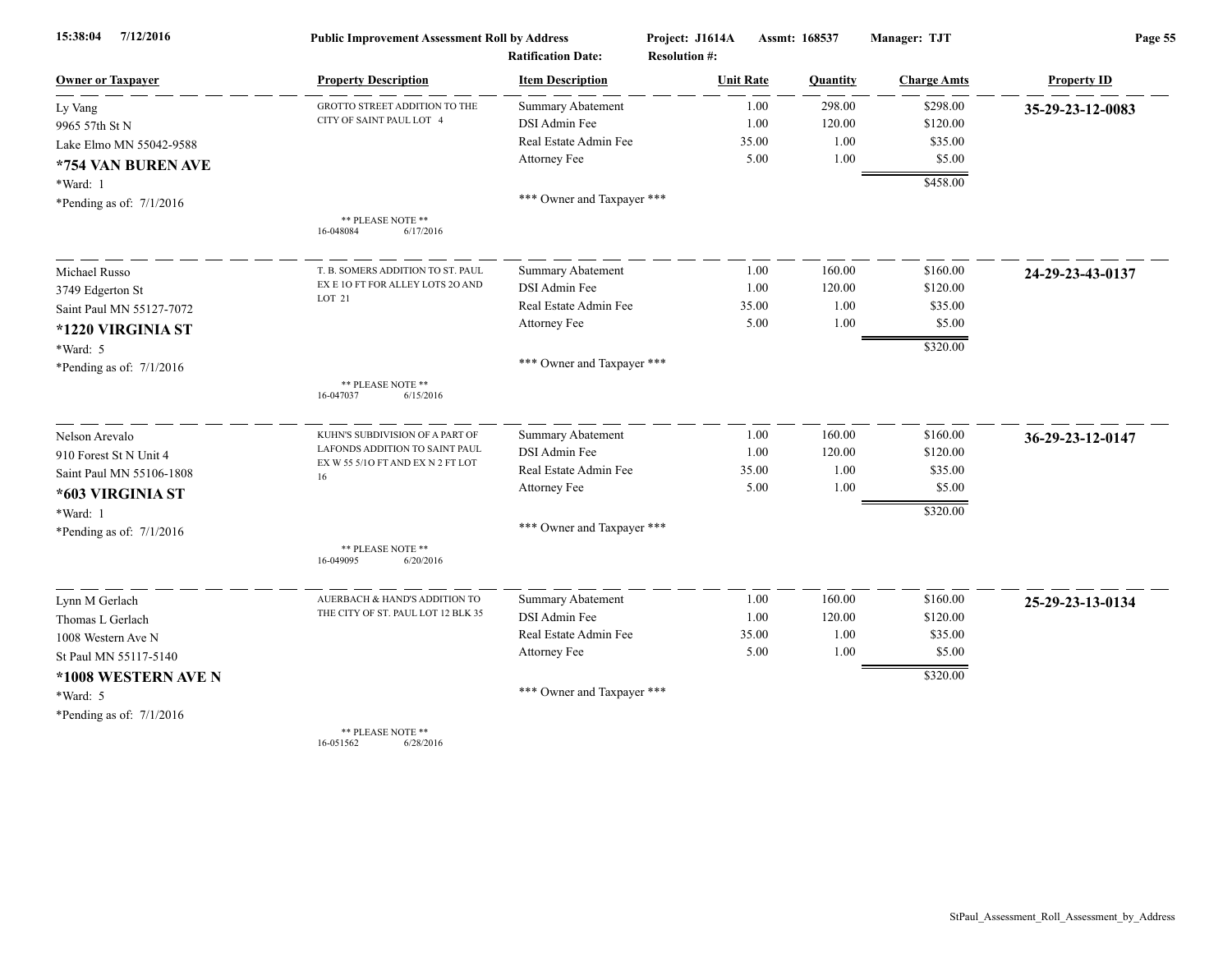Public Improvement Assessment Roll by Address

Project: J1614A  Assmt: 168537  Manager: TJT

Ratification Date:  Resolution #:

| Owner or Taxpayer | Property Description | Item Description | Unit Rate | Quantity | Charge Amts | Property ID |
|---|---|---|---|---|---|---|
| Ly Vang<br>9965 57th St N<br>Lake Elmo MN 55042-9588<br>**\*754 VAN BUREN AVE**<br>\*Ward: 1<br>\*Pending as of: 7/1/2016 | GROTTO STREET ADDITION TO THE CITY OF SAINT PAUL LOT 4<br><br>\*\* PLEASE NOTE \*\*<br>16-048084 6/17/2016 | Summary Abatement<br>DSI Admin Fee<br>Real Estate Admin Fee<br>Attorney Fee<br><br>\*\*\* Owner and Taxpayer \*\*\* | 1.00<br>1.00<br>35.00<br>5.00 | 298.00<br>120.00<br>1.00<br>1.00 | $298.00<br>$120.00<br>$35.00<br>$5.00<br>$458.00 | **35-29-23-12-0083** |
| Michael Russo<br>3749 Edgerton St<br>Saint Paul MN 55127-7072<br>**\*1220 VIRGINIA ST**<br>\*Ward: 5<br>\*Pending as of: 7/1/2016 | T. B. SOMERS ADDITION TO ST. PAUL EX E 1O FT FOR ALLEY LOTS 2O AND LOT 21<br><br>\*\* PLEASE NOTE \*\*<br>16-047037 6/15/2016 | Summary Abatement<br>DSI Admin Fee<br>Real Estate Admin Fee<br>Attorney Fee<br><br>\*\*\* Owner and Taxpayer \*\*\* | 1.00<br>1.00<br>35.00<br>5.00 | 160.00<br>120.00<br>1.00<br>1.00 | $160.00<br>$120.00<br>$35.00<br>$5.00<br>$320.00 | **24-29-23-43-0137** |
| Nelson Arevalo<br>910 Forest St N Unit 4<br>Saint Paul MN 55106-1808<br>**\*603 VIRGINIA ST**<br>\*Ward: 1<br>\*Pending as of: 7/1/2016 | KUHN'S SUBDIVISION OF A PART OF LAFONDS ADDITION TO SAINT PAUL EX W 55 5/1O FT AND EX N 2 FT LOT 16<br><br>\*\* PLEASE NOTE \*\*<br>16-049095 6/20/2016 | Summary Abatement<br>DSI Admin Fee<br>Real Estate Admin Fee<br>Attorney Fee<br><br>\*\*\* Owner and Taxpayer \*\*\* | 1.00<br>1.00<br>35.00<br>5.00 | 160.00<br>120.00<br>1.00<br>1.00 | $160.00<br>$120.00<br>$35.00<br>$5.00<br>$320.00 | **36-29-23-12-0147** |
| Lynn M Gerlach<br>Thomas L Gerlach<br>1008 Western Ave N<br>St Paul MN 55117-5140<br>**\*1008 WESTERN AVE N**<br>\*Ward: 5<br>\*Pending as of: 7/1/2016 | AUERBACH & HAND'S ADDITION TO THE CITY OF ST. PAUL LOT 12 BLK 35<br><br>\*\* PLEASE NOTE \*\*<br>16-051562 6/28/2016 | Summary Abatement<br>DSI Admin Fee<br>Real Estate Admin Fee<br>Attorney Fee<br><br>\*\*\* Owner and Taxpayer \*\*\* | 1.00<br>1.00<br>35.00<br>5.00 | 160.00<br>120.00<br>1.00<br>1.00 | $160.00<br>$120.00<br>$35.00<br>$5.00<br>$320.00 | **25-29-23-13-0134** |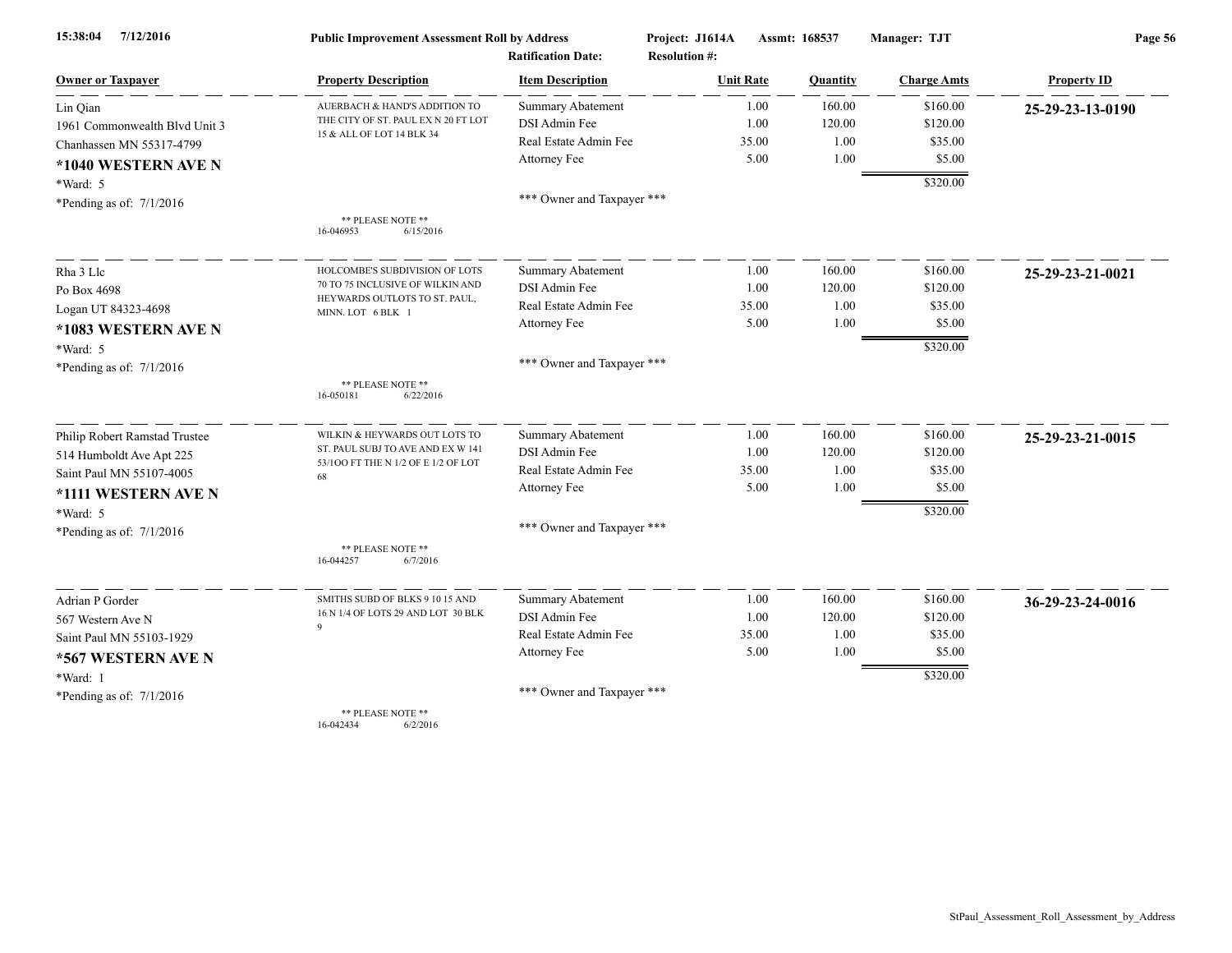**Public Improvement Assessment Roll by Address** Project: J1614A Assmt: 168537 Manager: TJT

Ratification Date: Resolution #:

| Owner or Taxpayer | Property Description | Item Description | Unit Rate | Quantity | Charge Amts | Property ID |
|---|---|---|---|---|---|---|
| Lin Qian | AUERBACH & HAND'S ADDITION TO THE CITY OF ST. PAUL EX N 20 FT LOT 15 & ALL OF LOT 14 BLK 34 | Summary Abatement | 1.00 | 160.00 | $160.00 | **25-29-23-13-0190** |
| 1961 Commonwealth Blvd Unit 3 | | DSI Admin Fee | 1.00 | 120.00 | $120.00 | |
| Chanhassen MN 55317-4799 | | Real Estate Admin Fee | 35.00 | 1.00 | $35.00 | |
| **\*1040 WESTERN AVE N** | | Attorney Fee | 5.00 | 1.00 | $5.00 | |
| \*Ward: 5 | | | | | $320.00 | |
| \*Pending as of: 7/1/2016 | ** PLEASE NOTE ** 16-046953 6/15/2016 | *** Owner and Taxpayer *** | | | | |
| Rha 3 Llc | HOLCOMBE'S SUBDIVISION OF LOTS 70 TO 75 INCLUSIVE OF WILKIN AND HEYWARDS OUTLOTS TO ST. PAUL, MINN. LOT 6 BLK 1 | Summary Abatement | 1.00 | 160.00 | $160.00 | **25-29-23-21-0021** |
| Po Box 4698 | | DSI Admin Fee | 1.00 | 120.00 | $120.00 | |
| Logan UT 84323-4698 | | Real Estate Admin Fee | 35.00 | 1.00 | $35.00 | |
| **\*1083 WESTERN AVE N** | | Attorney Fee | 5.00 | 1.00 | $5.00 | |
| \*Ward: 5 | | | | | $320.00 | |
| \*Pending as of: 7/1/2016 | ** PLEASE NOTE ** 16-050181 6/22/2016 | *** Owner and Taxpayer *** | | | | |
| Philip Robert Ramstad Trustee | WILKIN & HEYWARDS OUT LOTS TO ST. PAUL SUBJ TO AVE AND EX W 141 53/1OO FT THE N 1/2 OF E 1/2 OF LOT 68 | Summary Abatement | 1.00 | 160.00 | $160.00 | **25-29-23-21-0015** |
| 514 Humboldt Ave Apt 225 | | DSI Admin Fee | 1.00 | 120.00 | $120.00 | |
| Saint Paul MN 55107-4005 | | Real Estate Admin Fee | 35.00 | 1.00 | $35.00 | |
| **\*1111 WESTERN AVE N** | | Attorney Fee | 5.00 | 1.00 | $5.00 | |
| \*Ward: 5 | | | | | $320.00 | |
| \*Pending as of: 7/1/2016 | ** PLEASE NOTE ** 16-044257 6/7/2016 | *** Owner and Taxpayer *** | | | | |
| Adrian P Gorder | SMITHS SUBD OF BLKS 9 10 15 AND 16 N 1/4 OF LOTS 29 AND LOT 30 BLK 9 | Summary Abatement | 1.00 | 160.00 | $160.00 | **36-29-23-24-0016** |
| 567 Western Ave N | | DSI Admin Fee | 1.00 | 120.00 | $120.00 | |
| Saint Paul MN 55103-1929 | | Real Estate Admin Fee | 35.00 | 1.00 | $35.00 | |
| **\*567 WESTERN AVE N** | | Attorney Fee | 5.00 | 1.00 | $5.00 | |
| \*Ward: 1 | | | | | $320.00 | |
| \*Pending as of: 7/1/2016 | ** PLEASE NOTE ** 16-042434 6/2/2016 | *** Owner and Taxpayer *** | | | | |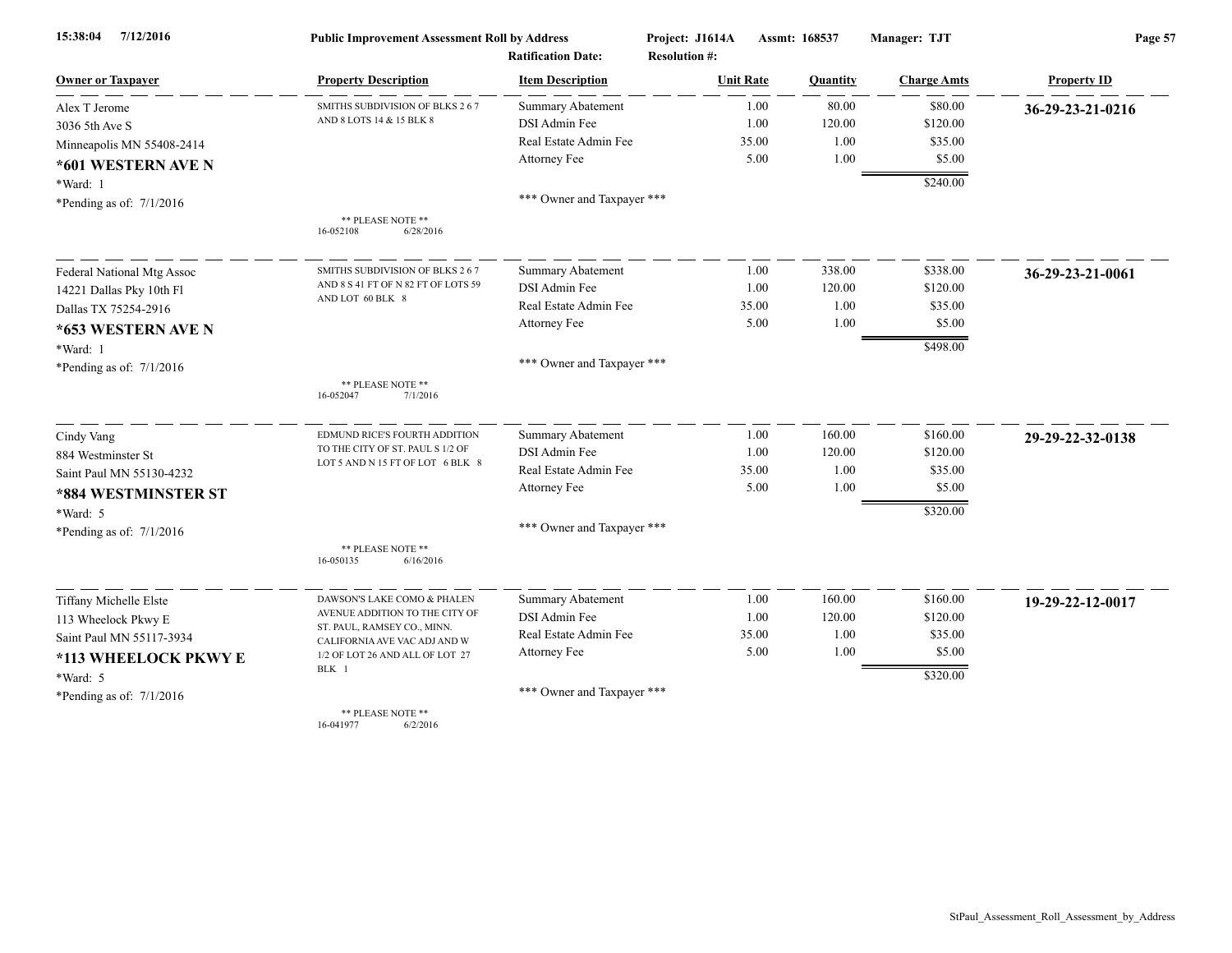**Public Improvement Assessment Roll by Address**

Project: J1614A | Assmt: 168537 | Manager: TJT

Ratification Date: | Resolution #:

| Owner or Taxpayer | Property Description | Item Description | Unit Rate | Quantity | Charge Amts | Property ID |
|---|---|---|---|---|---|---|
| Alex T Jerome<br>3036 5th Ave S<br>Minneapolis MN 55408-2414<br>**\*601 WESTERN AVE N**<br>\*Ward: 1<br>\*Pending as of: 7/1/2016 | SMITHS SUBDIVISION OF BLKS 2 6 7 AND 8 LOTS 14 & 15 BLK 8<br>\*\* PLEASE NOTE \*\*<br>16-052108 6/28/2016 | Summary Abatement | 1.00 | 80.00 | $80.00 | **36-29-23-21-0216** |
| | | DSI Admin Fee | 1.00 | 120.00 | $120.00 | |
| | | Real Estate Admin Fee | 35.00 | 1.00 | $35.00 | |
| | | Attorney Fee | 5.00 | 1.00 | $5.00 | |
| | | | | | $240.00 | |
| | | \*\*\* Owner and Taxpayer \*\*\* | | | | |
| Federal National Mtg Assoc<br>14221 Dallas Pky 10th Fl<br>Dallas TX 75254-2916<br>**\*653 WESTERN AVE N**<br>\*Ward: 1<br>\*Pending as of: 7/1/2016 | SMITHS SUBDIVISION OF BLKS 2 6 7 AND 8 S 41 FT OF N 82 FT OF LOTS 59 AND LOT 60 BLK 8<br>\*\* PLEASE NOTE \*\*<br>16-052047 7/1/2016 | Summary Abatement | 1.00 | 338.00 | $338.00 | **36-29-23-21-0061** |
| | | DSI Admin Fee | 1.00 | 120.00 | $120.00 | |
| | | Real Estate Admin Fee | 35.00 | 1.00 | $35.00 | |
| | | Attorney Fee | 5.00 | 1.00 | $5.00 | |
| | | | | | $498.00 | |
| | | \*\*\* Owner and Taxpayer \*\*\* | | | | |
| Cindy Vang<br>884 Westminster St<br>Saint Paul MN 55130-4232<br>**\*884 WESTMINSTER ST**<br>\*Ward: 5<br>\*Pending as of: 7/1/2016 | EDMUND RICE'S FOURTH ADDITION TO THE CITY OF ST. PAUL S 1/2 OF LOT 5 AND N 15 FT OF LOT 6 BLK 8<br>\*\* PLEASE NOTE \*\*<br>16-050135 6/16/2016 | Summary Abatement | 1.00 | 160.00 | $160.00 | **29-29-22-32-0138** |
| | | DSI Admin Fee | 1.00 | 120.00 | $120.00 | |
| | | Real Estate Admin Fee | 35.00 | 1.00 | $35.00 | |
| | | Attorney Fee | 5.00 | 1.00 | $5.00 | |
| | | | | | $320.00 | |
| | | \*\*\* Owner and Taxpayer \*\*\* | | | | |
| Tiffany Michelle Elste<br>113 Wheelock Pkwy E<br>Saint Paul MN 55117-3934<br>**\*113 WHEELOCK PKWY E**<br>\*Ward: 5<br>\*Pending as of: 7/1/2016 | DAWSON'S LAKE COMO & PHALEN AVENUE ADDITION TO THE CITY OF ST. PAUL, RAMSEY CO., MINN. CALIFORNIA AVE VAC ADJ AND W 1/2 OF LOT 26 AND ALL OF LOT 27 BLK 1<br>\*\* PLEASE NOTE \*\*<br>16-041977 6/2/2016 | Summary Abatement | 1.00 | 160.00 | $160.00 | **19-29-22-12-0017** |
| | | DSI Admin Fee | 1.00 | 120.00 | $120.00 | |
| | | Real Estate Admin Fee | 35.00 | 1.00 | $35.00 | |
| | | Attorney Fee | 5.00 | 1.00 | $5.00 | |
| | | | | | $320.00 | |
| | | \*\*\* Owner and Taxpayer \*\*\* | | | | |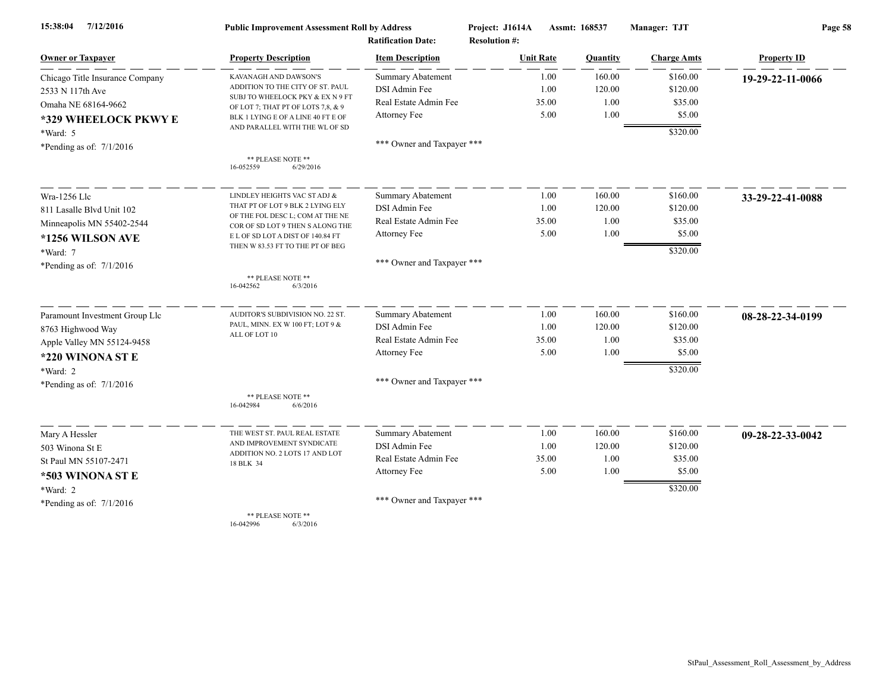**Public Improvement Assessment Roll by Address**

Project: J1614A Assmt: 168537 Manager: TJT

Ratification Date: Resolution #:

| Owner or Taxpayer | Property Description | Item Description | Unit Rate | Quantity | Charge Amts | Property ID |
|---|---|---|---|---|---|---|
| Chicago Title Insurance Company<br>2533 N 117th Ave<br>Omaha NE 68164-9662<br>**\*329 WHEELOCK PKWY E**<br>\*Ward: 5<br>\*Pending as of: 7/1/2016 | KAVANAGH AND DAWSON'S ADDITION TO THE CITY OF ST. PAUL SUBJ TO WHEELOCK PKY & EX N 9 FT OF LOT 7; THAT PT OF LOTS 7,8, & 9 BLK 1 LYING E OF A LINE 40 FT E OF AND PARALLEL WITH THE WL OF SD<br>\*\* PLEASE NOTE \*\*<br>16-052559 6/29/2016 | Summary Abatement<br>DSI Admin Fee<br>Real Estate Admin Fee<br>Attorney Fee<br>\*\*\* Owner and Taxpayer \*\*\* | 1.00<br>1.00<br>35.00<br>5.00 | 160.00<br>120.00<br>1.00<br>1.00 | $160.00<br>$120.00<br>$35.00<br>$5.00<br>$320.00 | **19-29-22-11-0066** |
| Wra-1256 Llc<br>811 Lasalle Blvd Unit 102<br>Minneapolis MN 55402-2544<br>**\*1256 WILSON AVE**<br>\*Ward: 7<br>\*Pending as of: 7/1/2016 | LINDLEY HEIGHTS VAC ST ADJ & THAT PT OF LOT 9 BLK 2 LYING ELY OF THE FOL DESC L; COM AT THE NE COR OF SD LOT 9 THEN S ALONG THE E L OF SD LOT A DIST OF 140.84 FT THEN W 83.53 FT TO THE PT OF BEG<br>\*\* PLEASE NOTE \*\*<br>16-042562 6/3/2016 | Summary Abatement<br>DSI Admin Fee<br>Real Estate Admin Fee<br>Attorney Fee<br>\*\*\* Owner and Taxpayer \*\*\* | 1.00<br>1.00<br>35.00<br>5.00 | 160.00<br>120.00<br>1.00<br>1.00 | $160.00<br>$120.00<br>$35.00<br>$5.00<br>$320.00 | **33-29-22-41-0088** |
| Paramount Investment Group Llc<br>8763 Highwood Way<br>Apple Valley MN 55124-9458<br>**\*220 WINONA ST E**<br>\*Ward: 2<br>\*Pending as of: 7/1/2016 | AUDITOR'S SUBDIVISION NO. 22 ST. PAUL, MINN. EX W 100 FT; LOT 9 & ALL OF LOT 10<br>\*\* PLEASE NOTE \*\*<br>16-042984 6/6/2016 | Summary Abatement<br>DSI Admin Fee<br>Real Estate Admin Fee<br>Attorney Fee<br>\*\*\* Owner and Taxpayer \*\*\* | 1.00<br>1.00<br>35.00<br>5.00 | 160.00<br>120.00<br>1.00<br>1.00 | $160.00<br>$120.00<br>$35.00<br>$5.00<br>$320.00 | **08-28-22-34-0199** |
| Mary A Hessler<br>503 Winona St E<br>St Paul MN 55107-2471<br>**\*503 WINONA ST E**<br>\*Ward: 2<br>\*Pending as of: 7/1/2016 | THE WEST ST. PAUL REAL ESTATE AND IMPROVEMENT SYNDICATE ADDITION NO. 2 LOTS 17 AND LOT 18 BLK 34<br>\*\* PLEASE NOTE \*\*<br>16-042996 6/3/2016 | Summary Abatement<br>DSI Admin Fee<br>Real Estate Admin Fee<br>Attorney Fee<br>\*\*\* Owner and Taxpayer \*\*\* | 1.00<br>1.00<br>35.00<br>5.00 | 160.00<br>120.00<br>1.00<br>1.00 | $160.00<br>$120.00<br>$35.00<br>$5.00<br>$320.00 | **09-28-22-33-0042** |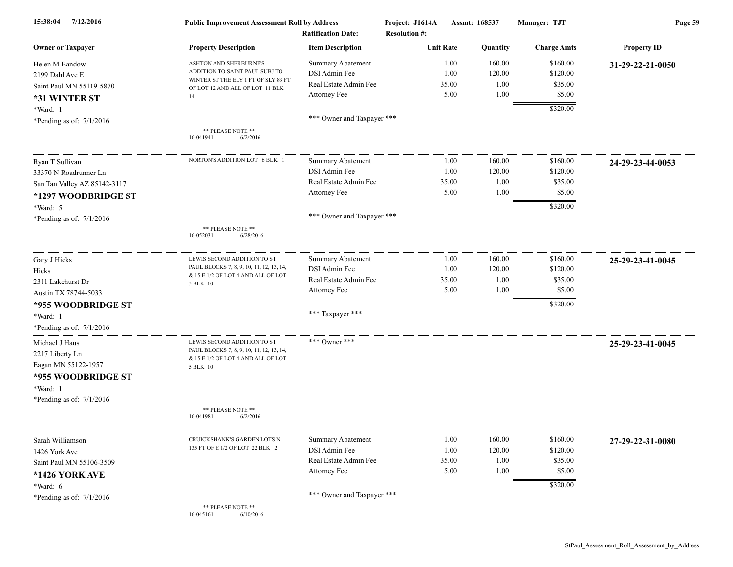**Public Improvement Assessment Roll by Address**

Project: J1614A  Assmt: 168537  Manager: TJT

Ratification Date:  Resolution #:

| Owner or Taxpayer | Property Description | Item Description | Unit Rate | Quantity | Charge Amts | Property ID |
|---|---|---|---|---|---|---|
| Helen M Bandow<br>2199 Dahl Ave E<br>Saint Paul MN 55119-5870<br>**\*31 WINTER ST**<br>\*Ward: 1<br>\*Pending as of: 7/1/2016 | ASHTON AND SHERBURNE'S ADDITION TO SAINT PAUL SUBJ TO WINTER ST THE ELY 1 FT OF SLY 83 FT OF LOT 12 AND ALL OF LOT 11 BLK 14<br>\*\* PLEASE NOTE \*\*<br>16-041941 6/2/2016 | Summary Abatement<br>DSI Admin Fee<br>Real Estate Admin Fee<br>Attorney Fee<br><br>\*\*\* Owner and Taxpayer \*\*\* | 1.00<br>1.00<br>35.00<br>5.00 | 160.00<br>120.00<br>1.00<br>1.00 | $160.00<br>$120.00<br>$35.00<br>$5.00<br>$320.00 | **31-29-22-21-0050** |
| Ryan T Sullivan<br>33370 N Roadrunner Ln<br>San Tan Valley AZ 85142-3117<br>**\*1297 WOODBRIDGE ST**<br>\*Ward: 5<br>\*Pending as of: 7/1/2016 | NORTON'S ADDITION LOT 6 BLK 1<br>\*\* PLEASE NOTE \*\*<br>16-052031 6/28/2016 | Summary Abatement<br>DSI Admin Fee<br>Real Estate Admin Fee<br>Attorney Fee<br><br>\*\*\* Owner and Taxpayer \*\*\* | 1.00<br>1.00<br>35.00<br>5.00 | 160.00<br>120.00<br>1.00<br>1.00 | $160.00<br>$120.00<br>$35.00<br>$5.00<br>$320.00 | **24-29-23-44-0053** |
| Gary J Hicks<br>Hicks<br>2311 Lakehurst Dr<br>Austin TX 78744-5033<br>**\*955 WOODBRIDGE ST**<br>\*Ward: 1<br>\*Pending as of: 7/1/2016 | LEWIS SECOND ADDITION TO ST PAUL BLOCKS 7, 8, 9, 10, 11, 12, 13, 14, & 15 E 1/2 OF LOT 4 AND ALL OF LOT 5 BLK 10 | Summary Abatement<br>DSI Admin Fee<br>Real Estate Admin Fee<br>Attorney Fee<br><br>\*\*\* Taxpayer \*\*\* | 1.00<br>1.00<br>35.00<br>5.00 | 160.00<br>120.00<br>1.00<br>1.00 | $160.00<br>$120.00<br>$35.00<br>$5.00<br>$320.00 | **25-29-23-41-0045** |
| Michael J Haus<br>2217 Liberty Ln<br>Eagan MN 55122-1957<br>**\*955 WOODBRIDGE ST**<br>\*Ward: 1<br>\*Pending as of: 7/1/2016 | LEWIS SECOND ADDITION TO ST PAUL BLOCKS 7, 8, 9, 10, 11, 12, 13, 14, & 15 E 1/2 OF LOT 4 AND ALL OF LOT 5 BLK 10<br>\*\* PLEASE NOTE \*\*<br>16-041981 6/2/2016 | \*\*\* Owner \*\*\* | | | | **25-29-23-41-0045** |
| Sarah Williamson<br>1426 York Ave<br>Saint Paul MN 55106-3509<br>**\*1426 YORK AVE**<br>\*Ward: 6<br>\*Pending as of: 7/1/2016 | CRUICKSHANK'S GARDEN LOTS N 135 FT OF E 1/2 OF LOT 22 BLK 2<br>\*\* PLEASE NOTE \*\*<br>16-045161 6/10/2016 | Summary Abatement<br>DSI Admin Fee<br>Real Estate Admin Fee<br>Attorney Fee<br><br>\*\*\* Owner and Taxpayer \*\*\* | 1.00<br>1.00<br>35.00<br>5.00 | 160.00<br>120.00<br>1.00<br>1.00 | $160.00<br>$120.00<br>$35.00<br>$5.00<br>$320.00 | **27-29-22-31-0080** |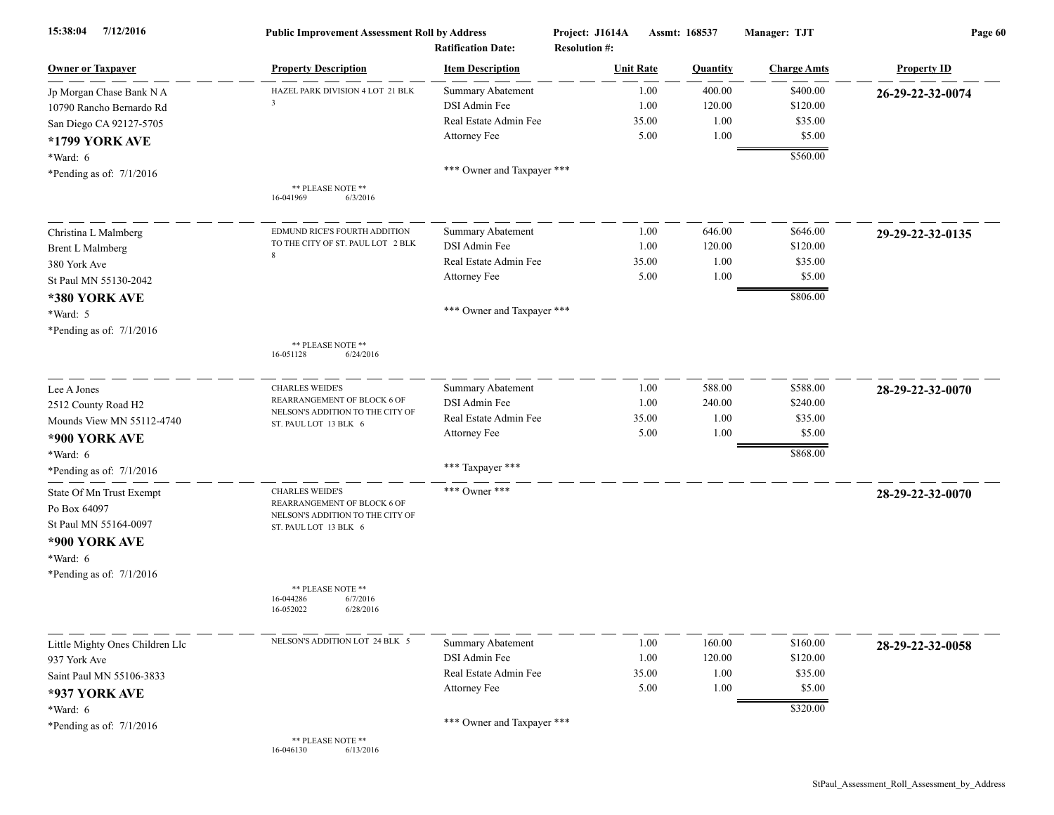**Public Improvement Assessment Roll by Address** — Project: J1614A — Assmt: 168537 — Manager: TJT

Ratification Date: — Resolution #:

| Owner or Taxpayer | Property Description | Item Description | Unit Rate | Quantity | Charge Amts | Property ID |
|---|---|---|---|---|---|---|
| Jp Morgan Chase Bank N A<br>10790 Rancho Bernardo Rd<br>San Diego CA 92127-5705<br>**\*1799 YORK AVE**<br>\*Ward: 6<br>\*Pending as of: 7/1/2016 | HAZEL PARK DIVISION 4 LOT 21 BLK 3<br><br>\*\* PLEASE NOTE \*\*<br>16-041969 6/3/2016 | Summary Abatement<br>DSI Admin Fee<br>Real Estate Admin Fee<br>Attorney Fee<br><br>\*\*\* Owner and Taxpayer \*\*\* | 1.00<br>1.00<br>35.00<br>5.00 | 400.00<br>120.00<br>1.00<br>1.00 | $400.00<br>$120.00<br>$35.00<br>$5.00<br>**$560.00** | **26-29-22-32-0074** |
| Christina L Malmberg<br>Brent L Malmberg<br>380 York Ave<br>St Paul MN 55130-2042<br>**\*380 YORK AVE**<br>\*Ward: 5<br>\*Pending as of: 7/1/2016 | EDMUND RICE'S FOURTH ADDITION TO THE CITY OF ST. PAUL LOT 2 BLK 8<br><br>\*\* PLEASE NOTE \*\*<br>16-051128 6/24/2016 | Summary Abatement<br>DSI Admin Fee<br>Real Estate Admin Fee<br>Attorney Fee<br><br>\*\*\* Owner and Taxpayer \*\*\* | 1.00<br>1.00<br>35.00<br>5.00 | 646.00<br>120.00<br>1.00<br>1.00 | $646.00<br>$120.00<br>$35.00<br>$5.00<br>**$806.00** | **29-29-22-32-0135** |
| Lee A Jones<br>2512 County Road H2<br>Mounds View MN 55112-4740<br>**\*900 YORK AVE**<br>\*Ward: 6<br>\*Pending as of: 7/1/2016 | CHARLES WEIDE'S REARRANGEMENT OF BLOCK 6 OF NELSON'S ADDITION TO THE CITY OF ST. PAUL LOT 13 BLK 6 | Summary Abatement<br>DSI Admin Fee<br>Real Estate Admin Fee<br>Attorney Fee<br><br>\*\*\* Taxpayer \*\*\* | 1.00<br>1.00<br>35.00<br>5.00 | 588.00<br>240.00<br>1.00<br>1.00 | $588.00<br>$240.00<br>$35.00<br>$5.00<br>**$868.00** | **28-29-22-32-0070** |
| State Of Mn Trust Exempt<br>Po Box 64097<br>St Paul MN 55164-0097<br>**\*900 YORK AVE**<br>\*Ward: 6<br>\*Pending as of: 7/1/2016 | CHARLES WEIDE'S REARRANGEMENT OF BLOCK 6 OF NELSON'S ADDITION TO THE CITY OF ST. PAUL LOT 13 BLK 6<br><br>\*\* PLEASE NOTE \*\*<br>16-044286 6/7/2016<br>16-052022 6/28/2016 | \*\*\* Owner \*\*\* | | | | **28-29-22-32-0070** |
| Little Mighty Ones Children Llc<br>937 York Ave<br>Saint Paul MN 55106-3833<br>**\*937 YORK AVE**<br>\*Ward: 6<br>\*Pending as of: 7/1/2016 | NELSON'S ADDITION LOT 24 BLK 5<br><br>\*\* PLEASE NOTE \*\*<br>16-046130 6/13/2016 | Summary Abatement<br>DSI Admin Fee<br>Real Estate Admin Fee<br>Attorney Fee<br><br>\*\*\* Owner and Taxpayer \*\*\* | 1.00<br>1.00<br>35.00<br>5.00 | 160.00<br>120.00<br>1.00<br>1.00 | $160.00<br>$120.00<br>$35.00<br>$5.00<br>**$320.00** | **28-29-22-32-0058** |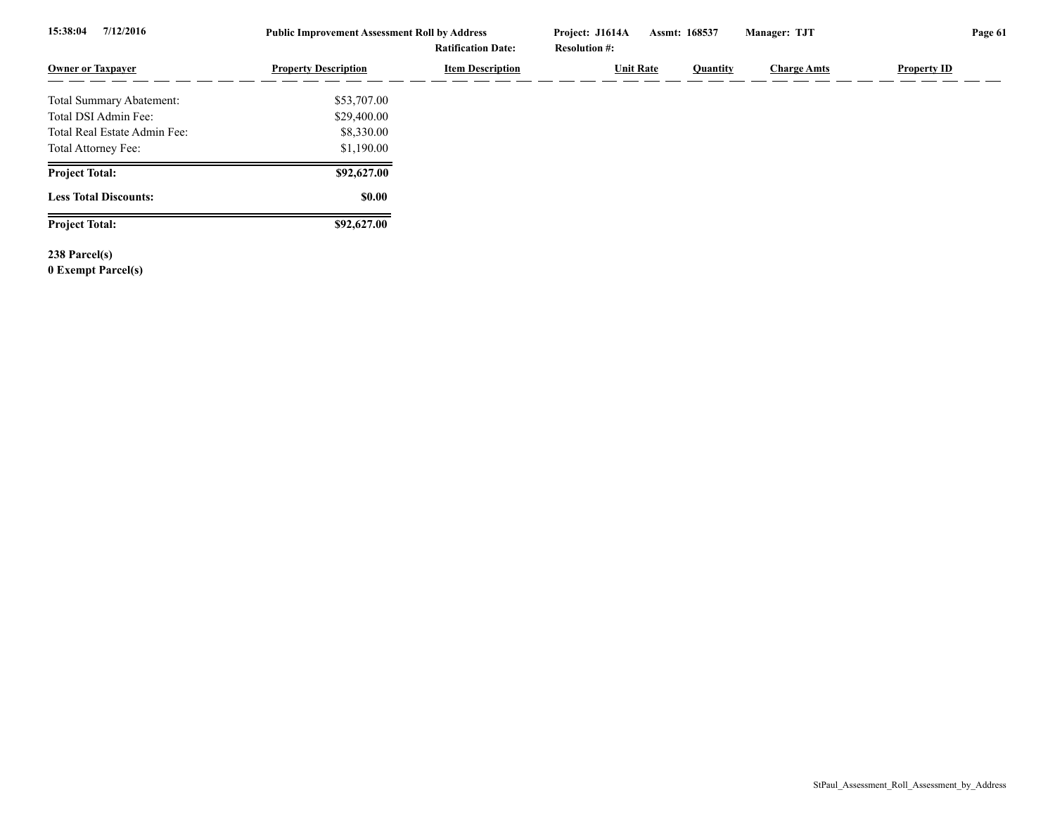| | |
|---|---|
| Total Summary Abatement: | $53,707.00 |
| Total DSI Admin Fee: | $29,400.00 |
| Total Real Estate Admin Fee: | $8,330.00 |
| Total Attorney Fee: | $1,190.00 |
| **Project Total:** | **$92,627.00** |
| **Less Total Discounts:** | **$0.00** |
| **Project Total:** | **$92,627.00** |

**238 Parcel(s)**
**0 Exempt Parcel(s)**